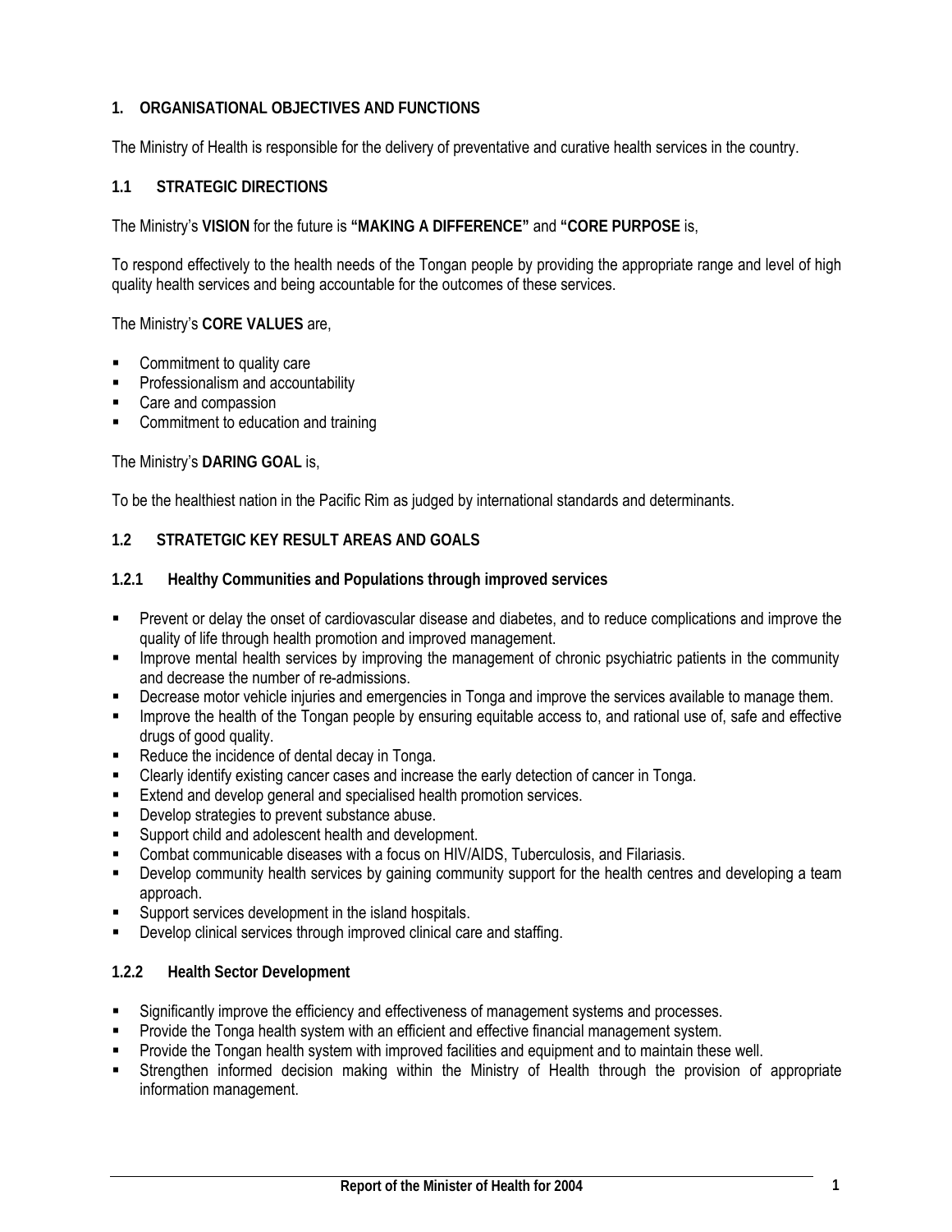## 1. ORGANISATIONAL OBJECTIVES AND FUNCTIONS

The Ministry of Health is responsible for the delivery of preventative and curative health services in the country.

### 1.1 STRATEGIC DIRECTIONS

The Ministry's **VISION** for the future is **"MAKING A DIFFERENCE"** and **"CORE PURPOSE** is,

To respond effectively to the health needs of the Tongan people by providing the appropriate range and level of high quality health services and being accountable for the outcomes of these services.

The Ministry's **CORE VALUES** are,

- Commitment to quality care
- Professionalism and accountability
- Care and compassion
- Commitment to education and training

The Ministry's **DARING GOAL** is,

To be the healthiest nation in the Pacific Rim as judged by international standards and determinants.

### 1.2 STRATETGIC KEY RESULT AREAS AND GOALS

#### 1.2.1 Healthy Communities and Populations through improved services

- Prevent or delay the onset of cardiovascular disease and diabetes, and to reduce complications and improve the quality of life through health promotion and improved management.
- Improve mental health services by improving the management of chronic psychiatric patients in the community and decrease the number of re-admissions.
- Decrease motor vehicle injuries and emergencies in Tonga and improve the services available to manage them.
- Improve the health of the Tongan people by ensuring equitable access to, and rational use of, safe and effective drugs of good quality.
- Reduce the incidence of dental decay in Tonga.
- Clearly identify existing cancer cases and increase the early detection of cancer in Tonga.
- Extend and develop general and specialised health promotion services.
- Develop strategies to prevent substance abuse.
- Support child and adolescent health and development.
- Combat communicable diseases with a focus on HIV/AIDS, Tuberculosis, and Filariasis.
- Develop community health services by gaining community support for the health centres and developing a team approach.
- Support services development in the island hospitals.
- Develop clinical services through improved clinical care and staffing.

#### 1.2.2 Health Sector Development

- Significantly improve the efficiency and effectiveness of management systems and processes.
- Provide the Tonga health system with an efficient and effective financial management system.
- Provide the Tongan health system with improved facilities and equipment and to maintain these well.
- Strengthen informed decision making within the Ministry of Health through the provision of appropriate information management.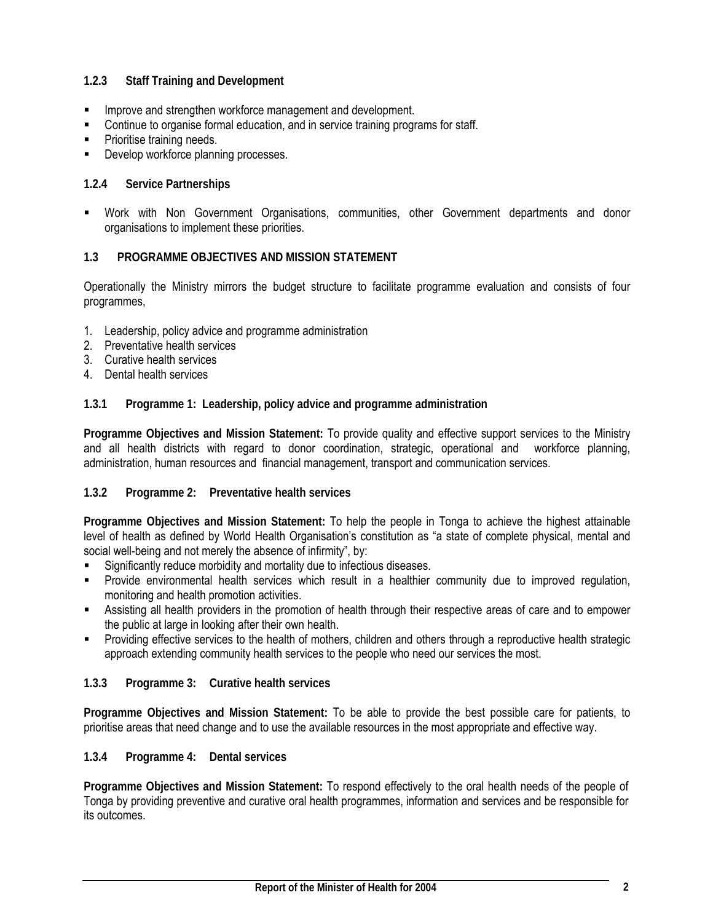### 1.2.3 Staff Training and Development

- Improve and strengthen workforce management and development.
- Continue to organise formal education, and in service training programs for staff.
- Prioritise training needs.
- Develop workforce planning processes.

### 1.2.4 Service Partnerships

- Work with Non Government Organisations, communities, other Government departments and donor organisations to implement these priorities.

## 1.3 PROGRAMME OBJECTIVES AND MISSION STATEMENT

Operationally the Ministry mirrors the budget structure to facilitate programme evaluation and consists of four programmes,

1. Leadership, policy advice and programme administration
2. Preventative health services
3. Curative health services
4. Dental health services

### 1.3.1 Programme 1: Leadership, policy advice and programme administration

**Programme Objectives and Mission Statement:** To provide quality and effective support services to the Ministry and all health districts with regard to donor coordination, strategic, operational and workforce planning, administration, human resources and financial management, transport and communication services.

### 1.3.2 Programme 2: Preventative health services

**Programme Objectives and Mission Statement:** To help the people in Tonga to achieve the highest attainable level of health as defined by World Health Organisation's constitution as "a state of complete physical, mental and social well-being and not merely the absence of infirmity", by:

- Significantly reduce morbidity and mortality due to infectious diseases.
- Provide environmental health services which result in a healthier community due to improved regulation, monitoring and health promotion activities.
- Assisting all health providers in the promotion of health through their respective areas of care and to empower the public at large in looking after their own health.
- Providing effective services to the health of mothers, children and others through a reproductive health strategic approach extending community health services to the people who need our services the most.

### 1.3.3 Programme 3: Curative health services

**Programme Objectives and Mission Statement:** To be able to provide the best possible care for patients, to prioritise areas that need change and to use the available resources in the most appropriate and effective way.

### 1.3.4 Programme 4: Dental services

**Programme Objectives and Mission Statement:** To respond effectively to the oral health needs of the people of Tonga by providing preventive and curative oral health programmes, information and services and be responsible for its outcomes.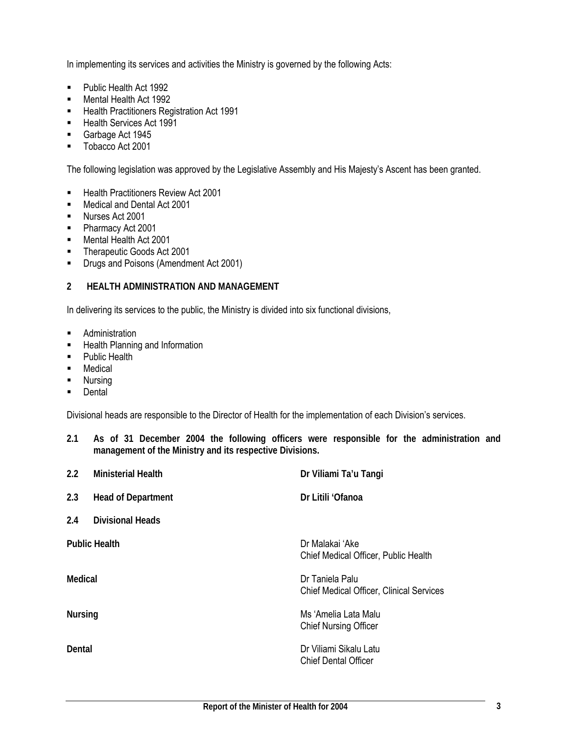In implementing its services and activities the Ministry is governed by the following Acts:

- Public Health Act 1992
- Mental Health Act 1992
- Health Practitioners Registration Act 1991
- Health Services Act 1991
- Garbage Act 1945
- Tobacco Act 2001

The following legislation was approved by the Legislative Assembly and His Majesty's Ascent has been granted.

- Health Practitioners Review Act 2001
- Medical and Dental Act 2001
- Nurses Act 2001
- Pharmacy Act 2001
- Mental Health Act 2001
- Therapeutic Goods Act 2001
- Drugs and Poisons (Amendment Act 2001)

## 2 HEALTH ADMINISTRATION AND MANAGEMENT

In delivering its services to the public, the Ministry is divided into six functional divisions,

- Administration
- Health Planning and Information
- Public Health
- Medical
- Nursing
- Dental

Divisional heads are responsible to the Director of Health for the implementation of each Division's services.

**2.1 As of 31 December 2004 the following officers were responsible for the administration and management of the Ministry and its respective Divisions.**

| | |
|---|---|
| **2.2 Ministerial Health** | **Dr Viliami Ta'u Tangi** |
| **2.3 Head of Department** | **Dr Litili 'Ofanoa** |
| **2.4 Divisional Heads** | |
| **Public Health** | Dr Malakai 'Ake<br>Chief Medical Officer, Public Health |
| **Medical** | Dr Taniela Palu<br>Chief Medical Officer, Clinical Services |
| **Nursing** | Ms 'Amelia Lata Malu<br>Chief Nursing Officer |
| **Dental** | Dr Viliami Sikalu Latu<br>Chief Dental Officer |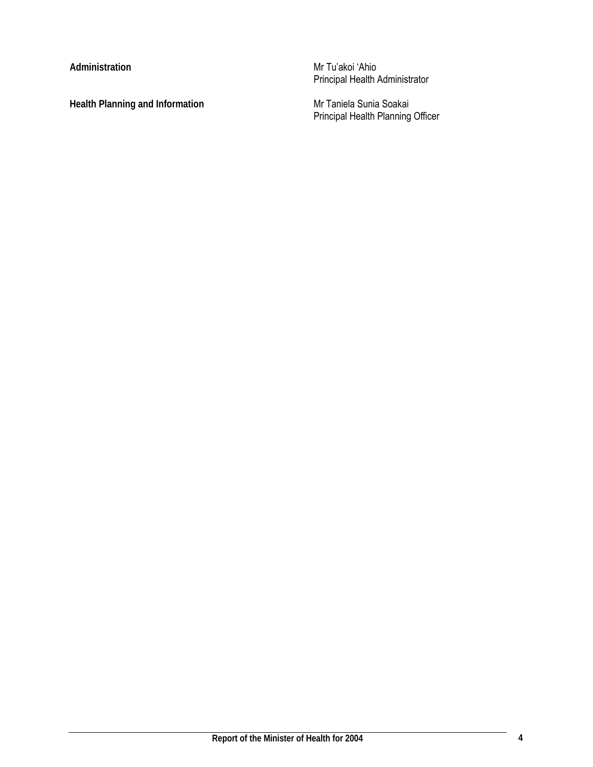| | |
|---|---|
| **Administration** | Mr Tu'akoi 'Ahio<br>Principal Health Administrator |
| **Health Planning and Information** | Mr Taniela Sunia Soakai<br>Principal Health Planning Officer |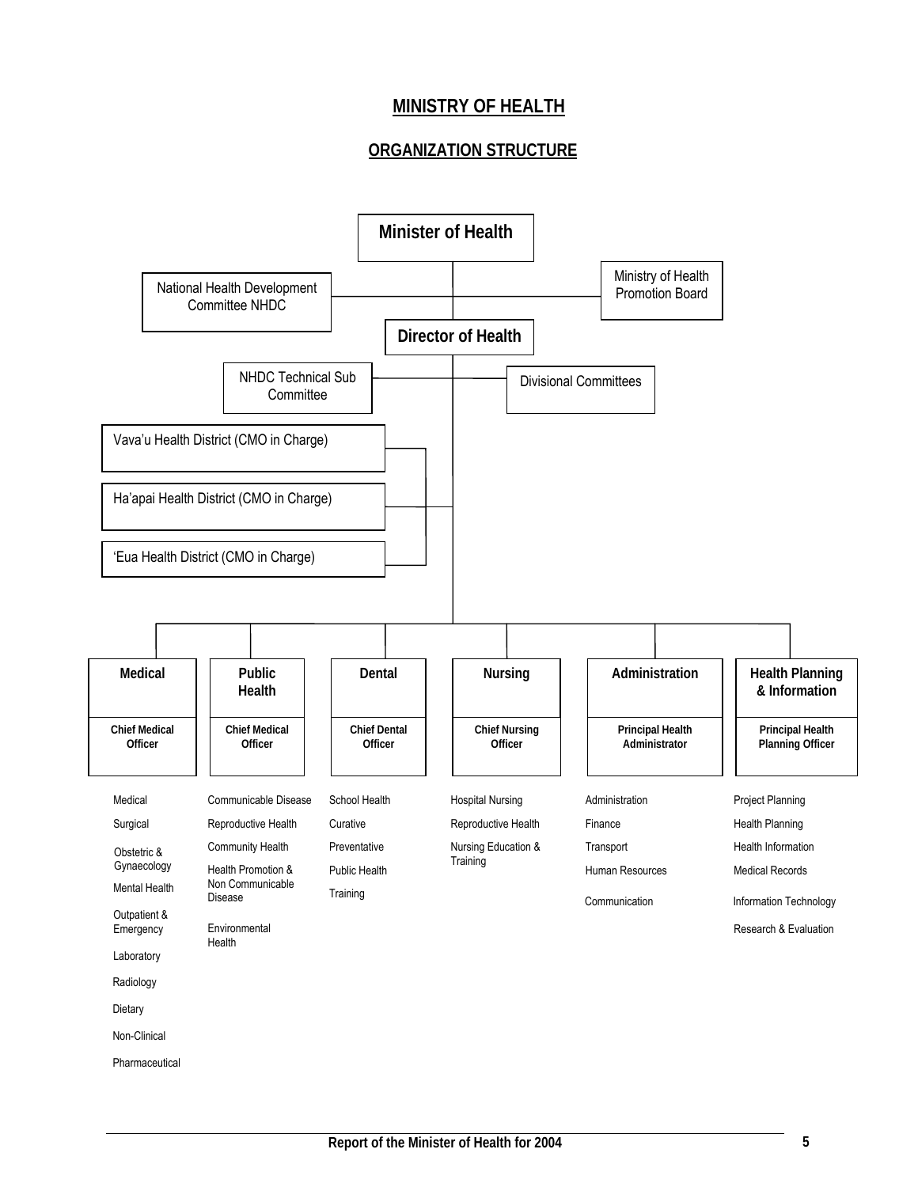# MINISTRY OF HEALTH

## ORGANIZATION STRUCTURE

**Minister of Health**

- National Health Development Committee NHDC
- Ministry of Health Promotion Board

**Director of Health**

- NHDC Technical Sub Committee
- Divisional Committees

- Vava'u Health District (CMO in Charge)
- Ha'apai Health District (CMO in Charge)
- 'Eua Health District (CMO in Charge)

| Medical | Public Health | Dental | Nursing | Administration | Health Planning & Information |
|---|---|---|---|---|---|
| **Chief Medical Officer** | **Chief Medical Officer** | **Chief Dental Officer** | **Chief Nursing Officer** | **Principal Health Administrator** | **Principal Health Planning Officer** |
| Medical | Communicable Disease | School Health | Hospital Nursing | Administration | Project Planning |
| Surgical | Reproductive Health | Curative | Reproductive Health | Finance | Health Planning |
| Obstetric & Gynaecology | Community Health | Preventative | Nursing Education & Training | Transport | Health Information |
| Mental Health | Health Promotion & Non Communicable Disease | Public Health | | Human Resources | Medical Records |
| Outpatient & Emergency | Environmental Health | Training | | Communication | Information Technology |
| Laboratory | | | | | Research & Evaluation |
| Radiology | | | | | |
| Dietary | | | | | |
| Non-Clinical | | | | | |
| Pharmaceutical | | | | | |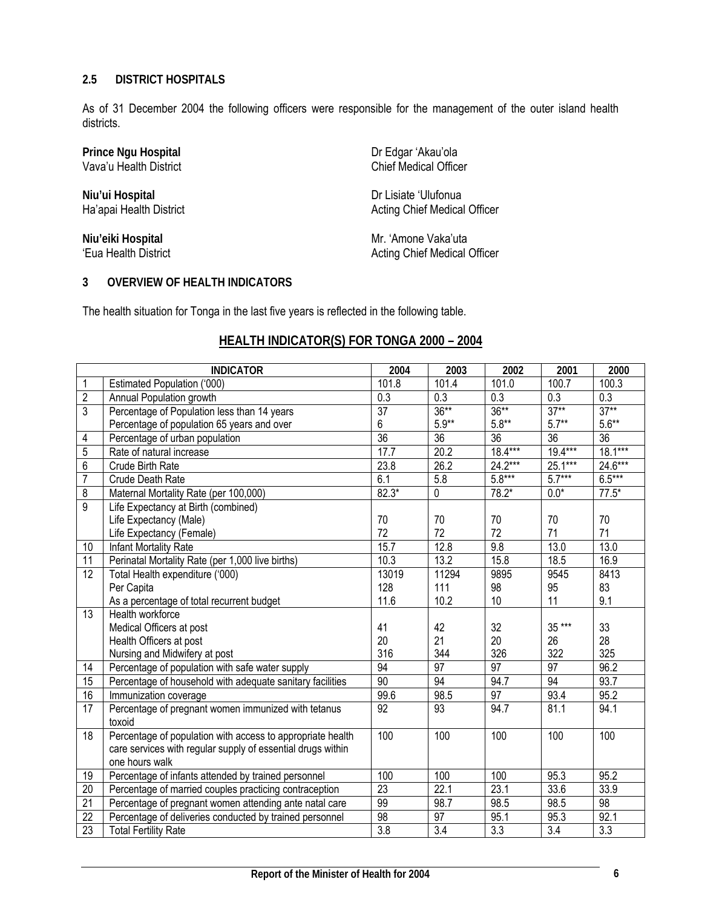## 2.5 DISTRICT HOSPITALS

As of 31 December 2004 the following officers were responsible for the management of the outer island health districts.

**Prince Ngu Hospital**
Vava'u Health District

Dr Edgar 'Akau'ola
Chief Medical Officer

**Niu'ui Hospital**
Ha'apai Health District

Dr Lisiate 'Ulufonua
Acting Chief Medical Officer

**Niu'eiki Hospital**
'Eua Health District

Mr. 'Amone Vaka'uta
Acting Chief Medical Officer

# 3 OVERVIEW OF HEALTH INDICATORS

The health situation for Tonga in the last five years is reflected in the following table.

## HEALTH INDICATOR(S) FOR TONGA 2000 – 2004

| | INDICATOR | 2004 | 2003 | 2002 | 2001 | 2000 |
|---|---|---|---|---|---|---|
| 1 | Estimated Population ('000) | 101.8 | 101.4 | 101.0 | 100.7 | 100.3 |
| 2 | Annual Population growth | 0.3 | 0.3 | 0.3 | 0.3 | 0.3 |
| 3 | Percentage of Population less than 14 years | 37 | 36** | 36** | 37** | 37** |
| | Percentage of population 65 years and over | 6 | 5.9** | 5.8** | 5.7** | 5.6** |
| 4 | Percentage of urban population | 36 | 36 | 36 | 36 | 36 |
| 5 | Rate of natural increase | 17.7 | 20.2 | 18.4*** | 19.4*** | 18.1*** |
| 6 | Crude Birth Rate | 23.8 | 26.2 | 24.2*** | 25.1*** | 24.6*** |
| 7 | Crude Death Rate | 6.1 | 5.8 | 5.8*** | 5.7*** | 6.5*** |
| 8 | Maternal Mortality Rate (per 100,000) | 82.3* | 0 | 78.2* | 0.0* | 77.5* |
| 9 | Life Expectancy at Birth (combined) | | | | | |
| | Life Expectancy (Male) | 70 | 70 | 70 | 70 | 70 |
| | Life Expectancy (Female) | 72 | 72 | 72 | 71 | 71 |
| 10 | Infant Mortality Rate | 15.7 | 12.8 | 9.8 | 13.0 | 13.0 |
| 11 | Perinatal Mortality Rate (per 1,000 live births) | 10.3 | 13.2 | 15.8 | 18.5 | 16.9 |
| 12 | Total Health expenditure ('000) | 13019 | 11294 | 9895 | 9545 | 8413 |
| | Per Capita | 128 | 111 | 98 | 95 | 83 |
| | As a percentage of total recurrent budget | 11.6 | 10.2 | 10 | 11 | 9.1 |
| 13 | Health workforce | | | | | |
| | Medical Officers at post | 41 | 42 | 32 | 35 *** | 33 |
| | Health Officers at post | 20 | 21 | 20 | 26 | 28 |
| | Nursing and Midwifery at post | 316 | 344 | 326 | 322 | 325 |
| 14 | Percentage of population with safe water supply | 94 | 97 | 97 | 97 | 96.2 |
| 15 | Percentage of household with adequate sanitary facilities | 90 | 94 | 94.7 | 94 | 93.7 |
| 16 | Immunization coverage | 99.6 | 98.5 | 97 | 93.4 | 95.2 |
| 17 | Percentage of pregnant women immunized with tetanus toxoid | 92 | 93 | 94.7 | 81.1 | 94.1 |
| 18 | Percentage of population with access to appropriate health care services with regular supply of essential drugs within one hours walk | 100 | 100 | 100 | 100 | 100 |
| 19 | Percentage of infants attended by trained personnel | 100 | 100 | 100 | 95.3 | 95.2 |
| 20 | Percentage of married couples practicing contraception | 23 | 22.1 | 23.1 | 33.6 | 33.9 |
| 21 | Percentage of pregnant women attending ante natal care | 99 | 98.7 | 98.5 | 98.5 | 98 |
| 22 | Percentage of deliveries conducted by trained personnel | 98 | 97 | 95.1 | 95.3 | 92.1 |
| 23 | Total Fertility Rate | 3.8 | 3.4 | 3.3 | 3.4 | 3.3 |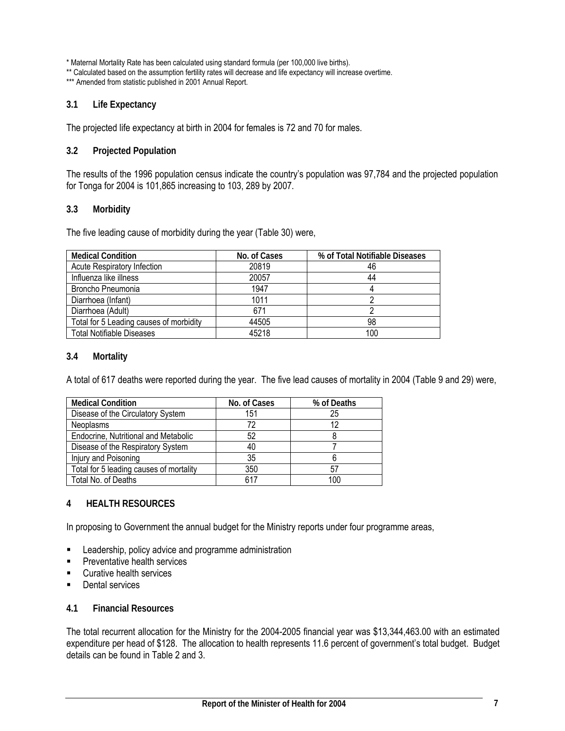* Maternal Mortality Rate has been calculated using standard formula (per 100,000 live births).

** Calculated based on the assumption fertility rates will decrease and life expectancy will increase overtime.

*** Amended from statistic published in 2001 Annual Report.

### 3.1 Life Expectancy

The projected life expectancy at birth in 2004 for females is 72 and 70 for males.

### 3.2 Projected Population

The results of the 1996 population census indicate the country's population was 97,784 and the projected population for Tonga for 2004 is 101,865 increasing to 103, 289 by 2007.

### 3.3 Morbidity

The five leading cause of morbidity during the year (Table 30) were,

| Medical Condition | No. of Cases | % of Total Notifiable Diseases |
|---|---|---|
| Acute Respiratory Infection | 20819 | 46 |
| Influenza like illness | 20057 | 44 |
| Broncho Pneumonia | 1947 | 4 |
| Diarrhoea (Infant) | 1011 | 2 |
| Diarrhoea (Adult) | 671 | 2 |
| Total for 5 Leading causes of morbidity | 44505 | 98 |
| Total Notifiable Diseases | 45218 | 100 |

### 3.4 Mortality

A total of 617 deaths were reported during the year. The five lead causes of mortality in 2004 (Table 9 and 29) were,

| Medical Condition | No. of Cases | % of Deaths |
|---|---|---|
| Disease of the Circulatory System | 151 | 25 |
| Neoplasms | 72 | 12 |
| Endocrine, Nutritional and Metabolic | 52 | 8 |
| Disease of the Respiratory System | 40 | 7 |
| Injury and Poisoning | 35 | 6 |
| Total for 5 leading causes of mortality | 350 | 57 |
| Total No. of Deaths | 617 | 100 |

## 4 HEALTH RESOURCES

In proposing to Government the annual budget for the Ministry reports under four programme areas,

- Leadership, policy advice and programme administration
- Preventative health services
- Curative health services
- Dental services

### 4.1 Financial Resources

The total recurrent allocation for the Ministry for the 2004-2005 financial year was $13,344,463.00 with an estimated expenditure per head of $128. The allocation to health represents 11.6 percent of government's total budget. Budget details can be found in Table 2 and 3.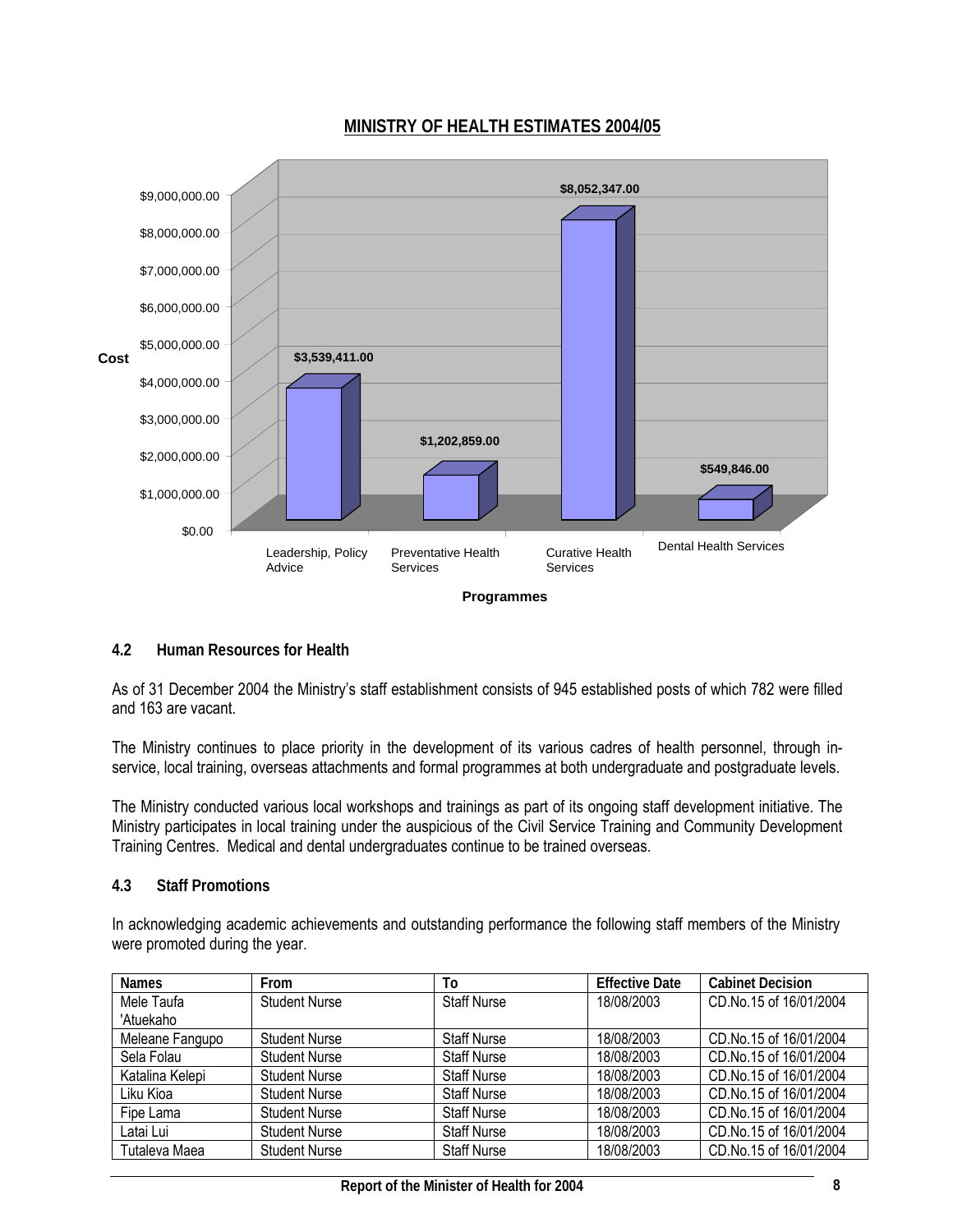**MINISTRY OF HEALTH ESTIMATES 2004/05**

| Programmes | Cost |
|---|---|
| Leadership, Policy Advice | $3,539,411.00 |
| Preventative Health Services | $1,202,859.00 |
| Curative Health Services | $8,052,347.00 |
| Dental Health Services | $549,846.00 |

### 4.2 Human Resources for Health

As of 31 December 2004 the Ministry's staff establishment consists of 945 established posts of which 782 were filled and 163 are vacant.

The Ministry continues to place priority in the development of its various cadres of health personnel, through in-service, local training, overseas attachments and formal programmes at both undergraduate and postgraduate levels.

The Ministry conducted various local workshops and trainings as part of its ongoing staff development initiative. The Ministry participates in local training under the auspicious of the Civil Service Training and Community Development Training Centres. Medical and dental undergraduates continue to be trained overseas.

### 4.3 Staff Promotions

In acknowledging academic achievements and outstanding performance the following staff members of the Ministry were promoted during the year.

| Names | From | To | Effective Date | Cabinet Decision |
|---|---|---|---|---|
| Mele Taufa 'Atuekaho | Student Nurse | Staff Nurse | 18/08/2003 | CD.No.15 of 16/01/2004 |
| Meleane Fangupo | Student Nurse | Staff Nurse | 18/08/2003 | CD.No.15 of 16/01/2004 |
| Sela Folau | Student Nurse | Staff Nurse | 18/08/2003 | CD.No.15 of 16/01/2004 |
| Katalina Kelepi | Student Nurse | Staff Nurse | 18/08/2003 | CD.No.15 of 16/01/2004 |
| Liku Kioa | Student Nurse | Staff Nurse | 18/08/2003 | CD.No.15 of 16/01/2004 |
| Fipe Lama | Student Nurse | Staff Nurse | 18/08/2003 | CD.No.15 of 16/01/2004 |
| Latai Lui | Student Nurse | Staff Nurse | 18/08/2003 | CD.No.15 of 16/01/2004 |
| Tutaleva Maea | Student Nurse | Staff Nurse | 18/08/2003 | CD.No.15 of 16/01/2004 |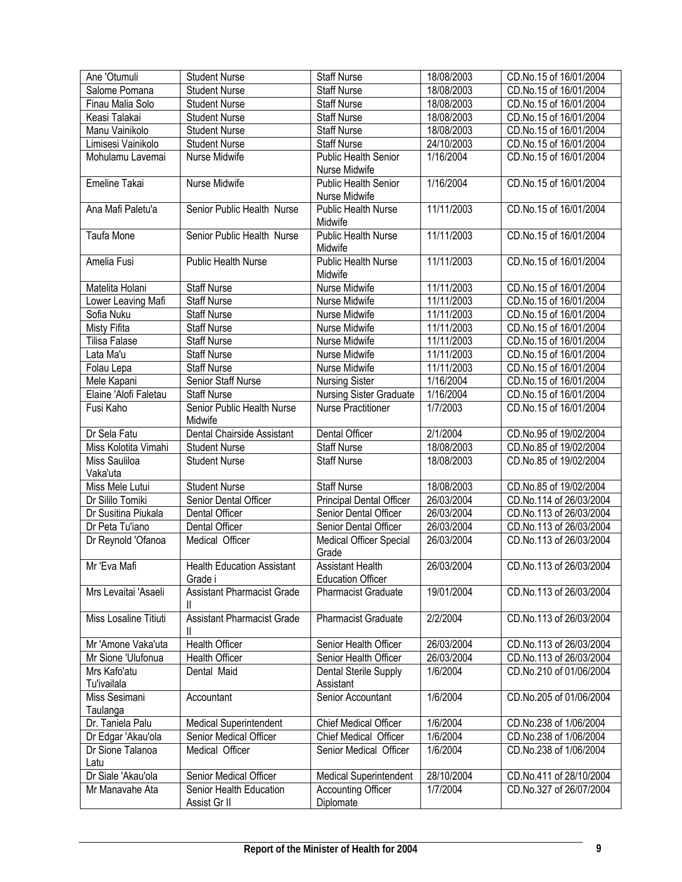| Ane 'Otumuli | Student Nurse | Staff Nurse | 18/08/2003 | CD.No.15 of 16/01/2004 |
|---|---|---|---|---|
| Salome Pomana | Student Nurse | Staff Nurse | 18/08/2003 | CD.No.15 of 16/01/2004 |
| Finau Malia Solo | Student Nurse | Staff Nurse | 18/08/2003 | CD.No.15 of 16/01/2004 |
| Keasi Talakai | Student Nurse | Staff Nurse | 18/08/2003 | CD.No.15 of 16/01/2004 |
| Manu Vainikolo | Student Nurse | Staff Nurse | 18/08/2003 | CD.No.15 of 16/01/2004 |
| Limisesi Vainikolo | Student Nurse | Staff Nurse | 24/10/2003 | CD.No.15 of 16/01/2004 |
| Mohulamu Lavemai | Nurse Midwife | Public Health Senior Nurse Midwife | 1/16/2004 | CD.No.15 of 16/01/2004 |
| Emeline Takai | Nurse Midwife | Public Health Senior Nurse Midwife | 1/16/2004 | CD.No.15 of 16/01/2004 |
| Ana Mafi Paletu'a | Senior Public Health Nurse | Public Health Nurse Midwife | 11/11/2003 | CD.No.15 of 16/01/2004 |
| Taufa Mone | Senior Public Health Nurse | Public Health Nurse Midwife | 11/11/2003 | CD.No.15 of 16/01/2004 |
| Amelia Fusi | Public Health Nurse | Public Health Nurse Midwife | 11/11/2003 | CD.No.15 of 16/01/2004 |
| Matelita Holani | Staff Nurse | Nurse Midwife | 11/11/2003 | CD.No.15 of 16/01/2004 |
| Lower Leaving Mafi | Staff Nurse | Nurse Midwife | 11/11/2003 | CD.No.15 of 16/01/2004 |
| Sofia Nuku | Staff Nurse | Nurse Midwife | 11/11/2003 | CD.No.15 of 16/01/2004 |
| Misty Fifita | Staff Nurse | Nurse Midwife | 11/11/2003 | CD.No.15 of 16/01/2004 |
| Tilisa Falase | Staff Nurse | Nurse Midwife | 11/11/2003 | CD.No.15 of 16/01/2004 |
| Lata Ma'u | Staff Nurse | Nurse Midwife | 11/11/2003 | CD.No.15 of 16/01/2004 |
| Folau Lepa | Staff Nurse | Nurse Midwife | 11/11/2003 | CD.No.15 of 16/01/2004 |
| Mele Kapani | Senior Staff Nurse | Nursing Sister | 1/16/2004 | CD.No.15 of 16/01/2004 |
| Elaine 'Alofi Faletau | Staff Nurse | Nursing Sister Graduate | 1/16/2004 | CD.No.15 of 16/01/2004 |
| Fusi Kaho | Senior Public Health Nurse Midwife | Nurse Practitioner | 1/7/2003 | CD.No.15 of 16/01/2004 |
| Dr Sela Fatu | Dental Chairside Assistant | Dental Officer | 2/1/2004 | CD.No.95 of 19/02/2004 |
| Miss Kolotita Vimahi | Student Nurse | Staff Nurse | 18/08/2003 | CD.No.85 of 19/02/2004 |
| Miss Sauliloa Vaka'uta | Student Nurse | Staff Nurse | 18/08/2003 | CD.No.85 of 19/02/2004 |
| Miss Mele Lutui | Student Nurse | Staff Nurse | 18/08/2003 | CD.No.85 of 19/02/2004 |
| Dr Sililo Tomiki | Senior Dental Officer | Principal Dental Officer | 26/03/2004 | CD.No.114 of 26/03/2004 |
| Dr Susitina Piukala | Dental Officer | Senior Dental Officer | 26/03/2004 | CD.No.113 of 26/03/2004 |
| Dr Peta Tu'iano | Dental Officer | Senior Dental Officer | 26/03/2004 | CD.No.113 of 26/03/2004 |
| Dr Reynold 'Ofanoa | Medical Officer | Medical Officer Special Grade | 26/03/2004 | CD.No.113 of 26/03/2004 |
| Mr 'Eva Mafi | Health Education Assistant Grade i | Assistant Health Education Officer | 26/03/2004 | CD.No.113 of 26/03/2004 |
| Mrs Levaitai 'Asaeli | Assistant Pharmacist Grade II | Pharmacist Graduate | 19/01/2004 | CD.No.113 of 26/03/2004 |
| Miss Losaline Titiuti | Assistant Pharmacist Grade II | Pharmacist Graduate | 2/2/2004 | CD.No.113 of 26/03/2004 |
| Mr 'Amone Vaka'uta | Health Officer | Senior Health Officer | 26/03/2004 | CD.No.113 of 26/03/2004 |
| Mr Sione 'Ulufonua | Health Officer | Senior Health Officer | 26/03/2004 | CD.No.113 of 26/03/2004 |
| Mrs Kafo'atu Tu'ivailala | Dental Maid | Dental Sterile Supply Assistant | 1/6/2004 | CD.No.210 of 01/06/2004 |
| Miss Sesimani Taulanga | Accountant | Senior Accountant | 1/6/2004 | CD.No.205 of 01/06/2004 |
| Dr. Taniela Palu | Medical Superintendent | Chief Medical Officer | 1/6/2004 | CD.No.238 of 1/06/2004 |
| Dr Edgar 'Akau'ola | Senior Medical Officer | Chief Medical Officer | 1/6/2004 | CD.No.238 of 1/06/2004 |
| Dr Sione Talanoa Latu | Medical Officer | Senior Medical Officer | 1/6/2004 | CD.No.238 of 1/06/2004 |
| Dr Siale 'Akau'ola | Senior Medical Officer | Medical Superintendent | 28/10/2004 | CD.No.411 of 28/10/2004 |
| Mr Manavahe Ata | Senior Health Education Assist Gr II | Accounting Officer Diplomate | 1/7/2004 | CD.No.327 of 26/07/2004 |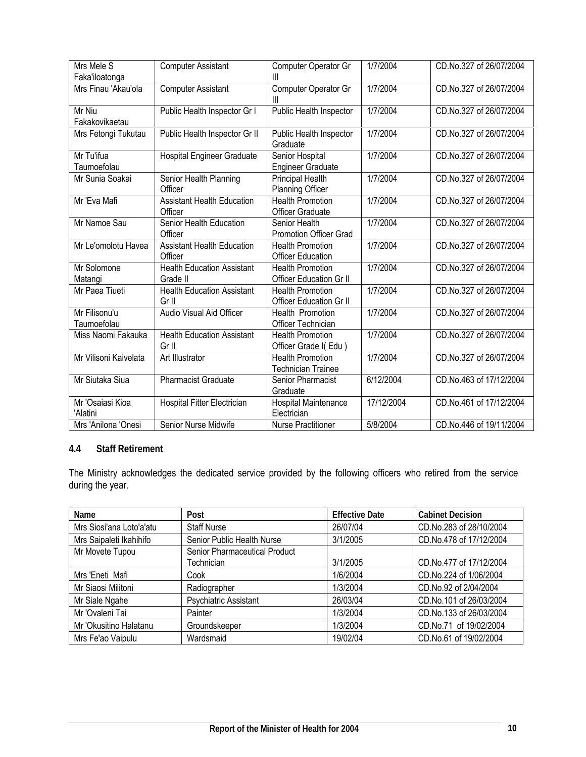| | | | | |
|---|---|---|---|---|
| Mrs Mele S Faka'iloatonga | Computer Assistant | Computer Operator Gr III | 1/7/2004 | CD.No.327 of 26/07/2004 |
| Mrs Finau 'Akau'ola | Computer Assistant | Computer Operator Gr III | 1/7/2004 | CD.No.327 of 26/07/2004 |
| Mr Niu Fakakovikaetau | Public Health Inspector Gr I | Public Health Inspector | 1/7/2004 | CD.No.327 of 26/07/2004 |
| Mrs Fetongi Tukutau | Public Health Inspector Gr II | Public Health Inspector Graduate | 1/7/2004 | CD.No.327 of 26/07/2004 |
| Mr Tu'ifua Taumoefolau | Hospital Engineer Graduate | Senior Hospital Engineer Graduate | 1/7/2004 | CD.No.327 of 26/07/2004 |
| Mr Sunia Soakai | Senior Health Planning Officer | Principal Health Planning Officer | 1/7/2004 | CD.No.327 of 26/07/2004 |
| Mr 'Eva Mafi | Assistant Health Education Officer | Health Promotion Officer Graduate | 1/7/2004 | CD.No.327 of 26/07/2004 |
| Mr Namoe Sau | Senior Health Education Officer | Senior Health Promotion Officer Grad | 1/7/2004 | CD.No.327 of 26/07/2004 |
| Mr Le'omolotu Havea | Assistant Health Education Officer | Health Promotion Officer Education | 1/7/2004 | CD.No.327 of 26/07/2004 |
| Mr Solomone Matangi | Health Education Assistant Grade II | Health Promotion Officer Education Gr II | 1/7/2004 | CD.No.327 of 26/07/2004 |
| Mr Paea Tiueti | Health Education Assistant Gr II | Health Promotion Officer Education Gr II | 1/7/2004 | CD.No.327 of 26/07/2004 |
| Mr Filisonu'u Taumoefolau | Audio Visual Aid Officer | Health Promotion Officer Technician | 1/7/2004 | CD.No.327 of 26/07/2004 |
| Miss Naomi Fakauka | Health Education Assistant Gr II | Health Promotion Officer Grade I( Edu ) | 1/7/2004 | CD.No.327 of 26/07/2004 |
| Mr Vilisoni Kaivelata | Art Illustrator | Health Promotion Technician Trainee | 1/7/2004 | CD.No.327 of 26/07/2004 |
| Mr Siutaka Siua | Pharmacist Graduate | Senior Pharmacist Graduate | 6/12/2004 | CD.No.463 of 17/12/2004 |
| Mr 'Osaiasi Kioa 'Alatini | Hospital Fitter Electrician | Hospital Maintenance Electrician | 17/12/2004 | CD.No.461 of 17/12/2004 |
| Mrs 'Anilona 'Onesi | Senior Nurse Midwife | Nurse Practitioner | 5/8/2004 | CD.No.446 of 19/11/2004 |

### 4.4 Staff Retirement

The Ministry acknowledges the dedicated service provided by the following officers who retired from the service during the year.

| Name | Post | Effective Date | Cabinet Decision |
|---|---|---|---|
| Mrs Siosi'ana Loto'a'atu | Staff Nurse | 26/07/04 | CD.No.283 of 28/10/2004 |
| Mrs Saipaleti Ikahihifo | Senior Public Health Nurse | 3/1/2005 | CD.No.478 of 17/12/2004 |
| Mr Movete Tupou | Senior Pharmaceutical Product Technician | 3/1/2005 | CD.No.477 of 17/12/2004 |
| Mrs 'Eneti Mafi | Cook | 1/6/2004 | CD.No.224 of 1/06/2004 |
| Mr Siaosi Militoni | Radiographer | 1/3/2004 | CD.No.92 of 2/04/2004 |
| Mr Siale Ngahe | Psychiatric Assistant | 26/03/04 | CD.No.101 of 26/03/2004 |
| Mr 'Ovaleni Tai | Painter | 1/3/2004 | CD.No.133 of 26/03/2004 |
| Mr 'Okusitino Halatanu | Groundskeeper | 1/3/2004 | CD.No.71 of 19/02/2004 |
| Mrs Fe'ao Vaipulu | Wardsmaid | 19/02/04 | CD.No.61 of 19/02/2004 |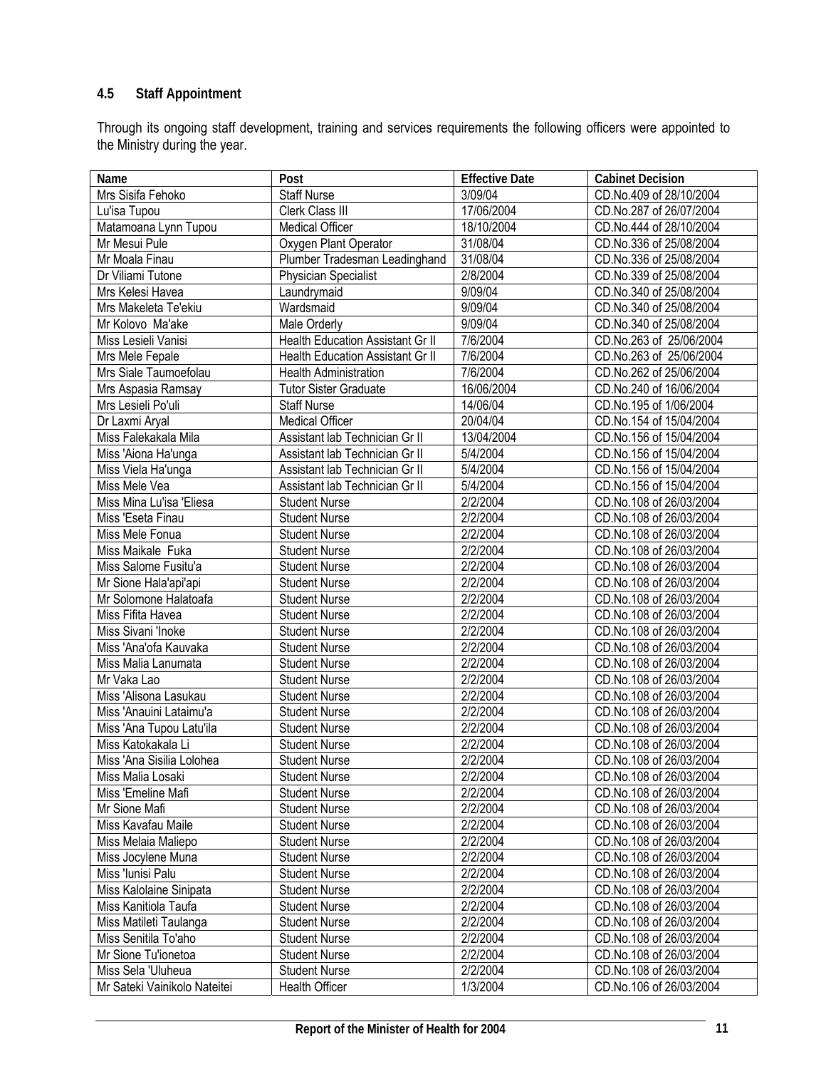### 4.5 Staff Appointment

Through its ongoing staff development, training and services requirements the following officers were appointed to the Ministry during the year.

| Name | Post | Effective Date | Cabinet Decision |
|---|---|---|---|
| Mrs Sisifa Fehoko | Staff Nurse | 3/09/04 | CD.No.409 of 28/10/2004 |
| Lu'isa Tupou | Clerk Class III | 17/06/2004 | CD.No.287 of 26/07/2004 |
| Matamoana Lynn Tupou | Medical Officer | 18/10/2004 | CD.No.444 of 28/10/2004 |
| Mr Mesui Pule | Oxygen Plant Operator | 31/08/04 | CD.No.336 of 25/08/2004 |
| Mr Moala Finau | Plumber Tradesman Leadinghand | 31/08/04 | CD.No.336 of 25/08/2004 |
| Dr Viliami Tutone | Physician Specialist | 2/8/2004 | CD.No.339 of 25/08/2004 |
| Mrs Kelesi Havea | Laundrymaid | 9/09/04 | CD.No.340 of 25/08/2004 |
| Mrs Makeleta Te'ekiu | Wardsmaid | 9/09/04 | CD.No.340 of 25/08/2004 |
| Mr Kolovo Ma'ake | Male Orderly | 9/09/04 | CD.No.340 of 25/08/2004 |
| Miss Lesieli Vanisi | Health Education Assistant Gr II | 7/6/2004 | CD.No.263 of 25/06/2004 |
| Mrs Mele Fepale | Health Education Assistant Gr II | 7/6/2004 | CD.No.263 of 25/06/2004 |
| Mrs Siale Taumoefolau | Health Administration | 7/6/2004 | CD.No.262 of 25/06/2004 |
| Mrs Aspasia Ramsay | Tutor Sister Graduate | 16/06/2004 | CD.No.240 of 16/06/2004 |
| Mrs Lesieli Po'uli | Staff Nurse | 14/06/04 | CD.No.195 of 1/06/2004 |
| Dr Laxmi Aryal | Medical Officer | 20/04/04 | CD.No.154 of 15/04/2004 |
| Miss Falekakala Mila | Assistant lab Technician Gr II | 13/04/2004 | CD.No.156 of 15/04/2004 |
| Miss 'Aiona Ha'unga | Assistant lab Technician Gr II | 5/4/2004 | CD.No.156 of 15/04/2004 |
| Miss Viela Ha'unga | Assistant lab Technician Gr II | 5/4/2004 | CD.No.156 of 15/04/2004 |
| Miss Mele Vea | Assistant lab Technician Gr II | 5/4/2004 | CD.No.156 of 15/04/2004 |
| Miss Mina Lu'isa 'Eliesa | Student Nurse | 2/2/2004 | CD.No.108 of 26/03/2004 |
| Miss 'Eseta Finau | Student Nurse | 2/2/2004 | CD.No.108 of 26/03/2004 |
| Miss Mele Fonua | Student Nurse | 2/2/2004 | CD.No.108 of 26/03/2004 |
| Miss Maikale Fuka | Student Nurse | 2/2/2004 | CD.No.108 of 26/03/2004 |
| Miss Salome Fusitu'a | Student Nurse | 2/2/2004 | CD.No.108 of 26/03/2004 |
| Mr Sione Hala'api'api | Student Nurse | 2/2/2004 | CD.No.108 of 26/03/2004 |
| Mr Solomone Halatoafa | Student Nurse | 2/2/2004 | CD.No.108 of 26/03/2004 |
| Miss Fifita Havea | Student Nurse | 2/2/2004 | CD.No.108 of 26/03/2004 |
| Miss Sivani 'Inoke | Student Nurse | 2/2/2004 | CD.No.108 of 26/03/2004 |
| Miss 'Ana'ofa Kauvaka | Student Nurse | 2/2/2004 | CD.No.108 of 26/03/2004 |
| Miss Malia Lanumata | Student Nurse | 2/2/2004 | CD.No.108 of 26/03/2004 |
| Mr Vaka Lao | Student Nurse | 2/2/2004 | CD.No.108 of 26/03/2004 |
| Miss 'Alisona Lasukau | Student Nurse | 2/2/2004 | CD.No.108 of 26/03/2004 |
| Miss 'Anauini Lataimu'a | Student Nurse | 2/2/2004 | CD.No.108 of 26/03/2004 |
| Miss 'Ana Tupou Latu'ila | Student Nurse | 2/2/2004 | CD.No.108 of 26/03/2004 |
| Miss Katokakala Li | Student Nurse | 2/2/2004 | CD.No.108 of 26/03/2004 |
| Miss 'Ana Sisilia Lolohea | Student Nurse | 2/2/2004 | CD.No.108 of 26/03/2004 |
| Miss Malia Losaki | Student Nurse | 2/2/2004 | CD.No.108 of 26/03/2004 |
| Miss 'Emeline Mafi | Student Nurse | 2/2/2004 | CD.No.108 of 26/03/2004 |
| Mr Sione Mafi | Student Nurse | 2/2/2004 | CD.No.108 of 26/03/2004 |
| Miss Kavafau Maile | Student Nurse | 2/2/2004 | CD.No.108 of 26/03/2004 |
| Miss Melaia Maliepo | Student Nurse | 2/2/2004 | CD.No.108 of 26/03/2004 |
| Miss Jocylene Muna | Student Nurse | 2/2/2004 | CD.No.108 of 26/03/2004 |
| Miss 'Iunisi Palu | Student Nurse | 2/2/2004 | CD.No.108 of 26/03/2004 |
| Miss Kalolaine Sinipata | Student Nurse | 2/2/2004 | CD.No.108 of 26/03/2004 |
| Miss Kanitiola Taufa | Student Nurse | 2/2/2004 | CD.No.108 of 26/03/2004 |
| Miss Matileti Taulanga | Student Nurse | 2/2/2004 | CD.No.108 of 26/03/2004 |
| Miss Senitila To'aho | Student Nurse | 2/2/2004 | CD.No.108 of 26/03/2004 |
| Mr Sione Tu'ionetoa | Student Nurse | 2/2/2004 | CD.No.108 of 26/03/2004 |
| Miss Sela 'Uluheua | Student Nurse | 2/2/2004 | CD.No.108 of 26/03/2004 |
| Mr Sateki Vainikolo Nateitei | Health Officer | 1/3/2004 | CD.No.106 of 26/03/2004 |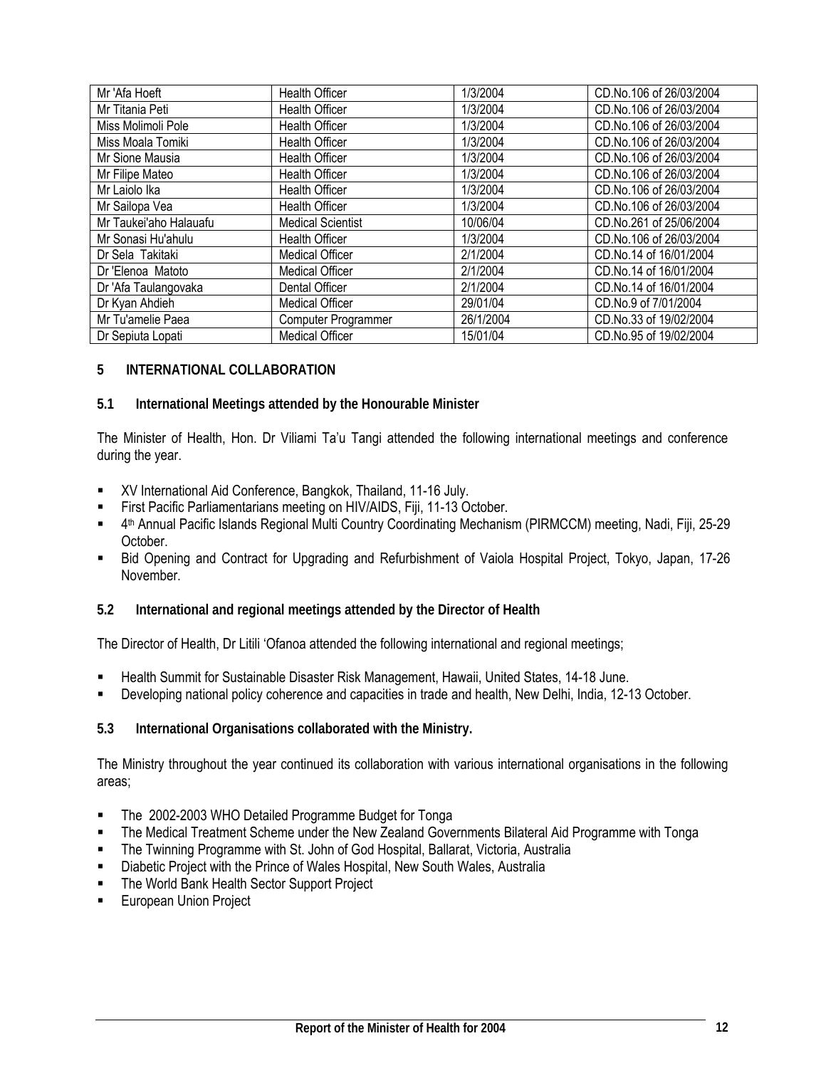| Mr 'Afa Hoeft | Health Officer | 1/3/2004 | CD.No.106 of 26/03/2004 |
|---|---|---|---|
| Mr Titania Peti | Health Officer | 1/3/2004 | CD.No.106 of 26/03/2004 |
| Miss Molimoli Pole | Health Officer | 1/3/2004 | CD.No.106 of 26/03/2004 |
| Miss Moala Tomiki | Health Officer | 1/3/2004 | CD.No.106 of 26/03/2004 |
| Mr Sione Mausia | Health Officer | 1/3/2004 | CD.No.106 of 26/03/2004 |
| Mr Filipe Mateo | Health Officer | 1/3/2004 | CD.No.106 of 26/03/2004 |
| Mr Laiolo Ika | Health Officer | 1/3/2004 | CD.No.106 of 26/03/2004 |
| Mr Sailopa Vea | Health Officer | 1/3/2004 | CD.No.106 of 26/03/2004 |
| Mr Taukei'aho Halauafu | Medical Scientist | 10/06/04 | CD.No.261 of 25/06/2004 |
| Mr Sonasi Hu'ahulu | Health Officer | 1/3/2004 | CD.No.106 of 26/03/2004 |
| Dr Sela Takitaki | Medical Officer | 2/1/2004 | CD.No.14 of 16/01/2004 |
| Dr 'Elenoa Matoto | Medical Officer | 2/1/2004 | CD.No.14 of 16/01/2004 |
| Dr 'Afa Taulangovaka | Dental Officer | 2/1/2004 | CD.No.14 of 16/01/2004 |
| Dr Kyan Ahdieh | Medical Officer | 29/01/04 | CD.No.9 of 7/01/2004 |
| Mr Tu'amelie Paea | Computer Programmer | 26/1/2004 | CD.No.33 of 19/02/2004 |
| Dr Sepiuta Lopati | Medical Officer | 15/01/04 | CD.No.95 of 19/02/2004 |

## 5 INTERNATIONAL COLLABORATION

### 5.1 International Meetings attended by the Honourable Minister

The Minister of Health, Hon. Dr Viliami Ta'u Tangi attended the following international meetings and conference during the year.

- XV International Aid Conference, Bangkok, Thailand, 11-16 July.
- First Pacific Parliamentarians meeting on HIV/AIDS, Fiji, 11-13 October.
- 4th Annual Pacific Islands Regional Multi Country Coordinating Mechanism (PIRMCCM) meeting, Nadi, Fiji, 25-29 October.
- Bid Opening and Contract for Upgrading and Refurbishment of Vaiola Hospital Project, Tokyo, Japan, 17-26 November.

### 5.2 International and regional meetings attended by the Director of Health

The Director of Health, Dr Litili 'Ofanoa attended the following international and regional meetings;

- Health Summit for Sustainable Disaster Risk Management, Hawaii, United States, 14-18 June.
- Developing national policy coherence and capacities in trade and health, New Delhi, India, 12-13 October.

### 5.3 International Organisations collaborated with the Ministry.

The Ministry throughout the year continued its collaboration with various international organisations in the following areas;

- The 2002-2003 WHO Detailed Programme Budget for Tonga
- The Medical Treatment Scheme under the New Zealand Governments Bilateral Aid Programme with Tonga
- The Twinning Programme with St. John of God Hospital, Ballarat, Victoria, Australia
- Diabetic Project with the Prince of Wales Hospital, New South Wales, Australia
- The World Bank Health Sector Support Project
- European Union Project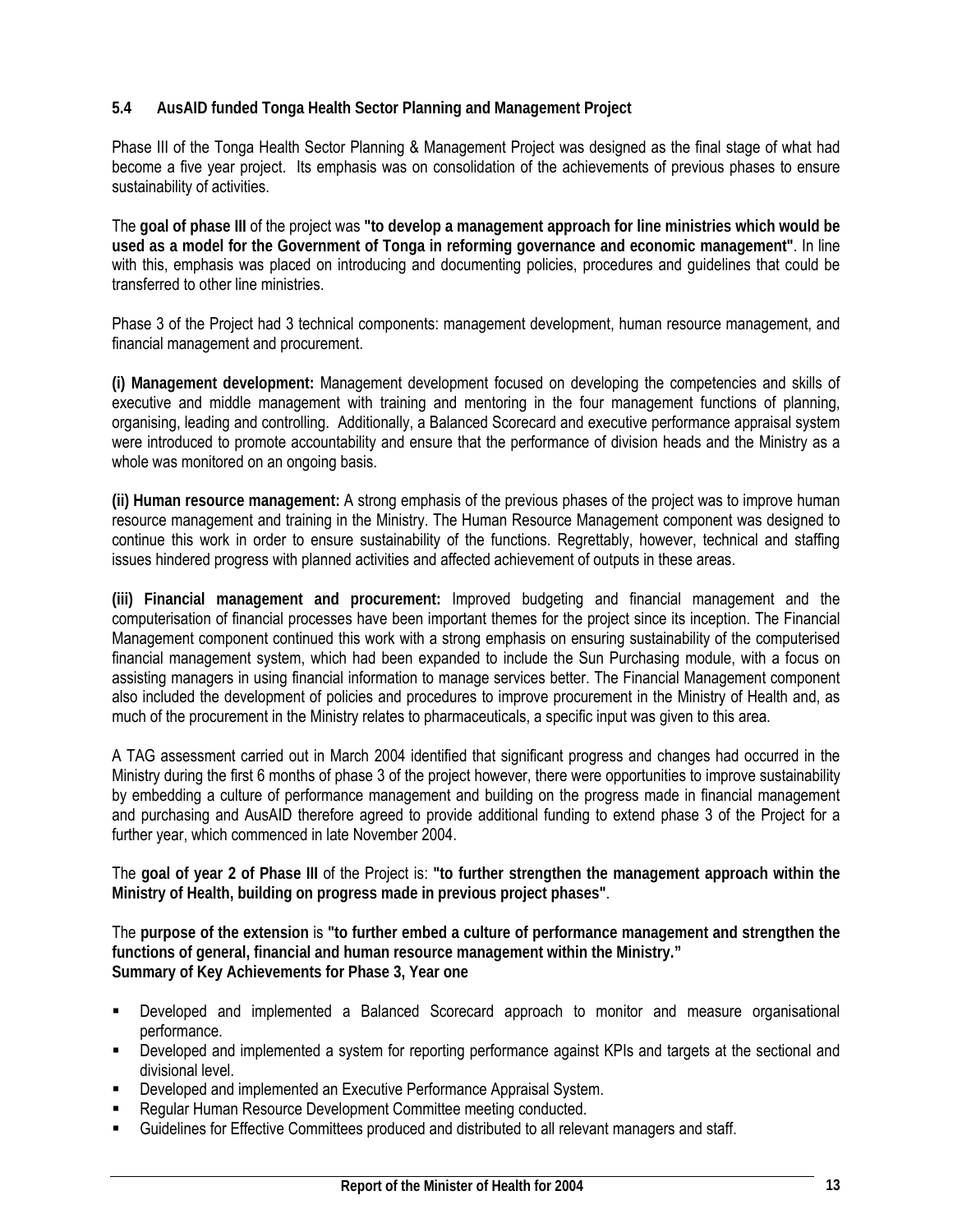### 5.4 AusAID funded Tonga Health Sector Planning and Management Project

Phase III of the Tonga Health Sector Planning & Management Project was designed as the final stage of what had become a five year project. Its emphasis was on consolidation of the achievements of previous phases to ensure sustainability of activities.

The **goal of phase III** of the project was **"to develop a management approach for line ministries which would be used as a model for the Government of Tonga in reforming governance and economic management"**. In line with this, emphasis was placed on introducing and documenting policies, procedures and guidelines that could be transferred to other line ministries.

Phase 3 of the Project had 3 technical components: management development, human resource management, and financial management and procurement.

**(i) Management development:** Management development focused on developing the competencies and skills of executive and middle management with training and mentoring in the four management functions of planning, organising, leading and controlling. Additionally, a Balanced Scorecard and executive performance appraisal system were introduced to promote accountability and ensure that the performance of division heads and the Ministry as a whole was monitored on an ongoing basis.

**(ii) Human resource management:** A strong emphasis of the previous phases of the project was to improve human resource management and training in the Ministry. The Human Resource Management component was designed to continue this work in order to ensure sustainability of the functions. Regrettably, however, technical and staffing issues hindered progress with planned activities and affected achievement of outputs in these areas.

**(iii) Financial management and procurement:** Improved budgeting and financial management and the computerisation of financial processes have been important themes for the project since its inception. The Financial Management component continued this work with a strong emphasis on ensuring sustainability of the computerised financial management system, which had been expanded to include the Sun Purchasing module, with a focus on assisting managers in using financial information to manage services better. The Financial Management component also included the development of policies and procedures to improve procurement in the Ministry of Health and, as much of the procurement in the Ministry relates to pharmaceuticals, a specific input was given to this area.

A TAG assessment carried out in March 2004 identified that significant progress and changes had occurred in the Ministry during the first 6 months of phase 3 of the project however, there were opportunities to improve sustainability by embedding a culture of performance management and building on the progress made in financial management and purchasing and AusAID therefore agreed to provide additional funding to extend phase 3 of the Project for a further year, which commenced in late November 2004.

The **goal of year 2 of Phase III** of the Project is: **"to further strengthen the management approach within the Ministry of Health, building on progress made in previous project phases"**.

The **purpose of the extension** is **"to further embed a culture of performance management and strengthen the functions of general, financial and human resource management within the Ministry."**

**Summary of Key Achievements for Phase 3, Year one**

- Developed and implemented a Balanced Scorecard approach to monitor and measure organisational performance.
- Developed and implemented a system for reporting performance against KPIs and targets at the sectional and divisional level.
- Developed and implemented an Executive Performance Appraisal System.
- Regular Human Resource Development Committee meeting conducted.
- Guidelines for Effective Committees produced and distributed to all relevant managers and staff.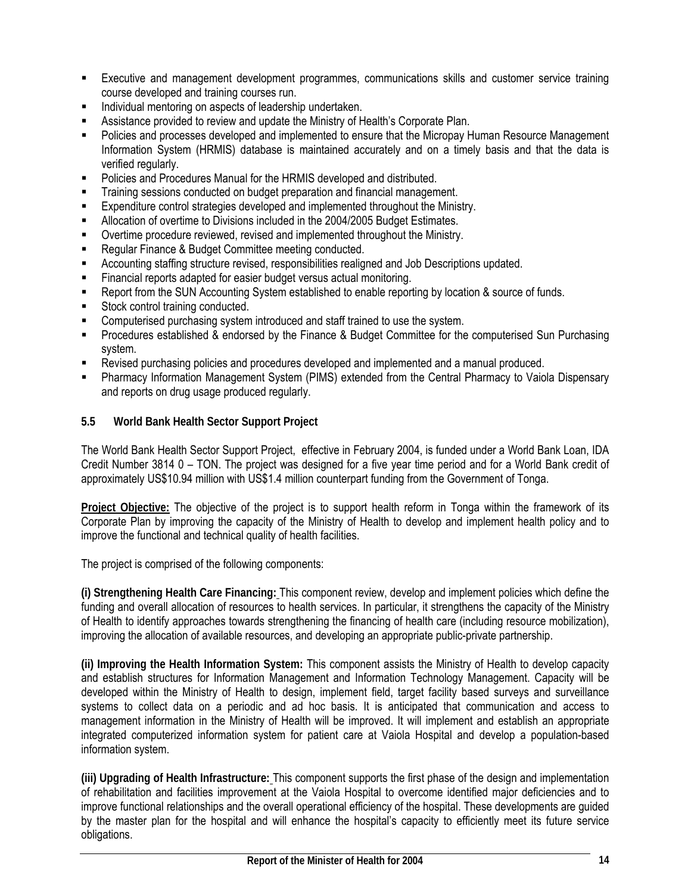- Executive and management development programmes, communications skills and customer service training course developed and training courses run.
- Individual mentoring on aspects of leadership undertaken.
- Assistance provided to review and update the Ministry of Health's Corporate Plan.
- Policies and processes developed and implemented to ensure that the Micropay Human Resource Management Information System (HRMIS) database is maintained accurately and on a timely basis and that the data is verified regularly.
- Policies and Procedures Manual for the HRMIS developed and distributed.
- Training sessions conducted on budget preparation and financial management.
- Expenditure control strategies developed and implemented throughout the Ministry.
- Allocation of overtime to Divisions included in the 2004/2005 Budget Estimates.
- Overtime procedure reviewed, revised and implemented throughout the Ministry.
- Regular Finance & Budget Committee meeting conducted.
- Accounting staffing structure revised, responsibilities realigned and Job Descriptions updated.
- Financial reports adapted for easier budget versus actual monitoring.
- Report from the SUN Accounting System established to enable reporting by location & source of funds.
- Stock control training conducted.
- Computerised purchasing system introduced and staff trained to use the system.
- Procedures established & endorsed by the Finance & Budget Committee for the computerised Sun Purchasing system.
- Revised purchasing policies and procedures developed and implemented and a manual produced.
- Pharmacy Information Management System (PIMS) extended from the Central Pharmacy to Vaiola Dispensary and reports on drug usage produced regularly.

### 5.5 World Bank Health Sector Support Project

The World Bank Health Sector Support Project, effective in February 2004, is funded under a World Bank Loan, IDA Credit Number 3814 0 – TON. The project was designed for a five year time period and for a World Bank credit of approximately US$10.94 million with US$1.4 million counterpart funding from the Government of Tonga.

**Project Objective:** The objective of the project is to support health reform in Tonga within the framework of its Corporate Plan by improving the capacity of the Ministry of Health to develop and implement health policy and to improve the functional and technical quality of health facilities.

The project is comprised of the following components:

**(i) Strengthening Health Care Financing:** This component review, develop and implement policies which define the funding and overall allocation of resources to health services. In particular, it strengthens the capacity of the Ministry of Health to identify approaches towards strengthening the financing of health care (including resource mobilization), improving the allocation of available resources, and developing an appropriate public-private partnership.

**(ii) Improving the Health Information System:** This component assists the Ministry of Health to develop capacity and establish structures for Information Management and Information Technology Management. Capacity will be developed within the Ministry of Health to design, implement field, target facility based surveys and surveillance systems to collect data on a periodic and ad hoc basis. It is anticipated that communication and access to management information in the Ministry of Health will be improved. It will implement and establish an appropriate integrated computerized information system for patient care at Vaiola Hospital and develop a population-based information system.

**(iii) Upgrading of Health Infrastructure:** This component supports the first phase of the design and implementation of rehabilitation and facilities improvement at the Vaiola Hospital to overcome identified major deficiencies and to improve functional relationships and the overall operational efficiency of the hospital. These developments are guided by the master plan for the hospital and will enhance the hospital's capacity to efficiently meet its future service obligations.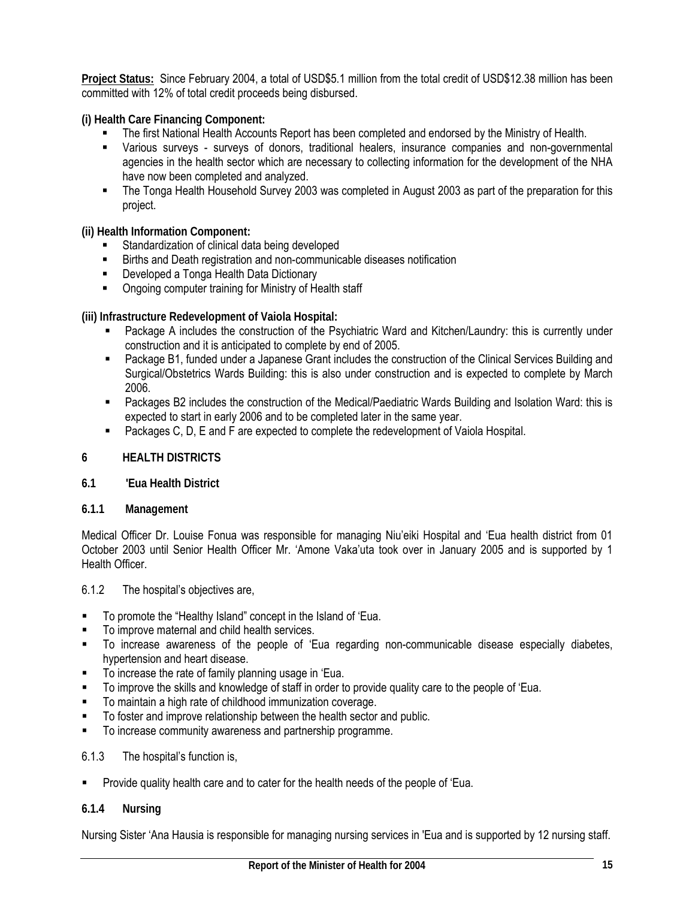**Project Status:** Since February 2004, a total of USD$5.1 million from the total credit of USD$12.38 million has been committed with 12% of total credit proceeds being disbursed.

**(i) Health Care Financing Component:**

- The first National Health Accounts Report has been completed and endorsed by the Ministry of Health.
- Various surveys - surveys of donors, traditional healers, insurance companies and non-governmental agencies in the health sector which are necessary to collecting information for the development of the NHA have now been completed and analyzed.
- The Tonga Health Household Survey 2003 was completed in August 2003 as part of the preparation for this project.

**(ii) Health Information Component:**

- Standardization of clinical data being developed
- Births and Death registration and non-communicable diseases notification
- Developed a Tonga Health Data Dictionary
- Ongoing computer training for Ministry of Health staff

**(iii) Infrastructure Redevelopment of Vaiola Hospital:**

- Package A includes the construction of the Psychiatric Ward and Kitchen/Laundry: this is currently under construction and it is anticipated to complete by end of 2005.
- Package B1, funded under a Japanese Grant includes the construction of the Clinical Services Building and Surgical/Obstetrics Wards Building: this is also under construction and is expected to complete by March 2006.
- Packages B2 includes the construction of the Medical/Paediatric Wards Building and Isolation Ward: this is expected to start in early 2006 and to be completed later in the same year.
- Packages C, D, E and F are expected to complete the redevelopment of Vaiola Hospital.

## 6 HEALTH DISTRICTS

### 6.1 'Eua Health District

#### 6.1.1 Management

Medical Officer Dr. Louise Fonua was responsible for managing Niu'eiki Hospital and 'Eua health district from 01 October 2003 until Senior Health Officer Mr. 'Amone Vaka'uta took over in January 2005 and is supported by 1 Health Officer.

6.1.2 The hospital's objectives are,

- To promote the "Healthy Island" concept in the Island of 'Eua.
- To improve maternal and child health services.
- To increase awareness of the people of 'Eua regarding non-communicable disease especially diabetes, hypertension and heart disease.
- To increase the rate of family planning usage in 'Eua.
- To improve the skills and knowledge of staff in order to provide quality care to the people of 'Eua.
- To maintain a high rate of childhood immunization coverage.
- To foster and improve relationship between the health sector and public.
- To increase community awareness and partnership programme.

6.1.3 The hospital's function is,

- Provide quality health care and to cater for the health needs of the people of 'Eua.

#### 6.1.4 Nursing

Nursing Sister 'Ana Hausia is responsible for managing nursing services in 'Eua and is supported by 12 nursing staff.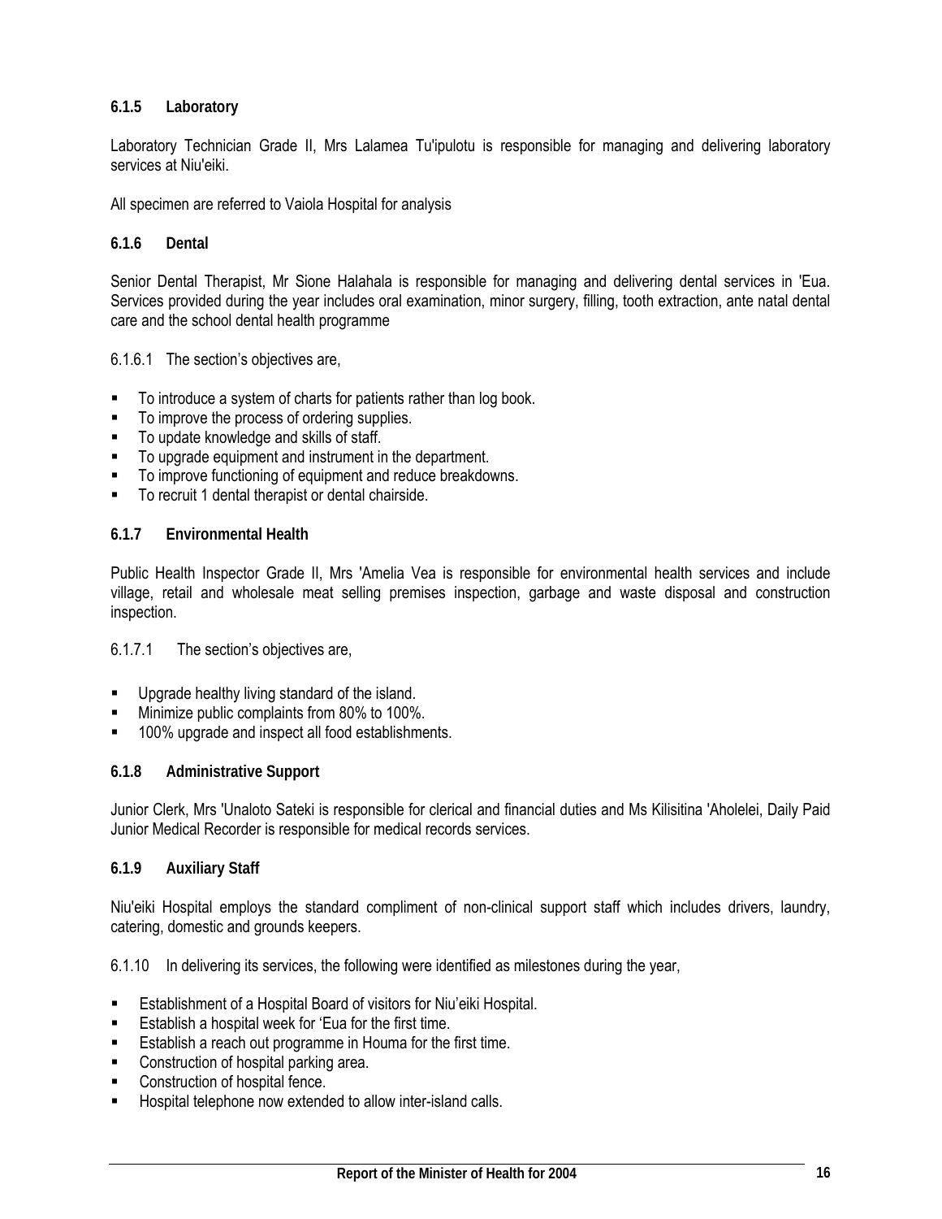### 6.1.5 Laboratory

Laboratory Technician Grade II, Mrs Lalamea Tu'ipulotu is responsible for managing and delivering laboratory services at Niu'eiki.

All specimen are referred to Vaiola Hospital for analysis

### 6.1.6 Dental

Senior Dental Therapist, Mr Sione Halahala is responsible for managing and delivering dental services in 'Eua. Services provided during the year includes oral examination, minor surgery, filling, tooth extraction, ante natal dental care and the school dental health programme

6.1.6.1 The section's objectives are,

- To introduce a system of charts for patients rather than log book.
- To improve the process of ordering supplies.
- To update knowledge and skills of staff.
- To upgrade equipment and instrument in the department.
- To improve functioning of equipment and reduce breakdowns.
- To recruit 1 dental therapist or dental chairside.

### 6.1.7 Environmental Health

Public Health Inspector Grade II, Mrs 'Amelia Vea is responsible for environmental health services and include village, retail and wholesale meat selling premises inspection, garbage and waste disposal and construction inspection.

6.1.7.1 The section's objectives are,

- Upgrade healthy living standard of the island.
- Minimize public complaints from 80% to 100%.
- 100% upgrade and inspect all food establishments.

### 6.1.8 Administrative Support

Junior Clerk, Mrs 'Unaloto Sateki is responsible for clerical and financial duties and Ms Kilisitina 'Aholelei, Daily Paid Junior Medical Recorder is responsible for medical records services.

### 6.1.9 Auxiliary Staff

Niu'eiki Hospital employs the standard compliment of non-clinical support staff which includes drivers, laundry, catering, domestic and grounds keepers.

6.1.10 In delivering its services, the following were identified as milestones during the year,

- Establishment of a Hospital Board of visitors for Niu'eiki Hospital.
- Establish a hospital week for 'Eua for the first time.
- Establish a reach out programme in Houma for the first time.
- Construction of hospital parking area.
- Construction of hospital fence.
- Hospital telephone now extended to allow inter-island calls.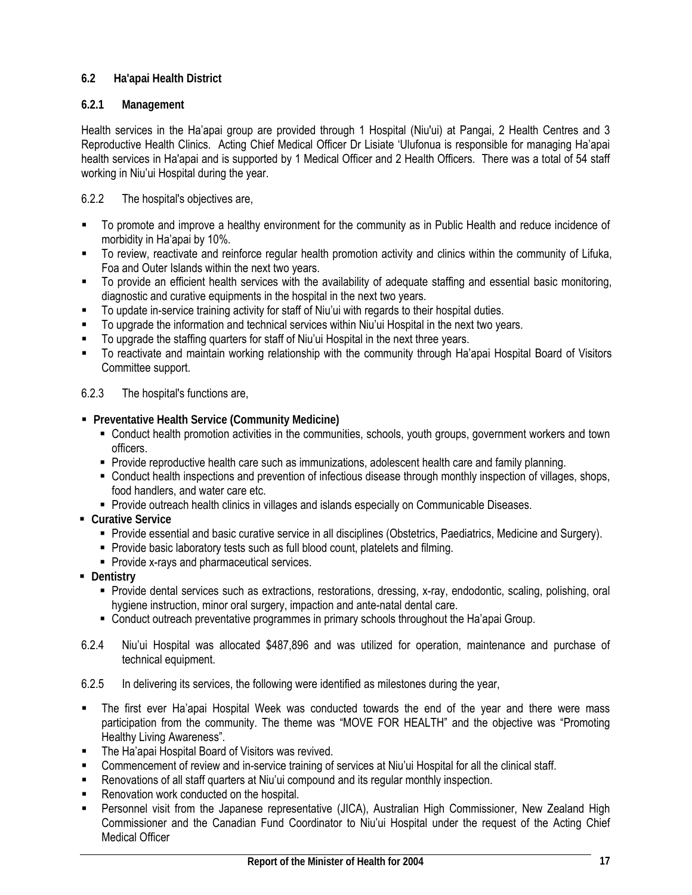### 6.2 Ha'apai Health District

#### 6.2.1 Management

Health services in the Ha'apai group are provided through 1 Hospital (Niu'ui) at Pangai, 2 Health Centres and 3 Reproductive Health Clinics. Acting Chief Medical Officer Dr Lisiate 'Ulufonua is responsible for managing Ha'apai health services in Ha'apai and is supported by 1 Medical Officer and 2 Health Officers. There was a total of 54 staff working in Niu'ui Hospital during the year.

6.2.2 The hospital's objectives are,

- To promote and improve a healthy environment for the community as in Public Health and reduce incidence of morbidity in Ha'apai by 10%.
- To review, reactivate and reinforce regular health promotion activity and clinics within the community of Lifuka, Foa and Outer Islands within the next two years.
- To provide an efficient health services with the availability of adequate staffing and essential basic monitoring, diagnostic and curative equipments in the hospital in the next two years.
- To update in-service training activity for staff of Niu'ui with regards to their hospital duties.
- To upgrade the information and technical services within Niu'ui Hospital in the next two years.
- To upgrade the staffing quarters for staff of Niu'ui Hospital in the next three years.
- To reactivate and maintain working relationship with the community through Ha'apai Hospital Board of Visitors Committee support.

6.2.3 The hospital's functions are,

- **Preventative Health Service (Community Medicine)**
  - Conduct health promotion activities in the communities, schools, youth groups, government workers and town officers.
  - Provide reproductive health care such as immunizations, adolescent health care and family planning.
  - Conduct health inspections and prevention of infectious disease through monthly inspection of villages, shops, food handlers, and water care etc.
  - Provide outreach health clinics in villages and islands especially on Communicable Diseases.
- **Curative Service**
  - Provide essential and basic curative service in all disciplines (Obstetrics, Paediatrics, Medicine and Surgery).
  - Provide basic laboratory tests such as full blood count, platelets and filming.
  - Provide x-rays and pharmaceutical services.
- **Dentistry**
  - Provide dental services such as extractions, restorations, dressing, x-ray, endodontic, scaling, polishing, oral hygiene instruction, minor oral surgery, impaction and ante-natal dental care.
  - Conduct outreach preventative programmes in primary schools throughout the Ha'apai Group.

6.2.4 Niu'ui Hospital was allocated $487,896 and was utilized for operation, maintenance and purchase of technical equipment.

6.2.5 In delivering its services, the following were identified as milestones during the year,

- The first ever Ha'apai Hospital Week was conducted towards the end of the year and there were mass participation from the community. The theme was "MOVE FOR HEALTH" and the objective was "Promoting Healthy Living Awareness".
- The Ha'apai Hospital Board of Visitors was revived.
- Commencement of review and in-service training of services at Niu'ui Hospital for all the clinical staff.
- Renovations of all staff quarters at Niu'ui compound and its regular monthly inspection.
- Renovation work conducted on the hospital.
- Personnel visit from the Japanese representative (JICA), Australian High Commissioner, New Zealand High Commissioner and the Canadian Fund Coordinator to Niu'ui Hospital under the request of the Acting Chief Medical Officer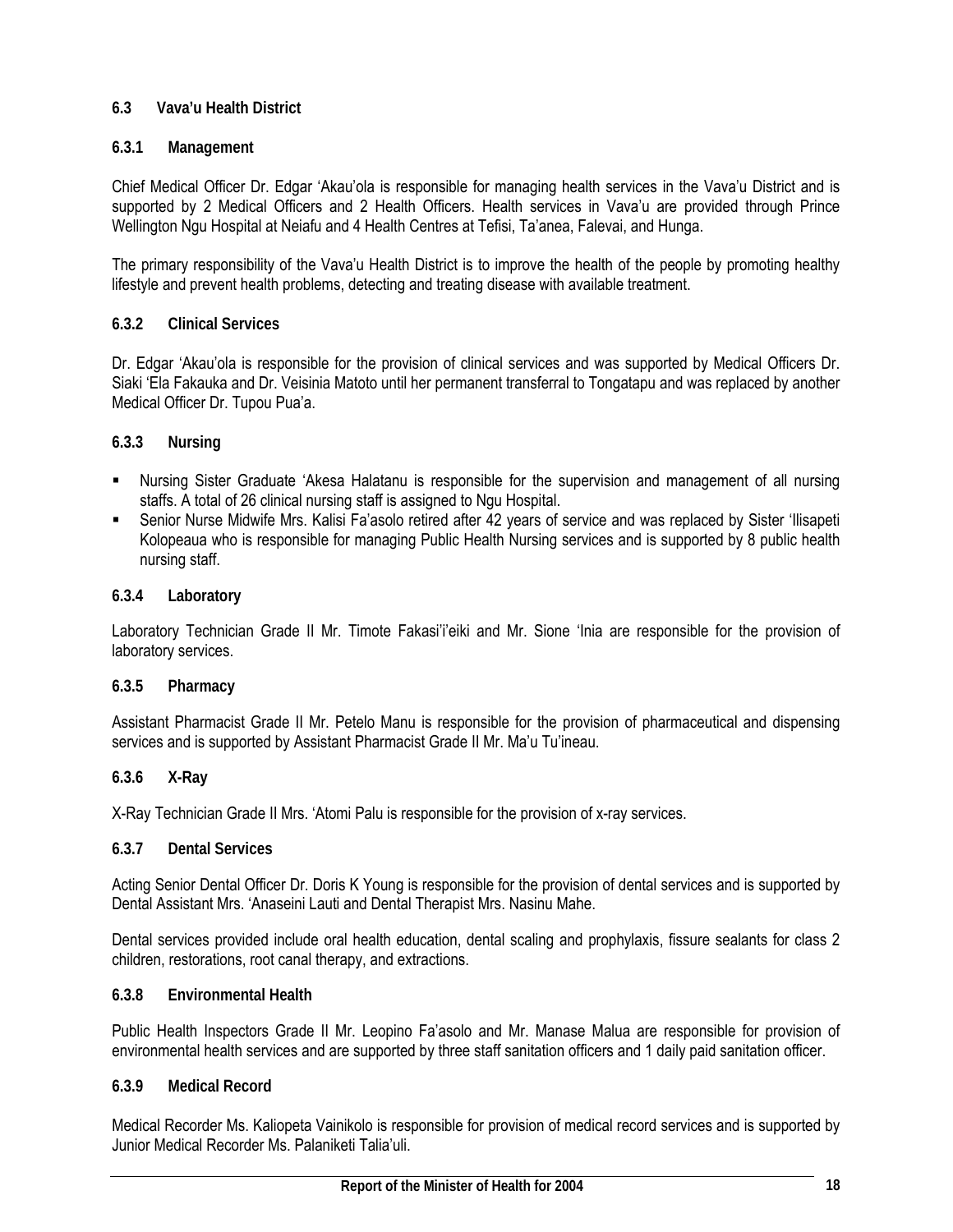## 6.3 Vava'u Health District

### 6.3.1 Management

Chief Medical Officer Dr. Edgar 'Akau'ola is responsible for managing health services in the Vava'u District and is supported by 2 Medical Officers and 2 Health Officers. Health services in Vava'u are provided through Prince Wellington Ngu Hospital at Neiafu and 4 Health Centres at Tefisi, Ta'anea, Falevai, and Hunga.

The primary responsibility of the Vava'u Health District is to improve the health of the people by promoting healthy lifestyle and prevent health problems, detecting and treating disease with available treatment.

### 6.3.2 Clinical Services

Dr. Edgar 'Akau'ola is responsible for the provision of clinical services and was supported by Medical Officers Dr. Siaki 'Ela Fakauka and Dr. Veisinia Matoto until her permanent transferral to Tongatapu and was replaced by another Medical Officer Dr. Tupou Pua'a.

### 6.3.3 Nursing

- Nursing Sister Graduate 'Akesa Halatanu is responsible for the supervision and management of all nursing staffs. A total of 26 clinical nursing staff is assigned to Ngu Hospital.
- Senior Nurse Midwife Mrs. Kalisi Fa'asolo retired after 42 years of service and was replaced by Sister 'Ilisapeti Kolopeaua who is responsible for managing Public Health Nursing services and is supported by 8 public health nursing staff.

### 6.3.4 Laboratory

Laboratory Technician Grade II Mr. Timote Fakasi'i'eiki and Mr. Sione 'Inia are responsible for the provision of laboratory services.

### 6.3.5 Pharmacy

Assistant Pharmacist Grade II Mr. Petelo Manu is responsible for the provision of pharmaceutical and dispensing services and is supported by Assistant Pharmacist Grade II Mr. Ma'u Tu'ineau.

### 6.3.6 X-Ray

X-Ray Technician Grade II Mrs. 'Atomi Palu is responsible for the provision of x-ray services.

### 6.3.7 Dental Services

Acting Senior Dental Officer Dr. Doris K Young is responsible for the provision of dental services and is supported by Dental Assistant Mrs. 'Anaseini Lauti and Dental Therapist Mrs. Nasinu Mahe.

Dental services provided include oral health education, dental scaling and prophylaxis, fissure sealants for class 2 children, restorations, root canal therapy, and extractions.

### 6.3.8 Environmental Health

Public Health Inspectors Grade II Mr. Leopino Fa'asolo and Mr. Manase Malua are responsible for provision of environmental health services and are supported by three staff sanitation officers and 1 daily paid sanitation officer.

### 6.3.9 Medical Record

Medical Recorder Ms. Kaliopeta Vainikolo is responsible for provision of medical record services and is supported by Junior Medical Recorder Ms. Palaniketi Talia'uli.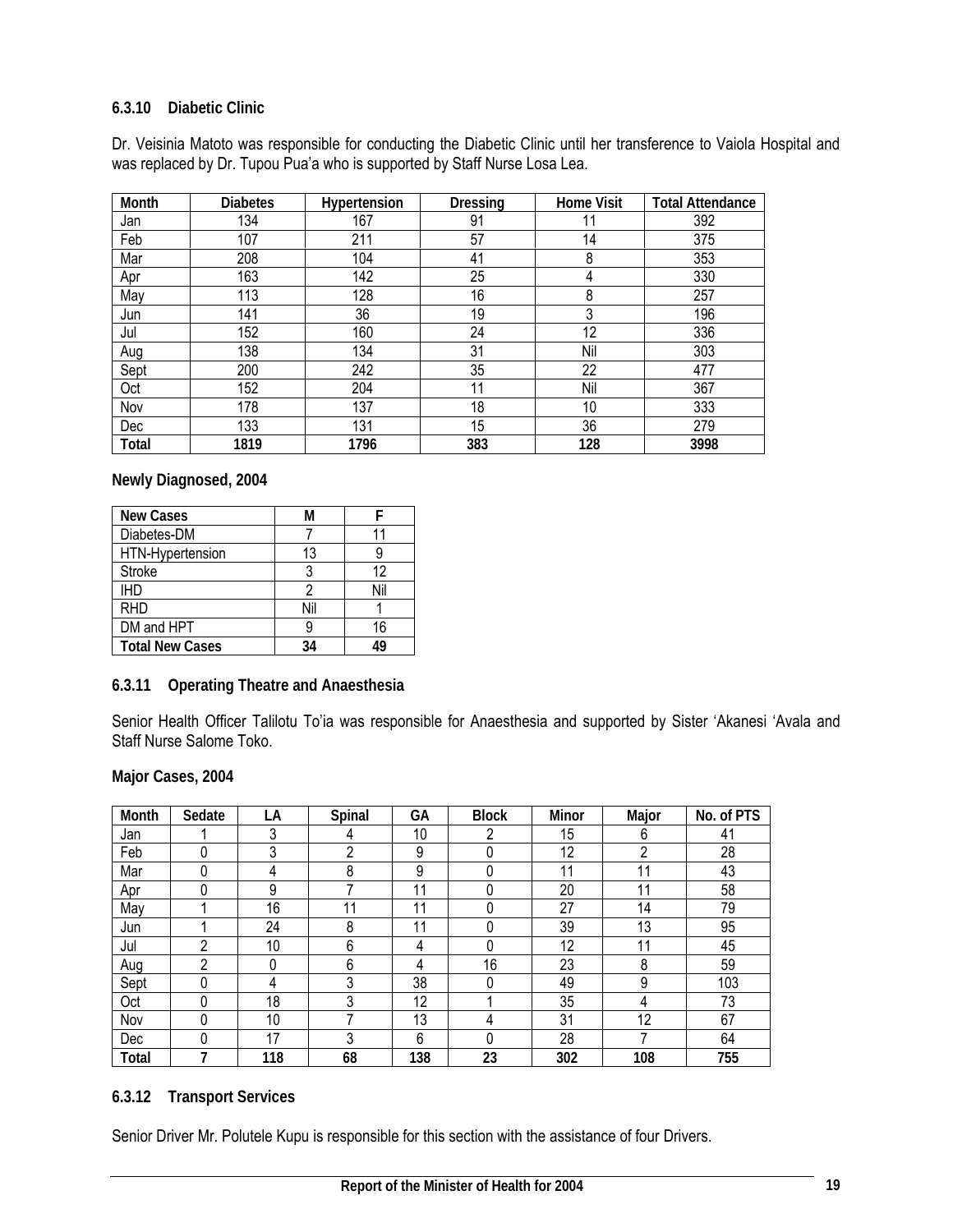### 6.3.10 Diabetic Clinic

Dr. Veisinia Matoto was responsible for conducting the Diabetic Clinic until her transference to Vaiola Hospital and was replaced by Dr. Tupou Pua'a who is supported by Staff Nurse Losa Lea.

| Month | Diabetes | Hypertension | Dressing | Home Visit | Total Attendance |
|---|---|---|---|---|---|
| Jan | 134 | 167 | 91 | 11 | 392 |
| Feb | 107 | 211 | 57 | 14 | 375 |
| Mar | 208 | 104 | 41 | 8 | 353 |
| Apr | 163 | 142 | 25 | 4 | 330 |
| May | 113 | 128 | 16 | 8 | 257 |
| Jun | 141 | 36 | 19 | 3 | 196 |
| Jul | 152 | 160 | 24 | 12 | 336 |
| Aug | 138 | 134 | 31 | Nil | 303 |
| Sept | 200 | 242 | 35 | 22 | 477 |
| Oct | 152 | 204 | 11 | Nil | 367 |
| Nov | 178 | 137 | 18 | 10 | 333 |
| Dec | 133 | 131 | 15 | 36 | 279 |
| **Total** | **1819** | **1796** | **383** | **128** | **3998** |

**Newly Diagnosed, 2004**

| New Cases | M | F |
|---|---|---|
| Diabetes-DM | 7 | 11 |
| HTN-Hypertension | 13 | 9 |
| Stroke | 3 | 12 |
| IHD | 2 | Nil |
| RHD | Nil | 1 |
| DM and HPT | 9 | 16 |
| **Total New Cases** | **34** | **49** |

### 6.3.11 Operating Theatre and Anaesthesia

Senior Health Officer Talilotu To'ia was responsible for Anaesthesia and supported by Sister 'Akanesi 'Avala and Staff Nurse Salome Toko.

**Major Cases, 2004**

| Month | Sedate | LA | Spinal | GA | Block | Minor | Major | No. of PTS |
|---|---|---|---|---|---|---|---|---|
| Jan | 1 | 3 | 4 | 10 | 2 | 15 | 6 | 41 |
| Feb | 0 | 3 | 2 | 9 | 0 | 12 | 2 | 28 |
| Mar | 0 | 4 | 8 | 9 | 0 | 11 | 11 | 43 |
| Apr | 0 | 9 | 7 | 11 | 0 | 20 | 11 | 58 |
| May | 1 | 16 | 11 | 11 | 0 | 27 | 14 | 79 |
| Jun | 1 | 24 | 8 | 11 | 0 | 39 | 13 | 95 |
| Jul | 2 | 10 | 6 | 4 | 0 | 12 | 11 | 45 |
| Aug | 2 | 0 | 6 | 4 | 16 | 23 | 8 | 59 |
| Sept | 0 | 4 | 3 | 38 | 0 | 49 | 9 | 103 |
| Oct | 0 | 18 | 3 | 12 | 1 | 35 | 4 | 73 |
| Nov | 0 | 10 | 7 | 13 | 4 | 31 | 12 | 67 |
| Dec | 0 | 17 | 3 | 6 | 0 | 28 | 7 | 64 |
| **Total** | **7** | **118** | **68** | **138** | **23** | **302** | **108** | **755** |

### 6.3.12 Transport Services

Senior Driver Mr. Polutele Kupu is responsible for this section with the assistance of four Drivers.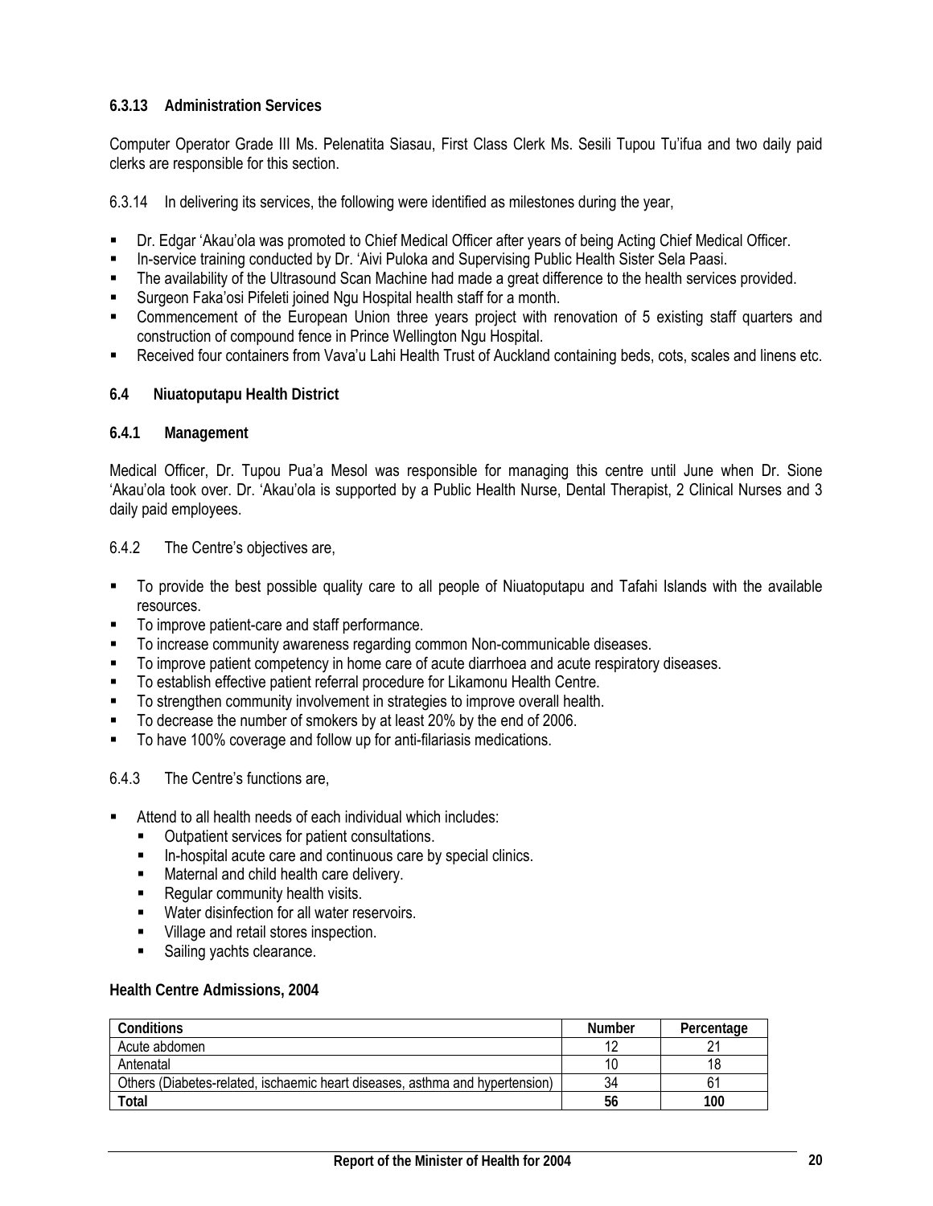#### 6.3.13 Administration Services

Computer Operator Grade III Ms. Pelenatita Siasau, First Class Clerk Ms. Sesili Tupou Tu'ifua and two daily paid clerks are responsible for this section.

6.3.14 In delivering its services, the following were identified as milestones during the year,

- Dr. Edgar 'Akau'ola was promoted to Chief Medical Officer after years of being Acting Chief Medical Officer.
- In-service training conducted by Dr. 'Aivi Puloka and Supervising Public Health Sister Sela Paasi.
- The availability of the Ultrasound Scan Machine had made a great difference to the health services provided.
- Surgeon Faka'osi Pifeleti joined Ngu Hospital health staff for a month.
- Commencement of the European Union three years project with renovation of 5 existing staff quarters and construction of compound fence in Prince Wellington Ngu Hospital.
- Received four containers from Vava'u Lahi Health Trust of Auckland containing beds, cots, scales and linens etc.

### 6.4 Niuatoputapu Health District

#### 6.4.1 Management

Medical Officer, Dr. Tupou Pua'a Mesol was responsible for managing this centre until June when Dr. Sione 'Akau'ola took over. Dr. 'Akau'ola is supported by a Public Health Nurse, Dental Therapist, 2 Clinical Nurses and 3 daily paid employees.

6.4.2 The Centre's objectives are,

- To provide the best possible quality care to all people of Niuatoputapu and Tafahi Islands with the available resources.
- To improve patient-care and staff performance.
- To increase community awareness regarding common Non-communicable diseases.
- To improve patient competency in home care of acute diarrhoea and acute respiratory diseases.
- To establish effective patient referral procedure for Likamonu Health Centre.
- To strengthen community involvement in strategies to improve overall health.
- To decrease the number of smokers by at least 20% by the end of 2006.
- To have 100% coverage and follow up for anti-filariasis medications.

6.4.3 The Centre's functions are,

- Attend to all health needs of each individual which includes:
  - Outpatient services for patient consultations.
  - In-hospital acute care and continuous care by special clinics.
  - Maternal and child health care delivery.
  - Regular community health visits.
  - Water disinfection for all water reservoirs.
  - Village and retail stores inspection.
  - Sailing yachts clearance.

**Health Centre Admissions, 2004**

| Conditions | Number | Percentage |
|---|---|---|
| Acute abdomen | 12 | 21 |
| Antenatal | 10 | 18 |
| Others (Diabetes-related, ischaemic heart diseases, asthma and hypertension) | 34 | 61 |
| **Total** | **56** | **100** |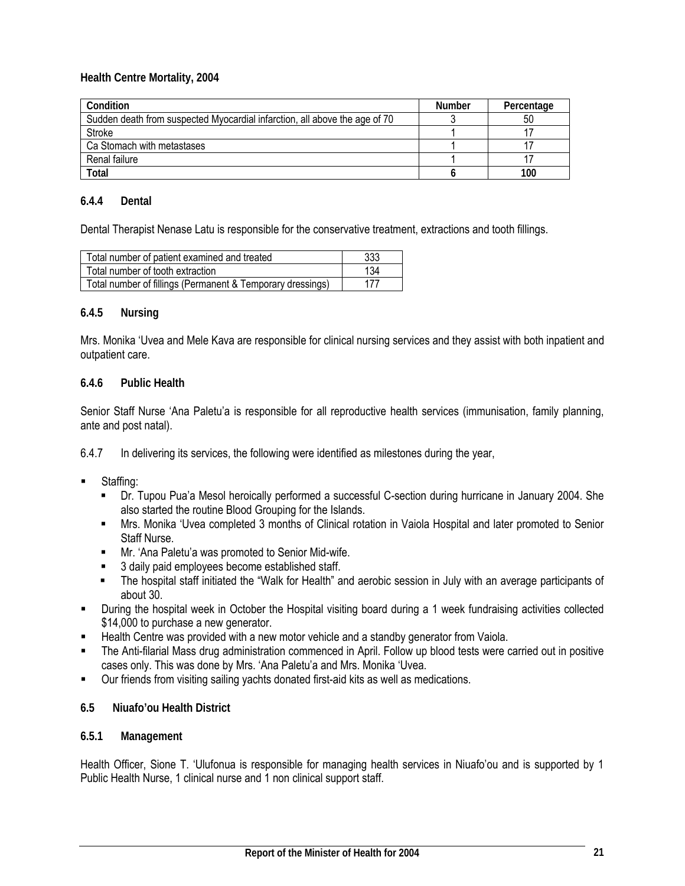**Health Centre Mortality, 2004**

| Condition | Number | Percentage |
|---|---|---|
| Sudden death from suspected Myocardial infarction, all above the age of 70 | 3 | 50 |
| Stroke | 1 | 17 |
| Ca Stomach with metastases | 1 | 17 |
| Renal failure | 1 | 17 |
| **Total** | **6** | **100** |

### 6.4.4 Dental

Dental Therapist Nenase Latu is responsible for the conservative treatment, extractions and tooth fillings.

| | |
|---|---|
| Total number of patient examined and treated | 333 |
| Total number of tooth extraction | 134 |
| Total number of fillings (Permanent & Temporary dressings) | 177 |

### 6.4.5 Nursing

Mrs. Monika 'Uvea and Mele Kava are responsible for clinical nursing services and they assist with both inpatient and outpatient care.

### 6.4.6 Public Health

Senior Staff Nurse 'Ana Paletu'a is responsible for all reproductive health services (immunisation, family planning, ante and post natal).

6.4.7 In delivering its services, the following were identified as milestones during the year,

- Staffing:
  - Dr. Tupou Pua'a Mesol heroically performed a successful C-section during hurricane in January 2004. She also started the routine Blood Grouping for the Islands.
  - Mrs. Monika 'Uvea completed 3 months of Clinical rotation in Vaiola Hospital and later promoted to Senior Staff Nurse.
  - Mr. 'Ana Paletu'a was promoted to Senior Mid-wife.
  - 3 daily paid employees become established staff.
  - The hospital staff initiated the "Walk for Health" and aerobic session in July with an average participants of about 30.
- During the hospital week in October the Hospital visiting board during a 1 week fundraising activities collected $14,000 to purchase a new generator.
- Health Centre was provided with a new motor vehicle and a standby generator from Vaiola.
- The Anti-filarial Mass drug administration commenced in April. Follow up blood tests were carried out in positive cases only. This was done by Mrs. 'Ana Paletu'a and Mrs. Monika 'Uvea.
- Our friends from visiting sailing yachts donated first-aid kits as well as medications.

## 6.5 Niuafo'ou Health District

### 6.5.1 Management

Health Officer, Sione T. 'Ulufonua is responsible for managing health services in Niuafo'ou and is supported by 1 Public Health Nurse, 1 clinical nurse and 1 non clinical support staff.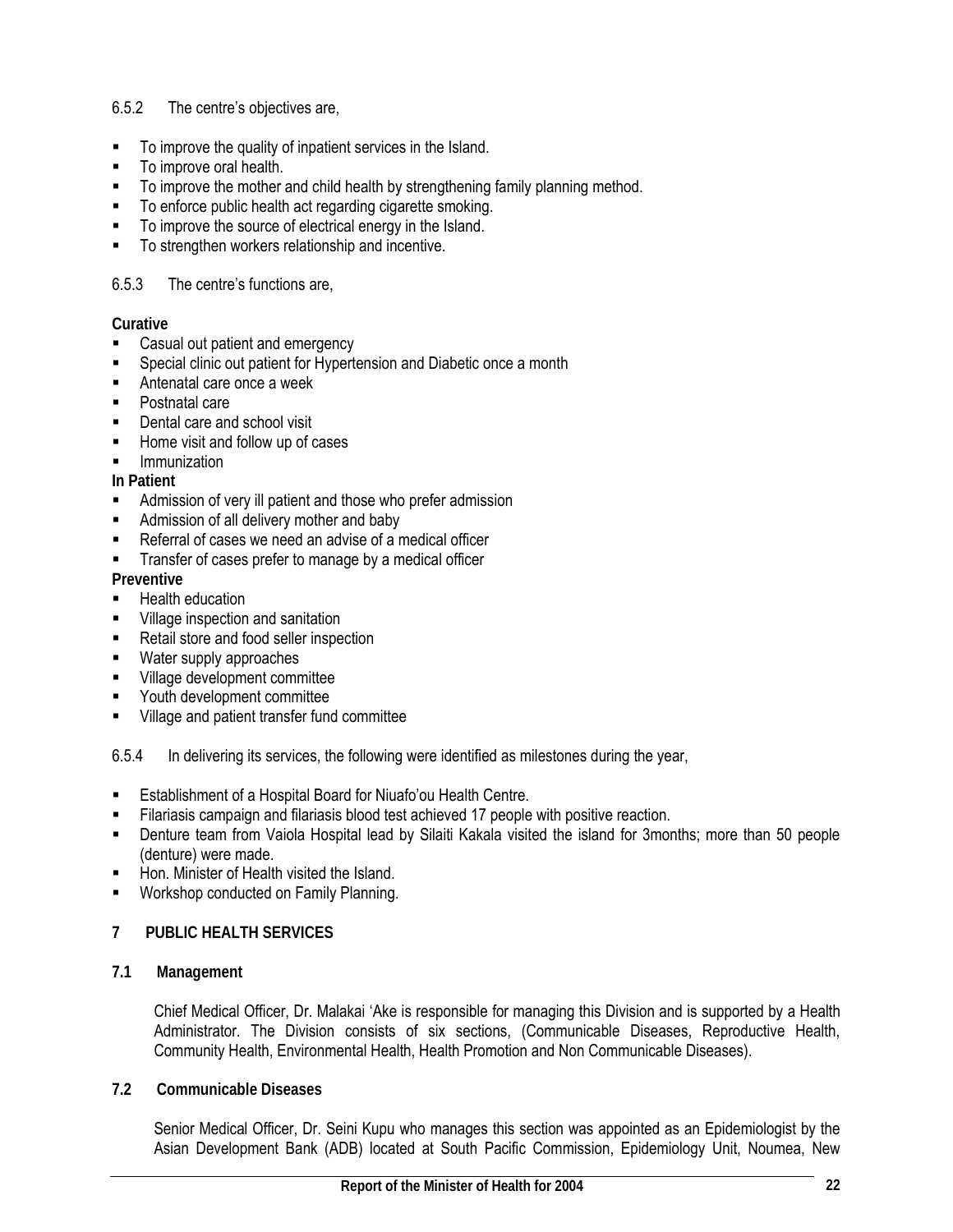6.5.2 The centre's objectives are,

- To improve the quality of inpatient services in the Island.
- To improve oral health.
- To improve the mother and child health by strengthening family planning method.
- To enforce public health act regarding cigarette smoking.
- To improve the source of electrical energy in the Island.
- To strengthen workers relationship and incentive.

6.5.3 The centre's functions are,

**Curative**

- Casual out patient and emergency
- Special clinic out patient for Hypertension and Diabetic once a month
- Antenatal care once a week
- Postnatal care
- Dental care and school visit
- Home visit and follow up of cases
- Immunization

**In Patient**

- Admission of very ill patient and those who prefer admission
- Admission of all delivery mother and baby
- Referral of cases we need an advise of a medical officer
- Transfer of cases prefer to manage by a medical officer

**Preventive**

- Health education
- Village inspection and sanitation
- Retail store and food seller inspection
- Water supply approaches
- Village development committee
- Youth development committee
- Village and patient transfer fund committee

6.5.4 In delivering its services, the following were identified as milestones during the year,

- Establishment of a Hospital Board for Niuafo'ou Health Centre.
- Filariasis campaign and filariasis blood test achieved 17 people with positive reaction.
- Denture team from Vaiola Hospital lead by Silaiti Kakala visited the island for 3months; more than 50 people (denture) were made.
- Hon. Minister of Health visited the Island.
- Workshop conducted on Family Planning.

## 7 PUBLIC HEALTH SERVICES

### 7.1 Management

Chief Medical Officer, Dr. Malakai 'Ake is responsible for managing this Division and is supported by a Health Administrator. The Division consists of six sections, (Communicable Diseases, Reproductive Health, Community Health, Environmental Health, Health Promotion and Non Communicable Diseases).

### 7.2 Communicable Diseases

Senior Medical Officer, Dr. Seini Kupu who manages this section was appointed as an Epidemiologist by the Asian Development Bank (ADB) located at South Pacific Commission, Epidemiology Unit, Noumea, New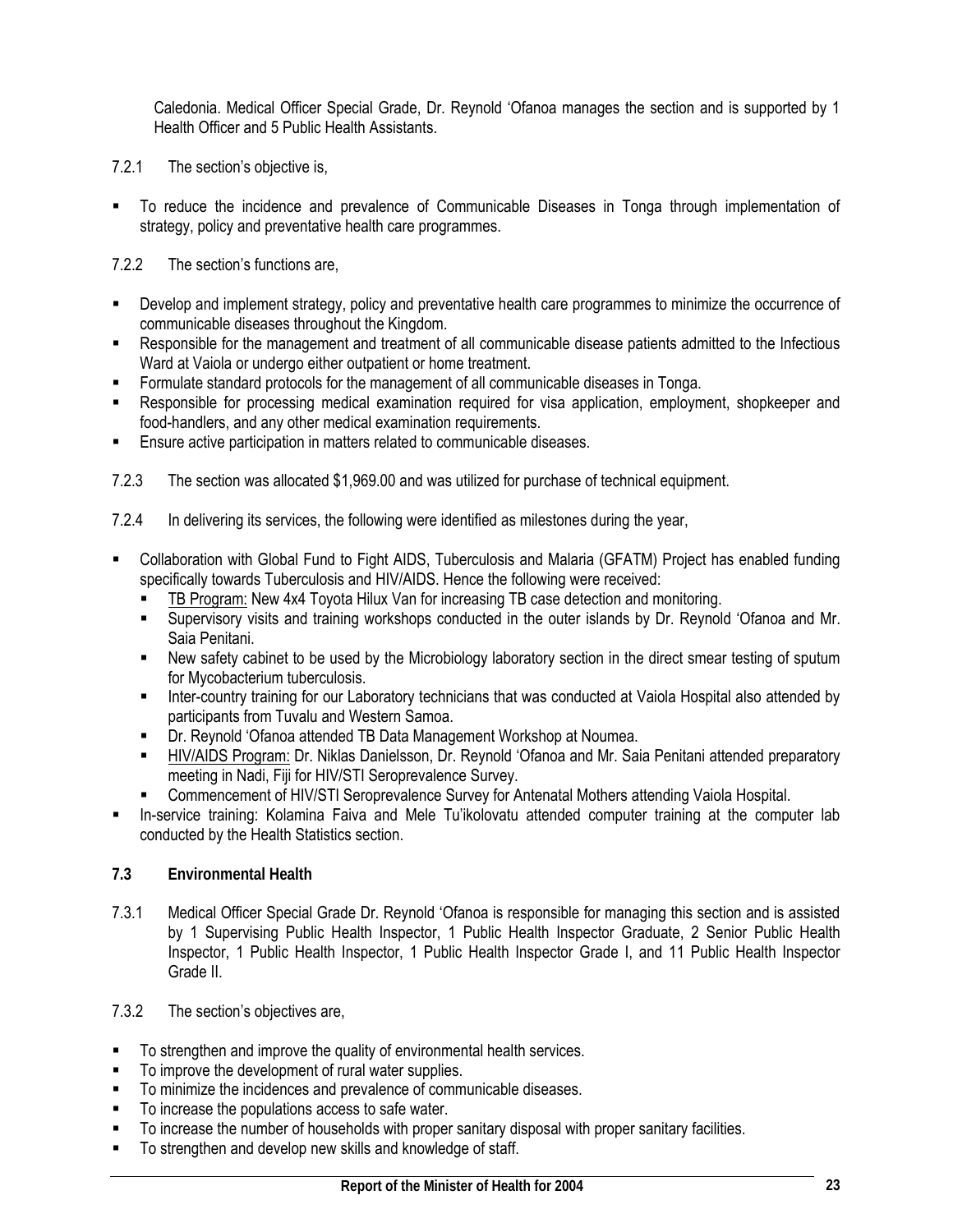Caledonia. Medical Officer Special Grade, Dr. Reynold 'Ofanoa manages the section and is supported by 1 Health Officer and 5 Public Health Assistants.

7.2.1 The section's objective is,

- To reduce the incidence and prevalence of Communicable Diseases in Tonga through implementation of strategy, policy and preventative health care programmes.

7.2.2 The section's functions are,

- Develop and implement strategy, policy and preventative health care programmes to minimize the occurrence of communicable diseases throughout the Kingdom.
- Responsible for the management and treatment of all communicable disease patients admitted to the Infectious Ward at Vaiola or undergo either outpatient or home treatment.
- Formulate standard protocols for the management of all communicable diseases in Tonga.
- Responsible for processing medical examination required for visa application, employment, shopkeeper and food-handlers, and any other medical examination requirements.
- Ensure active participation in matters related to communicable diseases.

7.2.3 The section was allocated $1,969.00 and was utilized for purchase of technical equipment.

7.2.4 In delivering its services, the following were identified as milestones during the year,

- Collaboration with Global Fund to Fight AIDS, Tuberculosis and Malaria (GFATM) Project has enabled funding specifically towards Tuberculosis and HIV/AIDS. Hence the following were received:
  - TB Program: New 4x4 Toyota Hilux Van for increasing TB case detection and monitoring.
  - Supervisory visits and training workshops conducted in the outer islands by Dr. Reynold 'Ofanoa and Mr. Saia Penitani.
  - New safety cabinet to be used by the Microbiology laboratory section in the direct smear testing of sputum for Mycobacterium tuberculosis.
  - Inter-country training for our Laboratory technicians that was conducted at Vaiola Hospital also attended by participants from Tuvalu and Western Samoa.
  - Dr. Reynold 'Ofanoa attended TB Data Management Workshop at Noumea.
  - HIV/AIDS Program: Dr. Niklas Danielsson, Dr. Reynold 'Ofanoa and Mr. Saia Penitani attended preparatory meeting in Nadi, Fiji for HIV/STI Seroprevalence Survey.
  - Commencement of HIV/STI Seroprevalence Survey for Antenatal Mothers attending Vaiola Hospital.
- In-service training: Kolamina Faiva and Mele Tu'ikolovatu attended computer training at the computer lab conducted by the Health Statistics section.

### 7.3 Environmental Health

7.3.1 Medical Officer Special Grade Dr. Reynold 'Ofanoa is responsible for managing this section and is assisted by 1 Supervising Public Health Inspector, 1 Public Health Inspector Graduate, 2 Senior Public Health Inspector, 1 Public Health Inspector, 1 Public Health Inspector Grade I, and 11 Public Health Inspector Grade II.

7.3.2 The section's objectives are,

- To strengthen and improve the quality of environmental health services.
- To improve the development of rural water supplies.
- To minimize the incidences and prevalence of communicable diseases.
- To increase the populations access to safe water.
- To increase the number of households with proper sanitary disposal with proper sanitary facilities.
- To strengthen and develop new skills and knowledge of staff.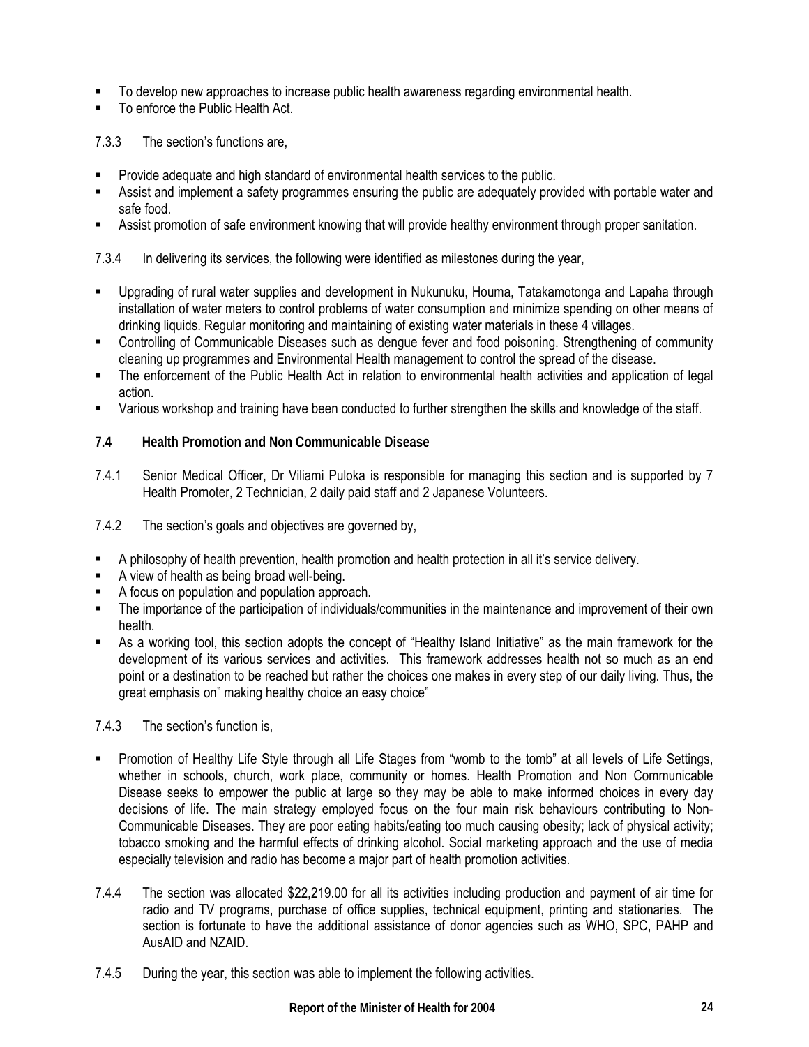- To develop new approaches to increase public health awareness regarding environmental health.
- To enforce the Public Health Act.

7.3.3 The section's functions are,

- Provide adequate and high standard of environmental health services to the public.
- Assist and implement a safety programmes ensuring the public are adequately provided with portable water and safe food.
- Assist promotion of safe environment knowing that will provide healthy environment through proper sanitation.

7.3.4 In delivering its services, the following were identified as milestones during the year,

- Upgrading of rural water supplies and development in Nukunuku, Houma, Tatakamotonga and Lapaha through installation of water meters to control problems of water consumption and minimize spending on other means of drinking liquids. Regular monitoring and maintaining of existing water materials in these 4 villages.
- Controlling of Communicable Diseases such as dengue fever and food poisoning. Strengthening of community cleaning up programmes and Environmental Health management to control the spread of the disease.
- The enforcement of the Public Health Act in relation to environmental health activities and application of legal action.
- Various workshop and training have been conducted to further strengthen the skills and knowledge of the staff.

### 7.4 Health Promotion and Non Communicable Disease

7.4.1 Senior Medical Officer, Dr Viliami Puloka is responsible for managing this section and is supported by 7 Health Promoter, 2 Technician, 2 daily paid staff and 2 Japanese Volunteers.

7.4.2 The section's goals and objectives are governed by,

- A philosophy of health prevention, health promotion and health protection in all it's service delivery.
- A view of health as being broad well-being.
- A focus on population and population approach.
- The importance of the participation of individuals/communities in the maintenance and improvement of their own health.
- As a working tool, this section adopts the concept of "Healthy Island Initiative" as the main framework for the development of its various services and activities. This framework addresses health not so much as an end point or a destination to be reached but rather the choices one makes in every step of our daily living. Thus, the great emphasis on" making healthy choice an easy choice"

7.4.3 The section's function is,

- Promotion of Healthy Life Style through all Life Stages from "womb to the tomb" at all levels of Life Settings, whether in schools, church, work place, community or homes. Health Promotion and Non Communicable Disease seeks to empower the public at large so they may be able to make informed choices in every day decisions of life. The main strategy employed focus on the four main risk behaviours contributing to Non-Communicable Diseases. They are poor eating habits/eating too much causing obesity; lack of physical activity; tobacco smoking and the harmful effects of drinking alcohol. Social marketing approach and the use of media especially television and radio has become a major part of health promotion activities.

7.4.4 The section was allocated $22,219.00 for all its activities including production and payment of air time for radio and TV programs, purchase of office supplies, technical equipment, printing and stationaries. The section is fortunate to have the additional assistance of donor agencies such as WHO, SPC, PAHP and AusAID and NZAID.

7.4.5 During the year, this section was able to implement the following activities.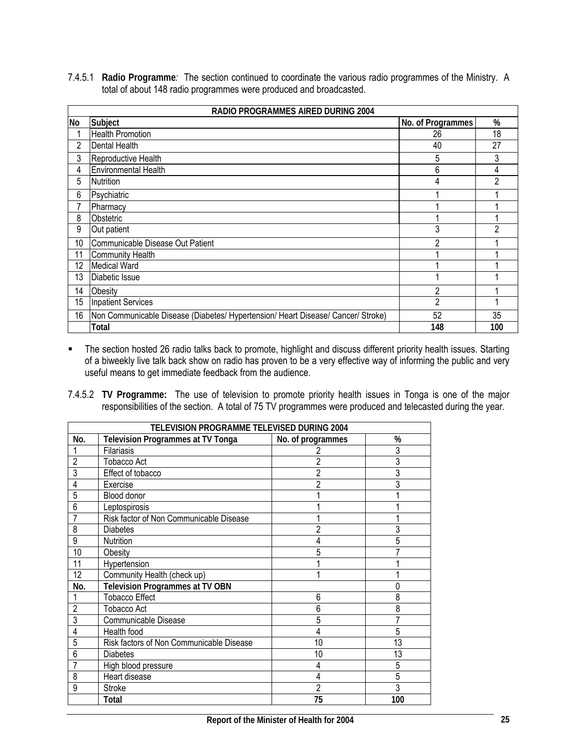7.4.5.1 **Radio Programme**: The section continued to coordinate the various radio programmes of the Ministry. A total of about 148 radio programmes were produced and broadcasted.

| RADIO PROGRAMMES AIRED DURING 2004 | | | |
|---|---|---|---|
| **No** | **Subject** | **No. of Programmes** | **%** |
| 1 | Health Promotion | 26 | 18 |
| 2 | Dental Health | 40 | 27 |
| 3 | Reproductive Health | 5 | 3 |
| 4 | Environmental Health | 6 | 4 |
| 5 | Nutrition | 4 | 2 |
| 6 | Psychiatric | 1 | 1 |
| 7 | Pharmacy | 1 | 1 |
| 8 | Obstetric | 1 | 1 |
| 9 | Out patient | 3 | 2 |
| 10 | Communicable Disease Out Patient | 2 | 1 |
| 11 | Community Health | 1 | 1 |
| 12 | Medical Ward | 1 | 1 |
| 13 | Diabetic Issue | 1 | 1 |
| 14 | Obesity | 2 | 1 |
| 15 | Inpatient Services | 2 | 1 |
| 16 | Non Communicable Disease (Diabetes/ Hypertension/ Heart Disease/ Cancer/ Stroke) | 52 | 35 |
| | **Total** | **148** | **100** |

- The section hosted 26 radio talks back to promote, highlight and discuss different priority health issues. Starting of a biweekly live talk back show on radio has proven to be a very effective way of informing the public and very useful means to get immediate feedback from the audience.

7.4.5.2 **TV Programme:** The use of television to promote priority health issues in Tonga is one of the major responsibilities of the section. A total of 75 TV programmes were produced and telecasted during the year.

| TELEVISION PROGRAMME TELEVISED DURING 2004 | | | |
|---|---|---|---|
| **No.** | **Television Programmes at TV Tonga** | **No. of programmes** | **%** |
| 1 | Filariasis | 2 | 3 |
| 2 | Tobacco Act | 2 | 3 |
| 3 | Effect of tobacco | 2 | 3 |
| 4 | Exercise | 2 | 3 |
| 5 | Blood donor | 1 | 1 |
| 6 | Leptospirosis | 1 | 1 |
| 7 | Risk factor of Non Communicable Disease | 1 | 1 |
| 8 | Diabetes | 2 | 3 |
| 9 | Nutrition | 4 | 5 |
| 10 | Obesity | 5 | 7 |
| 11 | Hypertension | 1 | 1 |
| 12 | Community Health (check up) | 1 | 1 |
| **No.** | **Television Programmes at TV OBN** | | 0 |
| 1 | Tobacco Effect | 6 | 8 |
| 2 | Tobacco Act | 6 | 8 |
| 3 | Communicable Disease | 5 | 7 |
| 4 | Health food | 4 | 5 |
| 5 | Risk factors of Non Communicable Disease | 10 | 13 |
| 6 | Diabetes | 10 | 13 |
| 7 | High blood pressure | 4 | 5 |
| 8 | Heart disease | 4 | 5 |
| 9 | Stroke | 2 | 3 |
| | **Total** | **75** | **100** |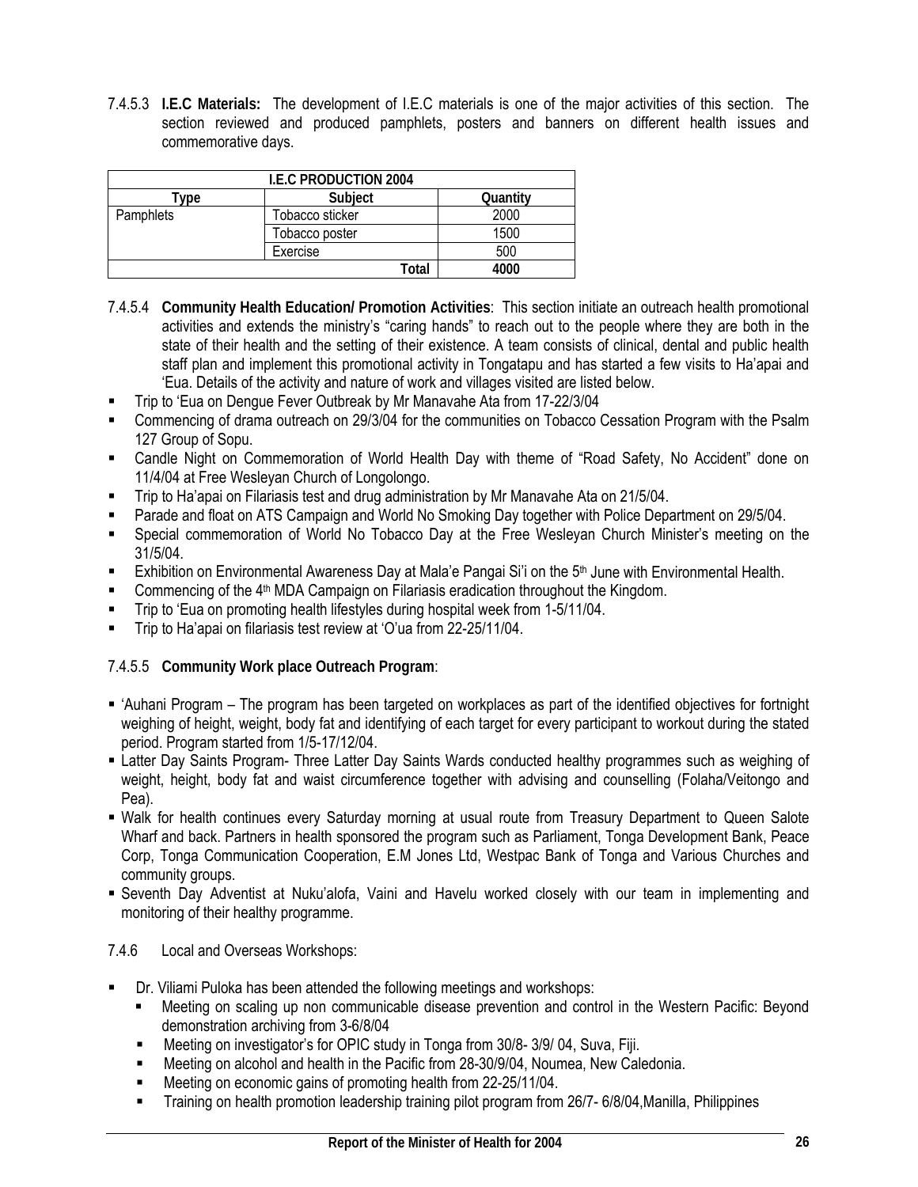7.4.5.3 **I.E.C Materials:** The development of I.E.C materials is one of the major activities of this section. The section reviewed and produced pamphlets, posters and banners on different health issues and commemorative days.

| I.E.C PRODUCTION 2004 | | |
|---|---|---|
| Type | Subject | Quantity |
| Pamphlets | Tobacco sticker | 2000 |
| | Tobacco poster | 1500 |
| | Exercise | 500 |
| | Total | 4000 |

7.4.5.4 **Community Health Education/ Promotion Activities**: This section initiate an outreach health promotional activities and extends the ministry's "caring hands" to reach out to the people where they are both in the state of their health and the setting of their existence. A team consists of clinical, dental and public health staff plan and implement this promotional activity in Tongatapu and has started a few visits to Ha'apai and 'Eua. Details of the activity and nature of work and villages visited are listed below.

- Trip to 'Eua on Dengue Fever Outbreak by Mr Manavahe Ata from 17-22/3/04
- Commencing of drama outreach on 29/3/04 for the communities on Tobacco Cessation Program with the Psalm 127 Group of Sopu.
- Candle Night on Commemoration of World Health Day with theme of "Road Safety, No Accident" done on 11/4/04 at Free Wesleyan Church of Longolongo.
- Trip to Ha'apai on Filariasis test and drug administration by Mr Manavahe Ata on 21/5/04.
- Parade and float on ATS Campaign and World No Smoking Day together with Police Department on 29/5/04.
- Special commemoration of World No Tobacco Day at the Free Wesleyan Church Minister's meeting on the 31/5/04.
- Exhibition on Environmental Awareness Day at Mala'e Pangai Si'i on the 5th June with Environmental Health.
- Commencing of the 4th MDA Campaign on Filariasis eradication throughout the Kingdom.
- Trip to 'Eua on promoting health lifestyles during hospital week from 1-5/11/04.
- Trip to Ha'apai on filariasis test review at 'O'ua from 22-25/11/04.

7.4.5.5 **Community Work place Outreach Program**:

- 'Auhani Program – The program has been targeted on workplaces as part of the identified objectives for fortnight weighing of height, weight, body fat and identifying of each target for every participant to workout during the stated period. Program started from 1/5-17/12/04.
- Latter Day Saints Program- Three Latter Day Saints Wards conducted healthy programmes such as weighing of weight, height, body fat and waist circumference together with advising and counselling (Folaha/Veitongo and Pea).
- Walk for health continues every Saturday morning at usual route from Treasury Department to Queen Salote Wharf and back. Partners in health sponsored the program such as Parliament, Tonga Development Bank, Peace Corp, Tonga Communication Cooperation, E.M Jones Ltd, Westpac Bank of Tonga and Various Churches and community groups.
- Seventh Day Adventist at Nuku'alofa, Vaini and Havelu worked closely with our team in implementing and monitoring of their healthy programme.

7.4.6 Local and Overseas Workshops:

- Dr. Viliami Puloka has been attended the following meetings and workshops:
  - Meeting on scaling up non communicable disease prevention and control in the Western Pacific: Beyond demonstration archiving from 3-6/8/04
  - Meeting on investigator's for OPIC study in Tonga from 30/8- 3/9/ 04, Suva, Fiji.
  - Meeting on alcohol and health in the Pacific from 28-30/9/04, Noumea, New Caledonia.
  - Meeting on economic gains of promoting health from 22-25/11/04.
  - Training on health promotion leadership training pilot program from 26/7- 6/8/04,Manilla, Philippines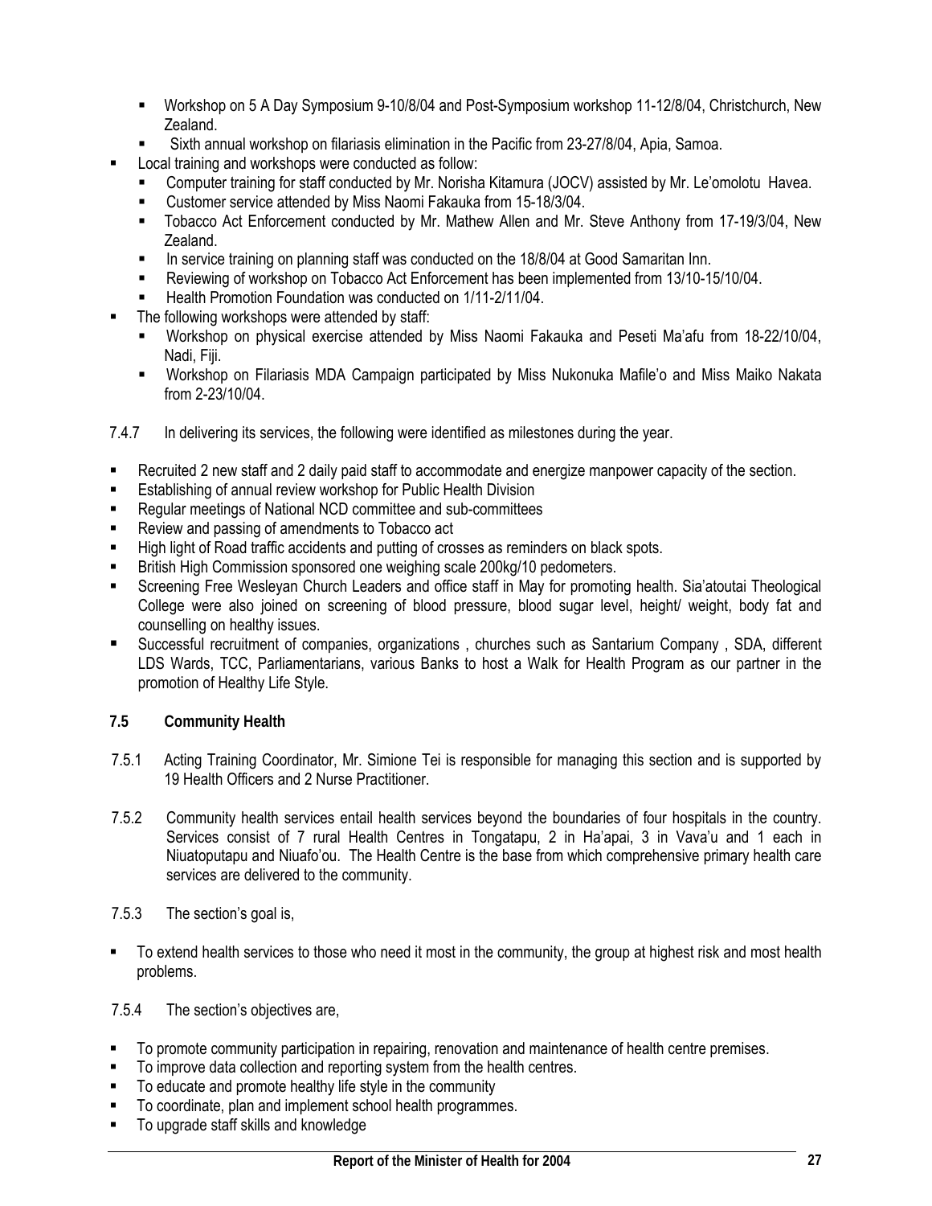- Workshop on 5 A Day Symposium 9-10/8/04 and Post-Symposium workshop 11-12/8/04, Christchurch, New Zealand.
  - Sixth annual workshop on filariasis elimination in the Pacific from 23-27/8/04, Apia, Samoa.
- Local training and workshops were conducted as follow:
  - Computer training for staff conducted by Mr. Norisha Kitamura (JOCV) assisted by Mr. Le'omolotu Havea.
  - Customer service attended by Miss Naomi Fakauka from 15-18/3/04.
  - Tobacco Act Enforcement conducted by Mr. Mathew Allen and Mr. Steve Anthony from 17-19/3/04, New Zealand.
  - In service training on planning staff was conducted on the 18/8/04 at Good Samaritan Inn.
  - Reviewing of workshop on Tobacco Act Enforcement has been implemented from 13/10-15/10/04.
  - Health Promotion Foundation was conducted on 1/11-2/11/04.
- The following workshops were attended by staff:
  - Workshop on physical exercise attended by Miss Naomi Fakauka and Peseti Ma'afu from 18-22/10/04, Nadi, Fiji.
  - Workshop on Filariasis MDA Campaign participated by Miss Nukonuka Mafile'o and Miss Maiko Nakata from 2-23/10/04.

7.4.7 In delivering its services, the following were identified as milestones during the year.

- Recruited 2 new staff and 2 daily paid staff to accommodate and energize manpower capacity of the section.
- Establishing of annual review workshop for Public Health Division
- Regular meetings of National NCD committee and sub-committees
- Review and passing of amendments to Tobacco act
- High light of Road traffic accidents and putting of crosses as reminders on black spots.
- British High Commission sponsored one weighing scale 200kg/10 pedometers.
- Screening Free Wesleyan Church Leaders and office staff in May for promoting health. Sia'atoutai Theological College were also joined on screening of blood pressure, blood sugar level, height/ weight, body fat and counselling on healthy issues.
- Successful recruitment of companies, organizations , churches such as Santarium Company , SDA, different LDS Wards, TCC, Parliamentarians, various Banks to host a Walk for Health Program as our partner in the promotion of Healthy Life Style.

### 7.5 Community Health

7.5.1 Acting Training Coordinator, Mr. Simione Tei is responsible for managing this section and is supported by 19 Health Officers and 2 Nurse Practitioner.

7.5.2 Community health services entail health services beyond the boundaries of four hospitals in the country. Services consist of 7 rural Health Centres in Tongatapu, 2 in Ha'apai, 3 in Vava'u and 1 each in Niuatoputapu and Niuafo'ou. The Health Centre is the base from which comprehensive primary health care services are delivered to the community.

7.5.3 The section's goal is,

- To extend health services to those who need it most in the community, the group at highest risk and most health problems.

7.5.4 The section's objectives are,

- To promote community participation in repairing, renovation and maintenance of health centre premises.
- To improve data collection and reporting system from the health centres.
- To educate and promote healthy life style in the community
- To coordinate, plan and implement school health programmes.
- To upgrade staff skills and knowledge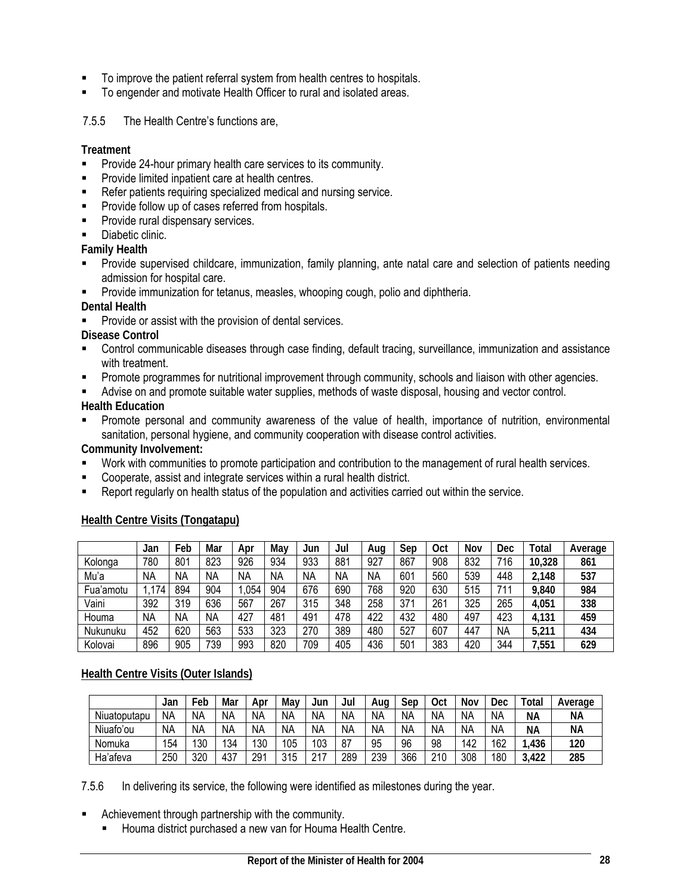- To improve the patient referral system from health centres to hospitals.
- To engender and motivate Health Officer to rural and isolated areas.

7.5.5 The Health Centre's functions are,

**Treatment**

- Provide 24-hour primary health care services to its community.
- Provide limited inpatient care at health centres.
- Refer patients requiring specialized medical and nursing service.
- Provide follow up of cases referred from hospitals.
- Provide rural dispensary services.
- Diabetic clinic.

**Family Health**

- Provide supervised childcare, immunization, family planning, ante natal care and selection of patients needing admission for hospital care.
- Provide immunization for tetanus, measles, whooping cough, polio and diphtheria.

**Dental Health**

- Provide or assist with the provision of dental services.

**Disease Control**

- Control communicable diseases through case finding, default tracing, surveillance, immunization and assistance with treatment.
- Promote programmes for nutritional improvement through community, schools and liaison with other agencies.
- Advise on and promote suitable water supplies, methods of waste disposal, housing and vector control.

**Health Education**

- Promote personal and community awareness of the value of health, importance of nutrition, environmental sanitation, personal hygiene, and community cooperation with disease control activities.

**Community Involvement:**

- Work with communities to promote participation and contribution to the management of rural health services.
- Cooperate, assist and integrate services within a rural health district.
- Report regularly on health status of the population and activities carried out within the service.

**Health Centre Visits (Tongatapu)**

| | Jan | Feb | Mar | Apr | May | Jun | Jul | Aug | Sep | Oct | Nov | Dec | Total | Average |
|---|---|---|---|---|---|---|---|---|---|---|---|---|---|---|
| Kolonga | 780 | 801 | 823 | 926 | 934 | 933 | 881 | 927 | 867 | 908 | 832 | 716 | **10,328** | **861** |
| Mu'a | NA | NA | NA | NA | NA | NA | NA | NA | 601 | 560 | 539 | 448 | **2,148** | **537** |
| Fua'amotu | 1,174 | 894 | 904 | 1,054 | 904 | 676 | 690 | 768 | 920 | 630 | 515 | 711 | **9,840** | **984** |
| Vaini | 392 | 319 | 636 | 567 | 267 | 315 | 348 | 258 | 371 | 261 | 325 | 265 | **4,051** | **338** |
| Houma | NA | NA | NA | 427 | 481 | 491 | 478 | 422 | 432 | 480 | 497 | 423 | **4,131** | **459** |
| Nukunuku | 452 | 620 | 563 | 533 | 323 | 270 | 389 | 480 | 527 | 607 | 447 | NA | **5,211** | **434** |
| Kolovai | 896 | 905 | 739 | 993 | 820 | 709 | 405 | 436 | 501 | 383 | 420 | 344 | **7,551** | **629** |

**Health Centre Visits (Outer Islands)**

| | Jan | Feb | Mar | Apr | May | Jun | Jul | Aug | Sep | Oct | Nov | Dec | Total | Average |
|---|---|---|---|---|---|---|---|---|---|---|---|---|---|---|
| Niuatoputapu | NA | NA | NA | NA | NA | NA | NA | NA | NA | NA | NA | NA | **NA** | **NA** |
| Niuafo'ou | NA | NA | NA | NA | NA | NA | NA | NA | NA | NA | NA | NA | **NA** | **NA** |
| Nomuka | 154 | 130 | 134 | 130 | 105 | 103 | 87 | 95 | 96 | 98 | 142 | 162 | **1,436** | **120** |
| Ha'afeva | 250 | 320 | 437 | 291 | 315 | 217 | 289 | 239 | 366 | 210 | 308 | 180 | **3,422** | **285** |

7.5.6 In delivering its service, the following were identified as milestones during the year.

- Achievement through partnership with the community.
  - Houma district purchased a new van for Houma Health Centre.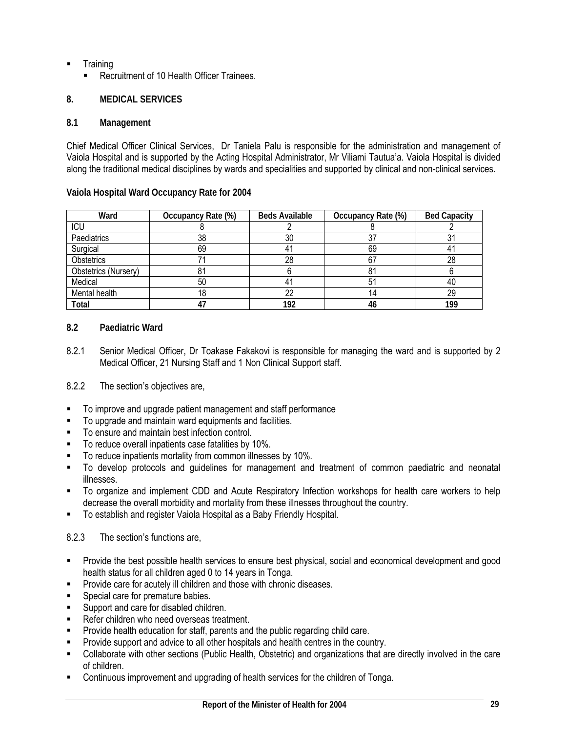- Training
  - Recruitment of 10 Health Officer Trainees.

## 8. MEDICAL SERVICES

### 8.1 Management

Chief Medical Officer Clinical Services, Dr Taniela Palu is responsible for the administration and management of Vaiola Hospital and is supported by the Acting Hospital Administrator, Mr Viliami Tautua'a. Vaiola Hospital is divided along the traditional medical disciplines by wards and specialities and supported by clinical and non-clinical services.

**Vaiola Hospital Ward Occupancy Rate for 2004**

| Ward | Occupancy Rate (%) | Beds Available | Occupancy Rate (%) | Bed Capacity |
|---|---|---|---|---|
| ICU | 8 | 2 | 8 | 2 |
| Paediatrics | 38 | 30 | 37 | 31 |
| Surgical | 69 | 41 | 69 | 41 |
| Obstetrics | 71 | 28 | 67 | 28 |
| Obstetrics (Nursery) | 81 | 6 | 81 | 6 |
| Medical | 50 | 41 | 51 | 40 |
| Mental health | 18 | 22 | 14 | 29 |
| **Total** | **47** | **192** | **46** | **199** |

### 8.2 Paediatric Ward

8.2.1 Senior Medical Officer, Dr Toakase Fakakovi is responsible for managing the ward and is supported by 2 Medical Officer, 21 Nursing Staff and 1 Non Clinical Support staff.

8.2.2 The section's objectives are,

- To improve and upgrade patient management and staff performance
- To upgrade and maintain ward equipments and facilities.
- To ensure and maintain best infection control.
- To reduce overall inpatients case fatalities by 10%.
- To reduce inpatients mortality from common illnesses by 10%.
- To develop protocols and guidelines for management and treatment of common paediatric and neonatal illnesses.
- To organize and implement CDD and Acute Respiratory Infection workshops for health care workers to help decrease the overall morbidity and mortality from these illnesses throughout the country.
- To establish and register Vaiola Hospital as a Baby Friendly Hospital.

8.2.3 The section's functions are,

- Provide the best possible health services to ensure best physical, social and economical development and good health status for all children aged 0 to 14 years in Tonga.
- Provide care for acutely ill children and those with chronic diseases.
- Special care for premature babies.
- Support and care for disabled children.
- Refer children who need overseas treatment.
- Provide health education for staff, parents and the public regarding child care.
- Provide support and advice to all other hospitals and health centres in the country.
- Collaborate with other sections (Public Health, Obstetric) and organizations that are directly involved in the care of children.
- Continuous improvement and upgrading of health services for the children of Tonga.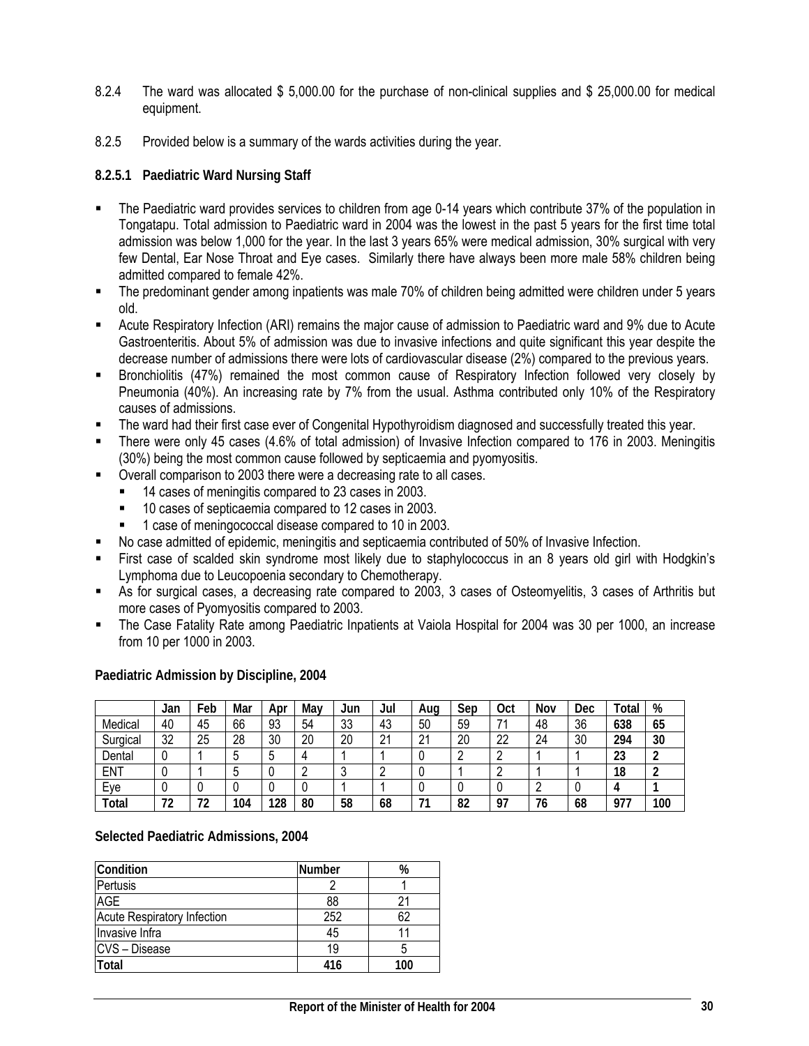8.2.4 The ward was allocated $ 5,000.00 for the purchase of non-clinical supplies and $ 25,000.00 for medical equipment.

8.2.5 Provided below is a summary of the wards activities during the year.

#### 8.2.5.1 Paediatric Ward Nursing Staff

- The Paediatric ward provides services to children from age 0-14 years which contribute 37% of the population in Tongatapu. Total admission to Paediatric ward in 2004 was the lowest in the past 5 years for the first time total admission was below 1,000 for the year. In the last 3 years 65% were medical admission, 30% surgical with very few Dental, Ear Nose Throat and Eye cases. Similarly there have always been more male 58% children being admitted compared to female 42%.
- The predominant gender among inpatients was male 70% of children being admitted were children under 5 years old.
- Acute Respiratory Infection (ARI) remains the major cause of admission to Paediatric ward and 9% due to Acute Gastroenteritis. About 5% of admission was due to invasive infections and quite significant this year despite the decrease number of admissions there were lots of cardiovascular disease (2%) compared to the previous years.
- Bronchiolitis (47%) remained the most common cause of Respiratory Infection followed very closely by Pneumonia (40%). An increasing rate by 7% from the usual. Asthma contributed only 10% of the Respiratory causes of admissions.
- The ward had their first case ever of Congenital Hypothyroidism diagnosed and successfully treated this year.
- There were only 45 cases (4.6% of total admission) of Invasive Infection compared to 176 in 2003. Meningitis (30%) being the most common cause followed by septicaemia and pyomyositis.
- Overall comparison to 2003 there were a decreasing rate to all cases.
  - 14 cases of meningitis compared to 23 cases in 2003.
  - 10 cases of septicaemia compared to 12 cases in 2003.
  - 1 case of meningococcal disease compared to 10 in 2003.
- No case admitted of epidemic, meningitis and septicaemia contributed of 50% of Invasive Infection.
- First case of scalded skin syndrome most likely due to staphylococcus in an 8 years old girl with Hodgkin's Lymphoma due to Leucopoenia secondary to Chemotherapy.
- As for surgical cases, a decreasing rate compared to 2003, 3 cases of Osteomyelitis, 3 cases of Arthritis but more cases of Pyomyositis compared to 2003.
- The Case Fatality Rate among Paediatric Inpatients at Vaiola Hospital for 2004 was 30 per 1000, an increase from 10 per 1000 in 2003.

**Paediatric Admission by Discipline, 2004**

| | Jan | Feb | Mar | Apr | May | Jun | Jul | Aug | Sep | Oct | Nov | Dec | Total | % |
|---|---|---|---|---|---|---|---|---|---|---|---|---|---|---|
| Medical | 40 | 45 | 66 | 93 | 54 | 33 | 43 | 50 | 59 | 71 | 48 | 36 | **638** | **65** |
| Surgical | 32 | 25 | 28 | 30 | 20 | 20 | 21 | 21 | 20 | 22 | 24 | 30 | **294** | **30** |
| Dental | 0 | 1 | 5 | 5 | 4 | 1 | 1 | 0 | 2 | 2 | 1 | 1 | **23** | **2** |
| ENT | 0 | 1 | 5 | 0 | 2 | 3 | 2 | 0 | 1 | 2 | 1 | 1 | **18** | **2** |
| Eye | 0 | 0 | 0 | 0 | 0 | 1 | 1 | 0 | 0 | 0 | 2 | 0 | **4** | **1** |
| **Total** | **72** | **72** | **104** | **128** | **80** | **58** | **68** | **71** | **82** | **97** | **76** | **68** | **977** | **100** |

**Selected Paediatric Admissions, 2004**

| Condition | Number | % |
|---|---|---|
| Pertusis | 2 | 1 |
| AGE | 88 | 21 |
| Acute Respiratory Infection | 252 | 62 |
| Invasive Infra | 45 | 11 |
| CVS – Disease | 19 | 5 |
| **Total** | **416** | **100** |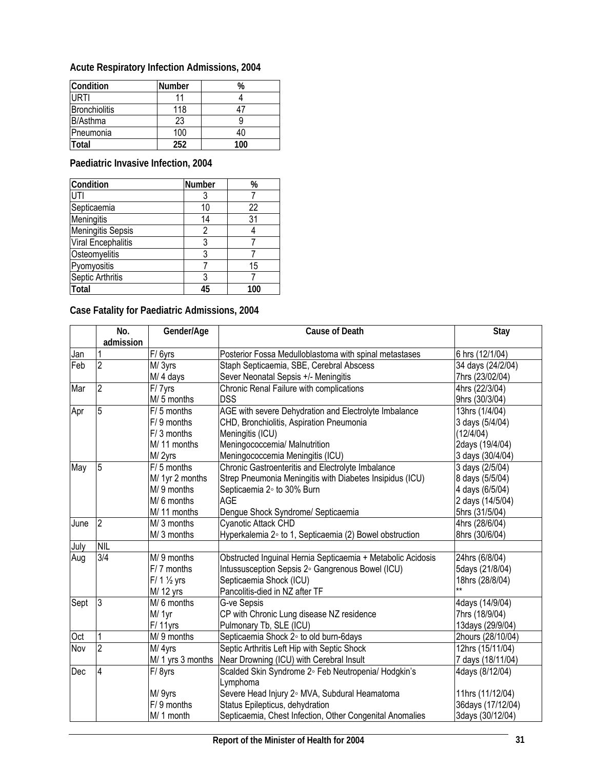### Acute Respiratory Infection Admissions, 2004

| Condition | Number | % |
|---|---|---|
| URTI | 11 | 4 |
| Bronchiolitis | 118 | 47 |
| B/Asthma | 23 | 9 |
| Pneumonia | 100 | 40 |
| **Total** | **252** | **100** |

### Paediatric Invasive Infection, 2004

| Condition | Number | % |
|---|---|---|
| UTI | 3 | 7 |
| Septicaemia | 10 | 22 |
| Meningitis | 14 | 31 |
| Meningitis Sepsis | 2 | 4 |
| Viral Encephalitis | 3 | 7 |
| Osteomyelitis | 3 | 7 |
| Pyomyositis | 7 | 15 |
| Septic Arthritis | 3 | 7 |
| **Total** | **45** | **100** |

### Case Fatality for Paediatric Admissions, 2004

| | No. admission | Gender/Age | Cause of Death | Stay |
|---|---|---|---|---|
| Jan | 1 | F/ 6yrs | Posterior Fossa Medulloblastoma with spinal metastases | 6 hrs (12/1/04) |
| Feb | 2 | M/ 3yrs | Staph Septicaemia, SBE, Cerebral Abscess | 34 days (24/2/04) |
| | | M/ 4 days | Sever Neonatal Sepsis +/- Meningitis | 7hrs (23/02/04) |
| Mar | 2 | F/ 7yrs | Chronic Renal Failure with complications | 4hrs (22/3/04) |
| | | M/ 5 months | DSS | 9hrs (30/3/04) |
| Apr | 5 | F/ 5 months | AGE with severe Dehydration and Electrolyte Imbalance | 13hrs (1/4/04) |
| | | F/ 9 months | CHD, Bronchiolitis, Aspiration Pneumonia | 3 days (5/4/04) |
| | | F/ 3 months | Meningitis (ICU) | (12/4/04) |
| | | M/ 11 months | Meningococcemia/ Malnutrition | 2days (19/4/04) |
| | | M/ 2yrs | Meningococcemia Meningitis (ICU) | 3 days (30/4/04) |
| May | 5 | F/ 5 months | Chronic Gastroenteritis and Electrolyte Imbalance | 3 days (2/5/04) |
| | | M/ 1yr 2 months | Strep Pneumonia Meningitis with Diabetes Insipidus (ICU) | 8 days (5/5/04) |
| | | M/ 9 months | Septicaemia 2◦ to 30% Burn | 4 days (6/5/04) |
| | | M/ 6 months | AGE | 2 days (14/5/04) |
| | | M/ 11 months | Dengue Shock Syndrome/ Septicaemia | 5hrs (31/5/04) |
| June | 2 | M/ 3 months | Cyanotic Attack CHD | 4hrs (28/6/04) |
| | | M/ 3 months | Hyperkalemia 2◦ to 1, Septicaemia (2) Bowel obstruction | 8hrs (30/6/04) |
| July | NIL | | | |
| Aug | 3/4 | M/ 9 months | Obstructed Inguinal Hernia Septicaemia + Metabolic Acidosis | 24hrs (6/8/04) |
| | | F/ 7 months | Intussusception Sepsis 2◦ Gangrenous Bowel (ICU) | 5days (21/8/04) |
| | | F/ 1 ½ yrs | Septicaemia Shock (ICU) | 18hrs (28/8/04) |
| | | M/ 12 yrs | Pancolitis-died in NZ after TF | ** |
| Sept | 3 | M/ 6 months | G-ve Sepsis | 4days (14/9/04) |
| | | M/ 1yr | CP with Chronic Lung disease NZ residence | 7hrs (18/9/04) |
| | | F/ 11yrs | Pulmonary Tb, SLE (ICU) | 13days (29/9/04) |
| Oct | 1 | M/ 9 months | Septicaemia Shock 2◦ to old burn-6days | 2hours (28/10/04) |
| Nov | 2 | M/ 4yrs | Septic Arthritis Left Hip with Septic Shock | 12hrs (15/11/04) |
| | | M/ 1 yrs 3 months | Near Drowning (ICU) with Cerebral Insult | 7 days (18/11/04) |
| Dec | 4 | F/ 8yrs | Scalded Skin Syndrome 2◦ Feb Neutropenia/ Hodgkin's Lymphoma | 4days (8/12/04) |
| | | M/ 9yrs | Severe Head Injury 2◦ MVA, Subdural Heamatoma | 11hrs (11/12/04) |
| | | F/ 9 months | Status Epilepticus, dehydration | 36days (17/12/04) |
| | | M/ 1 month | Septicaemia, Chest Infection, Other Congenital Anomalies | 3days (30/12/04) |

**Report of the Minister of Health for 2004**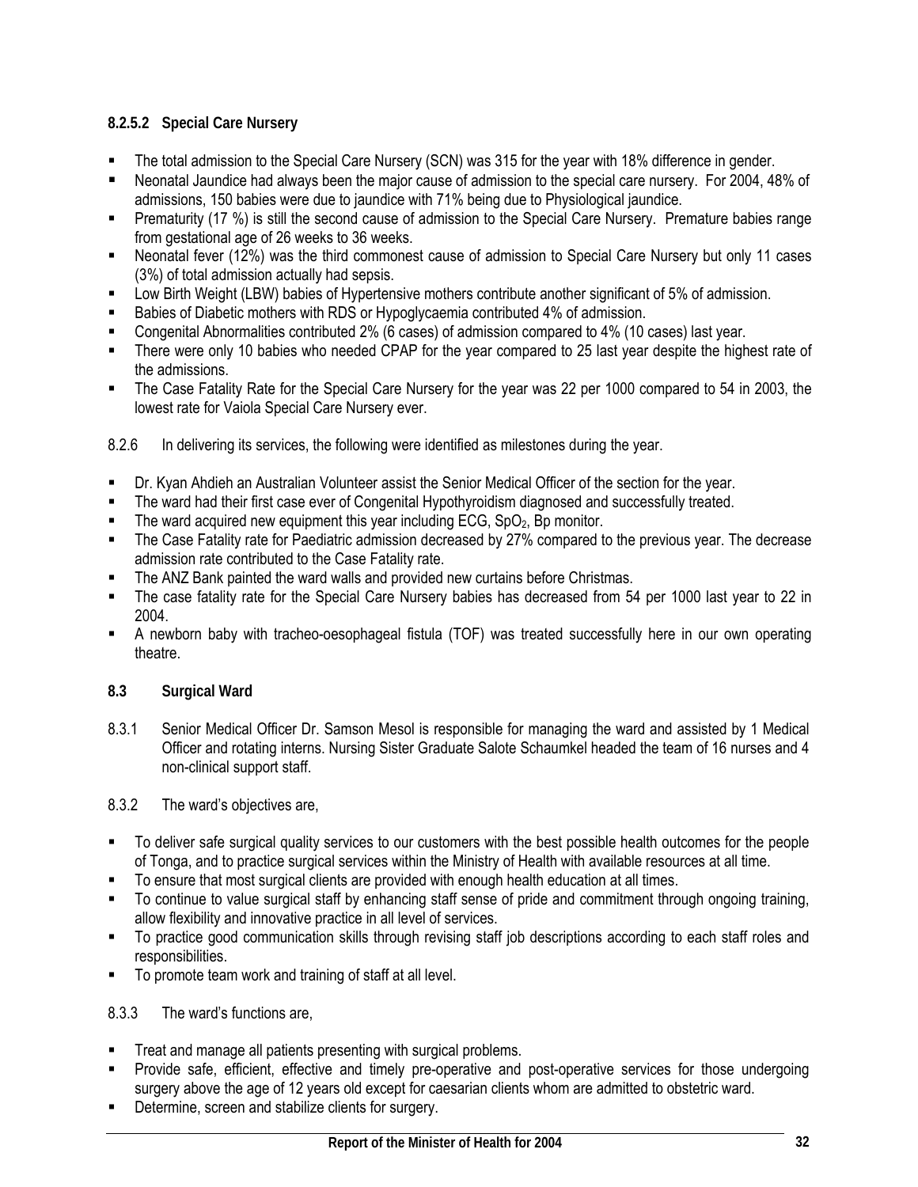#### 8.2.5.2 Special Care Nursery

- The total admission to the Special Care Nursery (SCN) was 315 for the year with 18% difference in gender.
- Neonatal Jaundice had always been the major cause of admission to the special care nursery. For 2004, 48% of admissions, 150 babies were due to jaundice with 71% being due to Physiological jaundice.
- Prematurity (17 %) is still the second cause of admission to the Special Care Nursery. Premature babies range from gestational age of 26 weeks to 36 weeks.
- Neonatal fever (12%) was the third commonest cause of admission to Special Care Nursery but only 11 cases (3%) of total admission actually had sepsis.
- Low Birth Weight (LBW) babies of Hypertensive mothers contribute another significant of 5% of admission.
- Babies of Diabetic mothers with RDS or Hypoglycaemia contributed 4% of admission.
- Congenital Abnormalities contributed 2% (6 cases) of admission compared to 4% (10 cases) last year.
- There were only 10 babies who needed CPAP for the year compared to 25 last year despite the highest rate of the admissions.
- The Case Fatality Rate for the Special Care Nursery for the year was 22 per 1000 compared to 54 in 2003, the lowest rate for Vaiola Special Care Nursery ever.

8.2.6 In delivering its services, the following were identified as milestones during the year.

- Dr. Kyan Ahdieh an Australian Volunteer assist the Senior Medical Officer of the section for the year.
- The ward had their first case ever of Congenital Hypothyroidism diagnosed and successfully treated.
- The ward acquired new equipment this year including ECG, $SpO_2$, Bp monitor.
- The Case Fatality rate for Paediatric admission decreased by 27% compared to the previous year. The decrease admission rate contributed to the Case Fatality rate.
- The ANZ Bank painted the ward walls and provided new curtains before Christmas.
- The case fatality rate for the Special Care Nursery babies has decreased from 54 per 1000 last year to 22 in 2004.
- A newborn baby with tracheo-oesophageal fistula (TOF) was treated successfully here in our own operating theatre.

### 8.3 Surgical Ward

8.3.1 Senior Medical Officer Dr. Samson Mesol is responsible for managing the ward and assisted by 1 Medical Officer and rotating interns. Nursing Sister Graduate Salote Schaumkel headed the team of 16 nurses and 4 non-clinical support staff.

8.3.2 The ward's objectives are,

- To deliver safe surgical quality services to our customers with the best possible health outcomes for the people of Tonga, and to practice surgical services within the Ministry of Health with available resources at all time.
- To ensure that most surgical clients are provided with enough health education at all times.
- To continue to value surgical staff by enhancing staff sense of pride and commitment through ongoing training, allow flexibility and innovative practice in all level of services.
- To practice good communication skills through revising staff job descriptions according to each staff roles and responsibilities.
- To promote team work and training of staff at all level.

8.3.3 The ward's functions are,

- Treat and manage all patients presenting with surgical problems.
- Provide safe, efficient, effective and timely pre-operative and post-operative services for those undergoing surgery above the age of 12 years old except for caesarian clients whom are admitted to obstetric ward.
- Determine, screen and stabilize clients for surgery.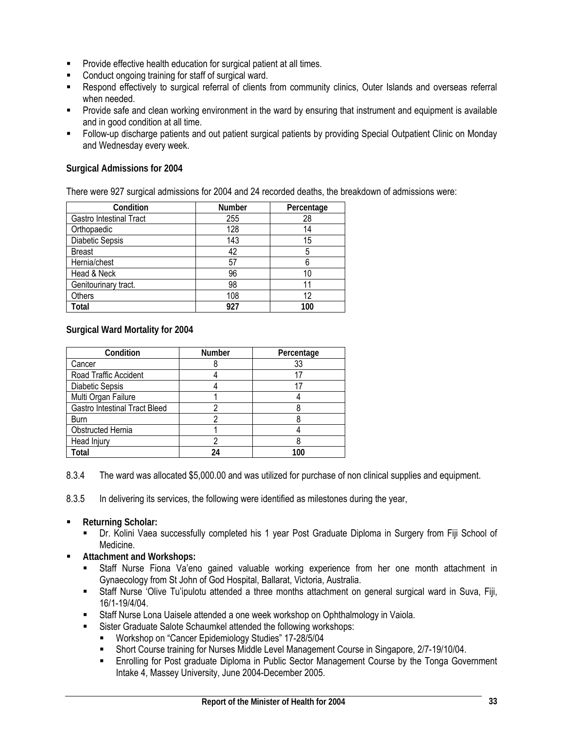- Provide effective health education for surgical patient at all times.
- Conduct ongoing training for staff of surgical ward.
- Respond effectively to surgical referral of clients from community clinics, Outer Islands and overseas referral when needed.
- Provide safe and clean working environment in the ward by ensuring that instrument and equipment is available and in good condition at all time.
- Follow-up discharge patients and out patient surgical patients by providing Special Outpatient Clinic on Monday and Wednesday every week.

**Surgical Admissions for 2004**

There were 927 surgical admissions for 2004 and 24 recorded deaths, the breakdown of admissions were:

| Condition | Number | Percentage |
|---|---|---|
| Gastro Intestinal Tract | 255 | 28 |
| Orthopaedic | 128 | 14 |
| Diabetic Sepsis | 143 | 15 |
| Breast | 42 | 5 |
| Hernia/chest | 57 | 6 |
| Head & Neck | 96 | 10 |
| Genitourinary tract. | 98 | 11 |
| Others | 108 | 12 |
| **Total** | **927** | **100** |

**Surgical Ward Mortality for 2004**

| Condition | Number | Percentage |
|---|---|---|
| Cancer | 8 | 33 |
| Road Traffic Accident | 4 | 17 |
| Diabetic Sepsis | 4 | 17 |
| Multi Organ Failure | 1 | 4 |
| Gastro Intestinal Tract Bleed | 2 | 8 |
| Burn | 2 | 8 |
| Obstructed Hernia | 1 | 4 |
| Head Injury | 2 | 8 |
| **Total** | **24** | **100** |

8.3.4 The ward was allocated $5,000.00 and was utilized for purchase of non clinical supplies and equipment.

8.3.5 In delivering its services, the following were identified as milestones during the year,

- **Returning Scholar:**
  - Dr. Kolini Vaea successfully completed his 1 year Post Graduate Diploma in Surgery from Fiji School of Medicine.
- **Attachment and Workshops:**
  - Staff Nurse Fiona Va'eno gained valuable working experience from her one month attachment in Gynaecology from St John of God Hospital, Ballarat, Victoria, Australia.
  - Staff Nurse 'Olive Tu'ipulotu attended a three months attachment on general surgical ward in Suva, Fiji, 16/1-19/4/04.
  - Staff Nurse Lona Uaisele attended a one week workshop on Ophthalmology in Vaiola.
  - Sister Graduate Salote Schaumkel attended the following workshops:
    - Workshop on "Cancer Epidemiology Studies" 17-28/5/04
    - Short Course training for Nurses Middle Level Management Course in Singapore, 2/7-19/10/04.
    - Enrolling for Post graduate Diploma in Public Sector Management Course by the Tonga Government Intake 4, Massey University, June 2004-December 2005.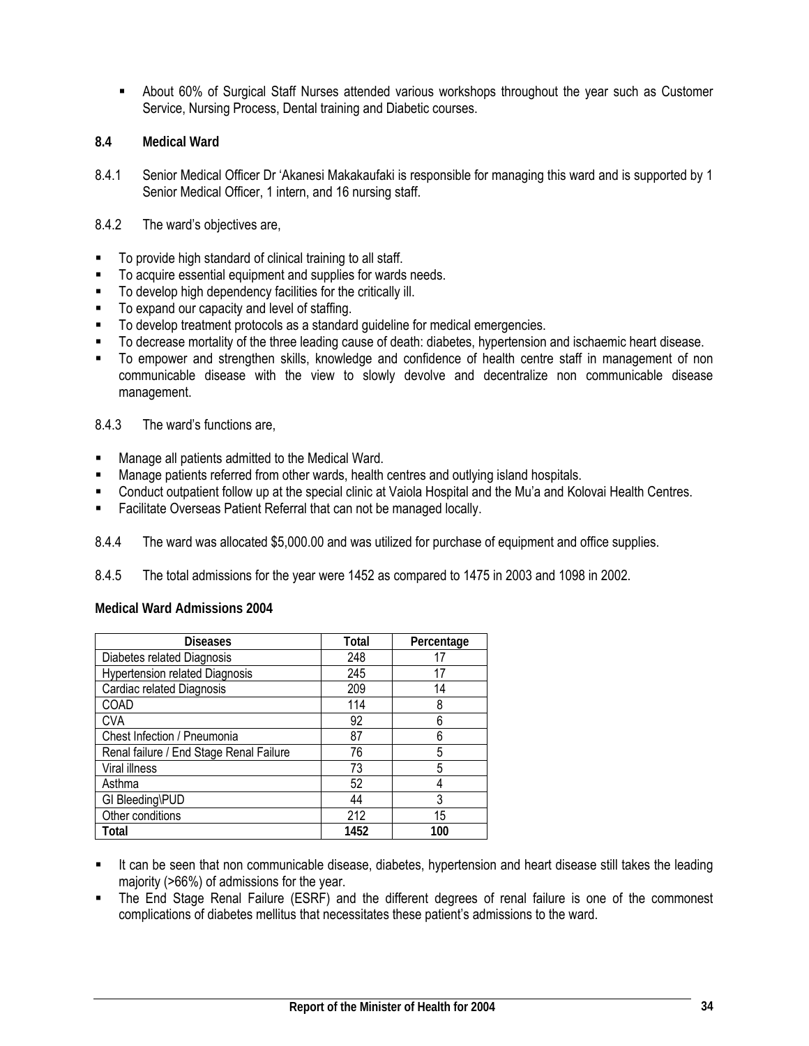- About 60% of Surgical Staff Nurses attended various workshops throughout the year such as Customer Service, Nursing Process, Dental training and Diabetic courses.

### 8.4 Medical Ward

8.4.1 Senior Medical Officer Dr 'Akanesi Makakaufaki is responsible for managing this ward and is supported by 1 Senior Medical Officer, 1 intern, and 16 nursing staff.

8.4.2 The ward's objectives are,

- To provide high standard of clinical training to all staff.
- To acquire essential equipment and supplies for wards needs.
- To develop high dependency facilities for the critically ill.
- To expand our capacity and level of staffing.
- To develop treatment protocols as a standard guideline for medical emergencies.
- To decrease mortality of the three leading cause of death: diabetes, hypertension and ischaemic heart disease.
- To empower and strengthen skills, knowledge and confidence of health centre staff in management of non communicable disease with the view to slowly devolve and decentralize non communicable disease management.

8.4.3 The ward's functions are,

- Manage all patients admitted to the Medical Ward.
- Manage patients referred from other wards, health centres and outlying island hospitals.
- Conduct outpatient follow up at the special clinic at Vaiola Hospital and the Mu'a and Kolovai Health Centres.
- Facilitate Overseas Patient Referral that can not be managed locally.

8.4.4 The ward was allocated $5,000.00 and was utilized for purchase of equipment and office supplies.

8.4.5 The total admissions for the year were 1452 as compared to 1475 in 2003 and 1098 in 2002.

**Medical Ward Admissions 2004**

| Diseases | Total | Percentage |
|---|---|---|
| Diabetes related Diagnosis | 248 | 17 |
| Hypertension related Diagnosis | 245 | 17 |
| Cardiac related Diagnosis | 209 | 14 |
| COAD | 114 | 8 |
| CVA | 92 | 6 |
| Chest Infection / Pneumonia | 87 | 6 |
| Renal failure / End Stage Renal Failure | 76 | 5 |
| Viral illness | 73 | 5 |
| Asthma | 52 | 4 |
| GI Bleeding\PUD | 44 | 3 |
| Other conditions | 212 | 15 |
| **Total** | **1452** | **100** |

- It can be seen that non communicable disease, diabetes, hypertension and heart disease still takes the leading majority (>66%) of admissions for the year.
- The End Stage Renal Failure (ESRF) and the different degrees of renal failure is one of the commonest complications of diabetes mellitus that necessitates these patient's admissions to the ward.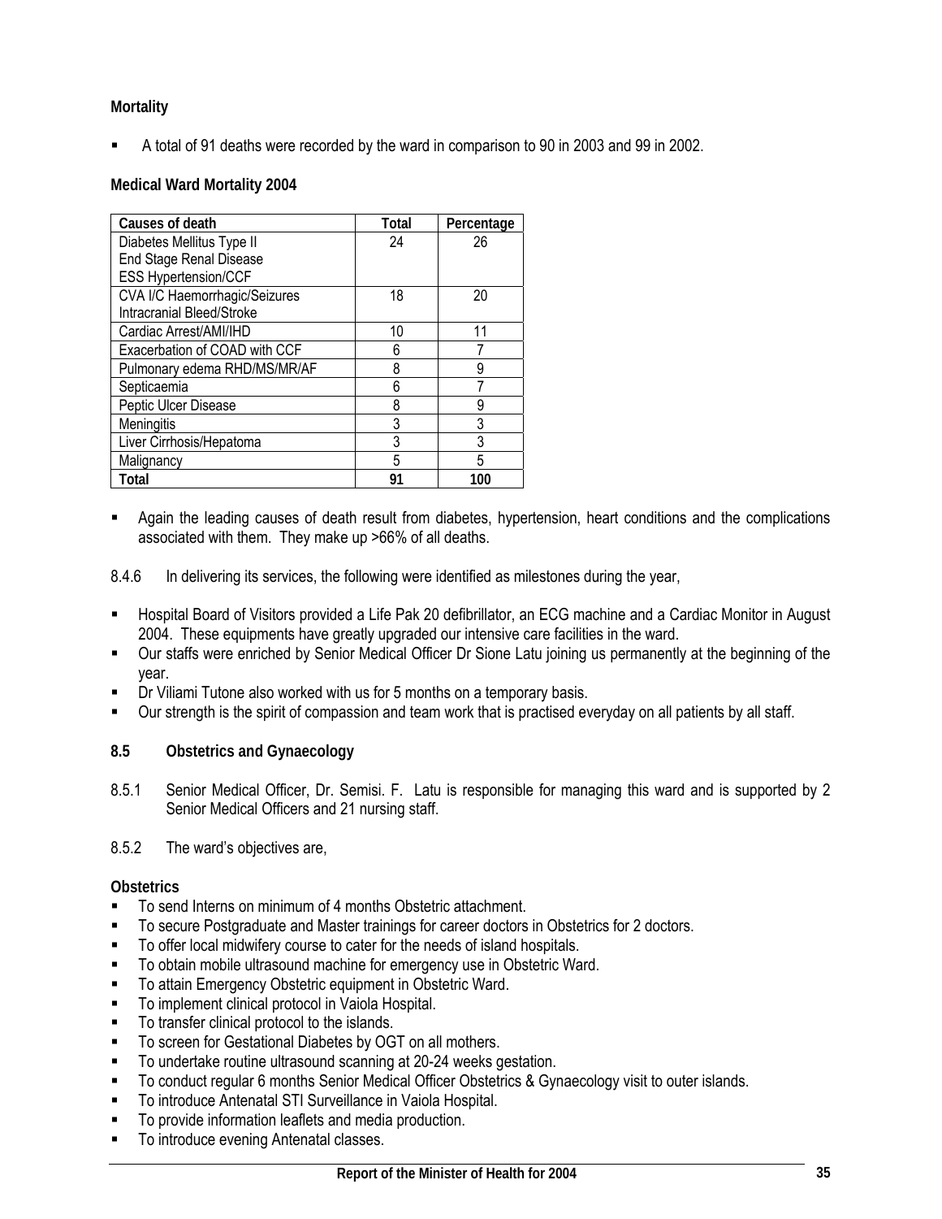**Mortality**

- A total of 91 deaths were recorded by the ward in comparison to 90 in 2003 and 99 in 2002.

**Medical Ward Mortality 2004**

| Causes of death | Total | Percentage |
|---|---|---|
| Diabetes Mellitus Type II<br>End Stage Renal Disease<br>ESS Hypertension/CCF | 24 | 26 |
| CVA I/C Haemorrhagic/Seizures<br>Intracranial Bleed/Stroke | 18 | 20 |
| Cardiac Arrest/AMI/IHD | 10 | 11 |
| Exacerbation of COAD with CCF | 6 | 7 |
| Pulmonary edema RHD/MS/MR/AF | 8 | 9 |
| Septicaemia | 6 | 7 |
| Peptic Ulcer Disease | 8 | 9 |
| Meningitis | 3 | 3 |
| Liver Cirrhosis/Hepatoma | 3 | 3 |
| Malignancy | 5 | 5 |
| **Total** | **91** | **100** |

- Again the leading causes of death result from diabetes, hypertension, heart conditions and the complications associated with them. They make up >66% of all deaths.

8.4.6 In delivering its services, the following were identified as milestones during the year,

- Hospital Board of Visitors provided a Life Pak 20 defibrillator, an ECG machine and a Cardiac Monitor in August 2004. These equipments have greatly upgraded our intensive care facilities in the ward.
- Our staffs were enriched by Senior Medical Officer Dr Sione Latu joining us permanently at the beginning of the year.
- Dr Viliami Tutone also worked with us for 5 months on a temporary basis.
- Our strength is the spirit of compassion and team work that is practised everyday on all patients by all staff.

## 8.5 Obstetrics and Gynaecology

8.5.1 Senior Medical Officer, Dr. Semisi. F. Latu is responsible for managing this ward and is supported by 2 Senior Medical Officers and 21 nursing staff.

8.5.2 The ward's objectives are,

**Obstetrics**

- To send Interns on minimum of 4 months Obstetric attachment.
- To secure Postgraduate and Master trainings for career doctors in Obstetrics for 2 doctors.
- To offer local midwifery course to cater for the needs of island hospitals.
- To obtain mobile ultrasound machine for emergency use in Obstetric Ward.
- To attain Emergency Obstetric equipment in Obstetric Ward.
- To implement clinical protocol in Vaiola Hospital.
- To transfer clinical protocol to the islands.
- To screen for Gestational Diabetes by OGT on all mothers.
- To undertake routine ultrasound scanning at 20-24 weeks gestation.
- To conduct regular 6 months Senior Medical Officer Obstetrics & Gynaecology visit to outer islands.
- To introduce Antenatal STI Surveillance in Vaiola Hospital.
- To provide information leaflets and media production.
- To introduce evening Antenatal classes.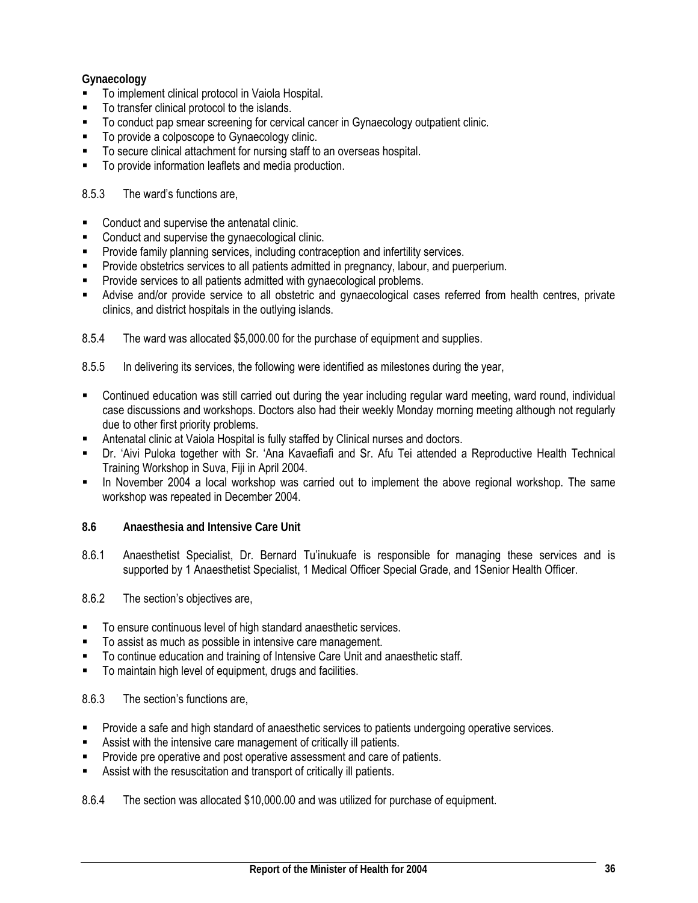**Gynaecology**

- To implement clinical protocol in Vaiola Hospital.
- To transfer clinical protocol to the islands.
- To conduct pap smear screening for cervical cancer in Gynaecology outpatient clinic.
- To provide a colposcope to Gynaecology clinic.
- To secure clinical attachment for nursing staff to an overseas hospital.
- To provide information leaflets and media production.

8.5.3 The ward's functions are,

- Conduct and supervise the antenatal clinic.
- Conduct and supervise the gynaecological clinic.
- Provide family planning services, including contraception and infertility services.
- Provide obstetrics services to all patients admitted in pregnancy, labour, and puerperium.
- Provide services to all patients admitted with gynaecological problems.
- Advise and/or provide service to all obstetric and gynaecological cases referred from health centres, private clinics, and district hospitals in the outlying islands.

8.5.4 The ward was allocated $5,000.00 for the purchase of equipment and supplies.

8.5.5 In delivering its services, the following were identified as milestones during the year,

- Continued education was still carried out during the year including regular ward meeting, ward round, individual case discussions and workshops. Doctors also had their weekly Monday morning meeting although not regularly due to other first priority problems.
- Antenatal clinic at Vaiola Hospital is fully staffed by Clinical nurses and doctors.
- Dr. 'Aivi Puloka together with Sr. 'Ana Kavaefiafi and Sr. Afu Tei attended a Reproductive Health Technical Training Workshop in Suva, Fiji in April 2004.
- In November 2004 a local workshop was carried out to implement the above regional workshop. The same workshop was repeated in December 2004.

## 8.6 Anaesthesia and Intensive Care Unit

8.6.1 Anaesthetist Specialist, Dr. Bernard Tu'inukuafe is responsible for managing these services and is supported by 1 Anaesthetist Specialist, 1 Medical Officer Special Grade, and 1Senior Health Officer.

8.6.2 The section's objectives are,

- To ensure continuous level of high standard anaesthetic services.
- To assist as much as possible in intensive care management.
- To continue education and training of Intensive Care Unit and anaesthetic staff.
- To maintain high level of equipment, drugs and facilities.

8.6.3 The section's functions are,

- Provide a safe and high standard of anaesthetic services to patients undergoing operative services.
- Assist with the intensive care management of critically ill patients.
- Provide pre operative and post operative assessment and care of patients.
- Assist with the resuscitation and transport of critically ill patients.

8.6.4 The section was allocated $10,000.00 and was utilized for purchase of equipment.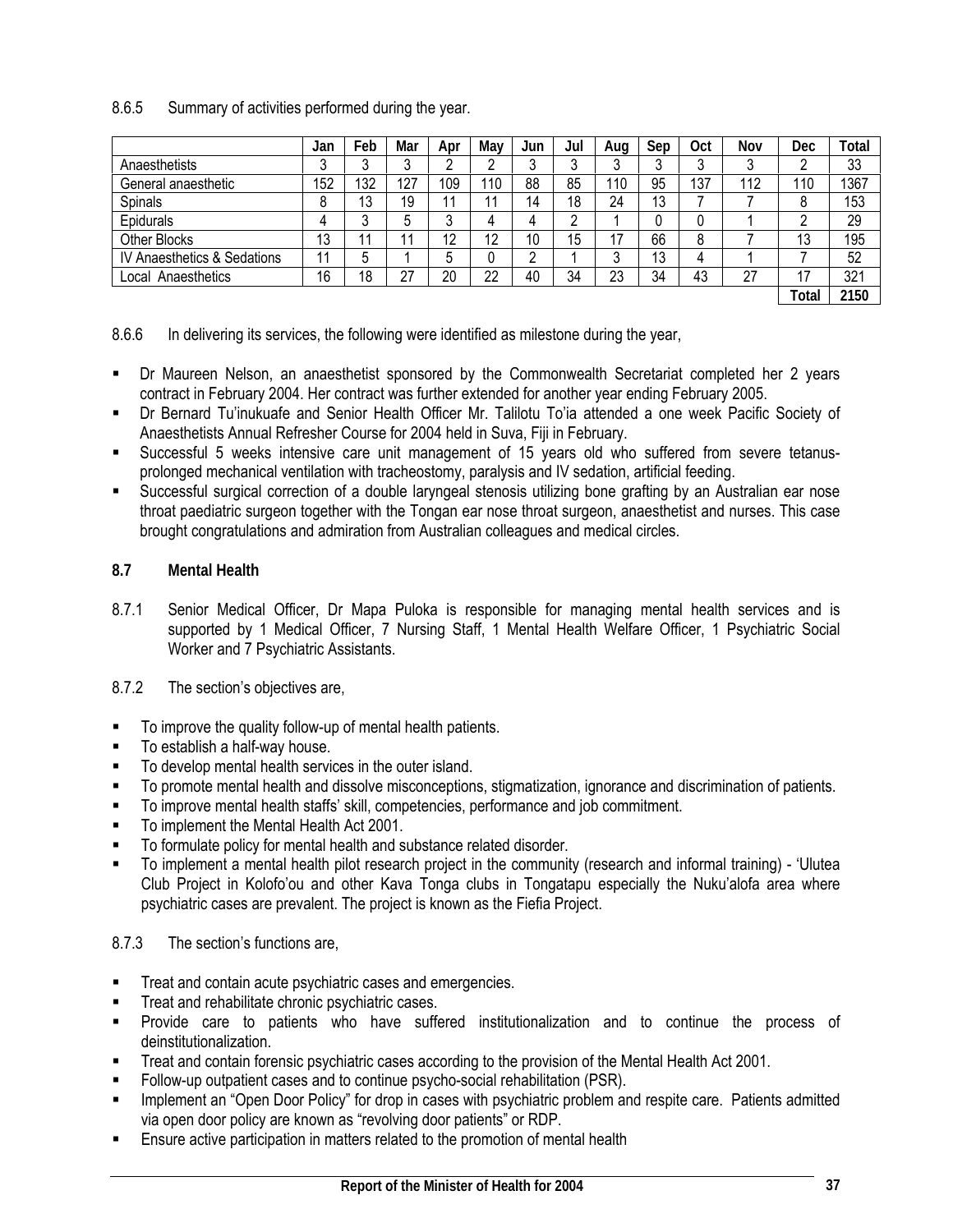8.6.5 Summary of activities performed during the year.

| | Jan | Feb | Mar | Apr | May | Jun | Jul | Aug | Sep | Oct | Nov | Dec | Total |
|---|---|---|---|---|---|---|---|---|---|---|---|---|---|
| Anaesthetists | 3 | 3 | 3 | 2 | 2 | 3 | 3 | 3 | 3 | 3 | 3 | 2 | 33 |
| General anaesthetic | 152 | 132 | 127 | 109 | 110 | 88 | 85 | 110 | 95 | 137 | 112 | 110 | 1367 |
| Spinals | 8 | 13 | 19 | 11 | 11 | 14 | 18 | 24 | 13 | 7 | 7 | 8 | 153 |
| Epidurals | 4 | 3 | 5 | 3 | 4 | 4 | 2 | 1 | 0 | 0 | 1 | 2 | 29 |
| Other Blocks | 13 | 11 | 11 | 12 | 12 | 10 | 15 | 17 | 66 | 8 | 7 | 13 | 195 |
| IV Anaesthetics & Sedations | 11 | 5 | 1 | 5 | 0 | 2 | 1 | 3 | 13 | 4 | 1 | 7 | 52 |
| Local Anaesthetics | 16 | 18 | 27 | 20 | 22 | 40 | 34 | 23 | 34 | 43 | 27 | 17 | 321 |
| | | | | | | | | | | | | **Total** | **2150** |

8.6.6 In delivering its services, the following were identified as milestone during the year,

- Dr Maureen Nelson, an anaesthetist sponsored by the Commonwealth Secretariat completed her 2 years contract in February 2004. Her contract was further extended for another year ending February 2005.
- Dr Bernard Tu'inukuafe and Senior Health Officer Mr. Talilotu To'ia attended a one week Pacific Society of Anaesthetists Annual Refresher Course for 2004 held in Suva, Fiji in February.
- Successful 5 weeks intensive care unit management of 15 years old who suffered from severe tetanus-prolonged mechanical ventilation with tracheostomy, paralysis and IV sedation, artificial feeding.
- Successful surgical correction of a double laryngeal stenosis utilizing bone grafting by an Australian ear nose throat paediatric surgeon together with the Tongan ear nose throat surgeon, anaesthetist and nurses. This case brought congratulations and admiration from Australian colleagues and medical circles.

## 8.7 Mental Health

8.7.1 Senior Medical Officer, Dr Mapa Puloka is responsible for managing mental health services and is supported by 1 Medical Officer, 7 Nursing Staff, 1 Mental Health Welfare Officer, 1 Psychiatric Social Worker and 7 Psychiatric Assistants.

8.7.2 The section's objectives are,

- To improve the quality follow-up of mental health patients.
- To establish a half-way house.
- To develop mental health services in the outer island.
- To promote mental health and dissolve misconceptions, stigmatization, ignorance and discrimination of patients.
- To improve mental health staffs' skill, competencies, performance and job commitment.
- To implement the Mental Health Act 2001.
- To formulate policy for mental health and substance related disorder.
- To implement a mental health pilot research project in the community (research and informal training) - 'Ulutea Club Project in Kolofo'ou and other Kava Tonga clubs in Tongatapu especially the Nuku'alofa area where psychiatric cases are prevalent. The project is known as the Fiefia Project.

8.7.3 The section's functions are,

- Treat and contain acute psychiatric cases and emergencies.
- Treat and rehabilitate chronic psychiatric cases.
- Provide care to patients who have suffered institutionalization and to continue the process of deinstitutionalization.
- Treat and contain forensic psychiatric cases according to the provision of the Mental Health Act 2001.
- Follow-up outpatient cases and to continue psycho-social rehabilitation (PSR).
- Implement an "Open Door Policy" for drop in cases with psychiatric problem and respite care. Patients admitted via open door policy are known as "revolving door patients" or RDP.
- Ensure active participation in matters related to the promotion of mental health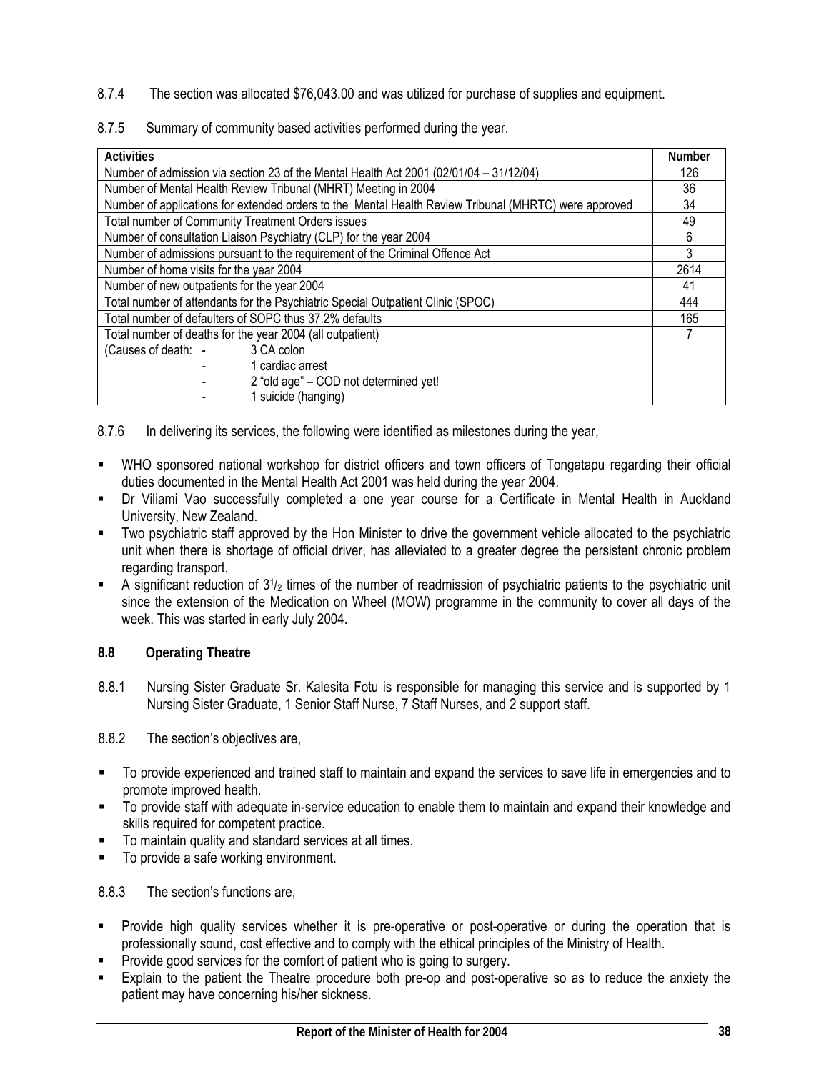8.7.4 The section was allocated $76,043.00 and was utilized for purchase of supplies and equipment.

8.7.5 Summary of community based activities performed during the year.

| Activities | Number |
|---|---|
| Number of admission via section 23 of the Mental Health Act 2001 (02/01/04 – 31/12/04) | 126 |
| Number of Mental Health Review Tribunal (MHRT) Meeting in 2004 | 36 |
| Number of applications for extended orders to the Mental Health Review Tribunal (MHRTC) were approved | 34 |
| Total number of Community Treatment Orders issues | 49 |
| Number of consultation Liaison Psychiatry (CLP) for the year 2004 | 6 |
| Number of admissions pursuant to the requirement of the Criminal Offence Act | 3 |
| Number of home visits for the year 2004 | 2614 |
| Number of new outpatients for the year 2004 | 41 |
| Total number of attendants for the Psychiatric Special Outpatient Clinic (SPOC) | 444 |
| Total number of defaulters of SOPC thus 37.2% defaults | 165 |
| Total number of deaths for the year 2004 (all outpatient)<br>(Causes of death: - 3 CA colon<br>- 1 cardiac arrest<br>- 2 "old age" – COD not determined yet!<br>- 1 suicide (hanging) | 7 |

8.7.6 In delivering its services, the following were identified as milestones during the year,

- WHO sponsored national workshop for district officers and town officers of Tongatapu regarding their official duties documented in the Mental Health Act 2001 was held during the year 2004.
- Dr Viliami Vao successfully completed a one year course for a Certificate in Mental Health in Auckland University, New Zealand.
- Two psychiatric staff approved by the Hon Minister to drive the government vehicle allocated to the psychiatric unit when there is shortage of official driver, has alleviated to a greater degree the persistent chronic problem regarding transport.
- A significant reduction of $3^1/_2$ times of the number of readmission of psychiatric patients to the psychiatric unit since the extension of the Medication on Wheel (MOW) programme in the community to cover all days of the week. This was started in early July 2004.

**8.8 Operating Theatre**

8.8.1 Nursing Sister Graduate Sr. Kalesita Fotu is responsible for managing this service and is supported by 1 Nursing Sister Graduate, 1 Senior Staff Nurse, 7 Staff Nurses, and 2 support staff.

8.8.2 The section's objectives are,

- To provide experienced and trained staff to maintain and expand the services to save life in emergencies and to promote improved health.
- To provide staff with adequate in-service education to enable them to maintain and expand their knowledge and skills required for competent practice.
- To maintain quality and standard services at all times.
- To provide a safe working environment.

8.8.3 The section's functions are,

- Provide high quality services whether it is pre-operative or post-operative or during the operation that is professionally sound, cost effective and to comply with the ethical principles of the Ministry of Health.
- Provide good services for the comfort of patient who is going to surgery.
- Explain to the patient the Theatre procedure both pre-op and post-operative so as to reduce the anxiety the patient may have concerning his/her sickness.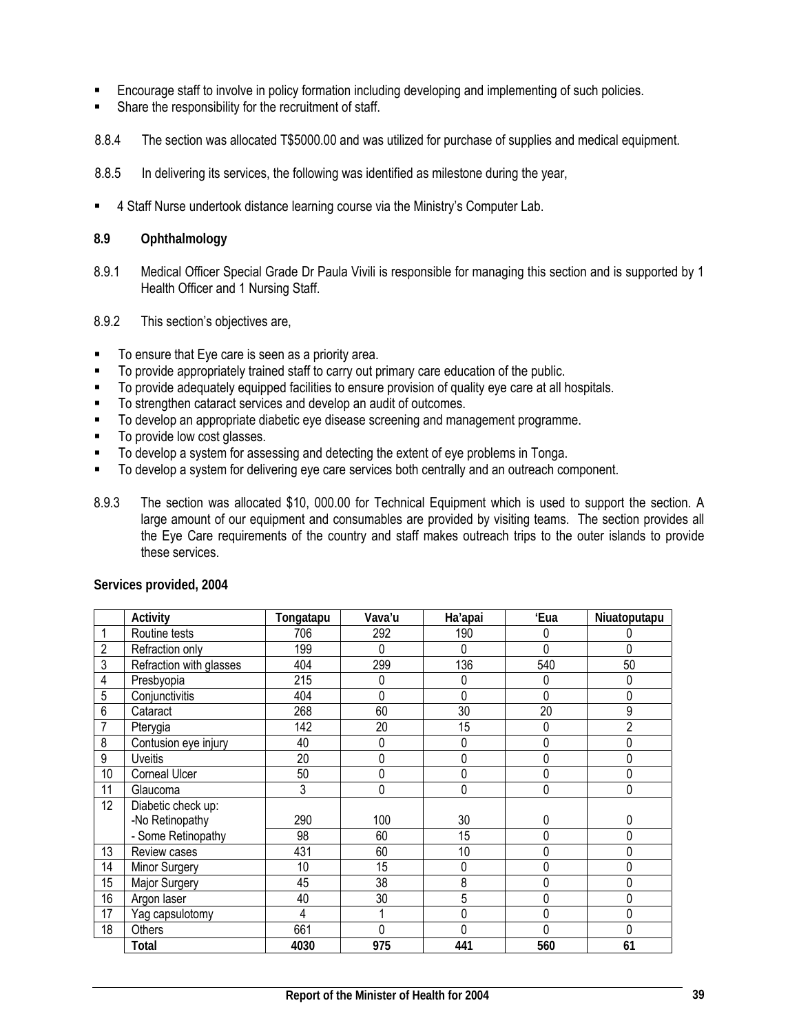- Encourage staff to involve in policy formation including developing and implementing of such policies.
- Share the responsibility for the recruitment of staff.

8.8.4 The section was allocated T$5000.00 and was utilized for purchase of supplies and medical equipment.

8.8.5 In delivering its services, the following was identified as milestone during the year,

- 4 Staff Nurse undertook distance learning course via the Ministry's Computer Lab.

### 8.9 Ophthalmology

8.9.1 Medical Officer Special Grade Dr Paula Vivili is responsible for managing this section and is supported by 1 Health Officer and 1 Nursing Staff.

8.9.2 This section's objectives are,

- To ensure that Eye care is seen as a priority area.
- To provide appropriately trained staff to carry out primary care education of the public.
- To provide adequately equipped facilities to ensure provision of quality eye care at all hospitals.
- To strengthen cataract services and develop an audit of outcomes.
- To develop an appropriate diabetic eye disease screening and management programme.
- To provide low cost glasses.
- To develop a system for assessing and detecting the extent of eye problems in Tonga.
- To develop a system for delivering eye care services both centrally and an outreach component.

8.9.3 The section was allocated $10, 000.00 for Technical Equipment which is used to support the section. A large amount of our equipment and consumables are provided by visiting teams. The section provides all the Eye Care requirements of the country and staff makes outreach trips to the outer islands to provide these services.

**Services provided, 2004**

| | Activity | Tongatapu | Vava'u | Ha'apai | 'Eua | Niuatoputapu |
|---|---|---|---|---|---|---|
| 1 | Routine tests | 706 | 292 | 190 | 0 | 0 |
| 2 | Refraction only | 199 | 0 | 0 | 0 | 0 |
| 3 | Refraction with glasses | 404 | 299 | 136 | 540 | 50 |
| 4 | Presbyopia | 215 | 0 | 0 | 0 | 0 |
| 5 | Conjunctivitis | 404 | 0 | 0 | 0 | 0 |
| 6 | Cataract | 268 | 60 | 30 | 20 | 9 |
| 7 | Pterygia | 142 | 20 | 15 | 0 | 2 |
| 8 | Contusion eye injury | 40 | 0 | 0 | 0 | 0 |
| 9 | Uveitis | 20 | 0 | 0 | 0 | 0 |
| 10 | Corneal Ulcer | 50 | 0 | 0 | 0 | 0 |
| 11 | Glaucoma | 3 | 0 | 0 | 0 | 0 |
| 12 | Diabetic check up:<br>-No Retinopathy | 290 | 100 | 30 | 0 | 0 |
| | - Some Retinopathy | 98 | 60 | 15 | 0 | 0 |
| 13 | Review cases | 431 | 60 | 10 | 0 | 0 |
| 14 | Minor Surgery | 10 | 15 | 0 | 0 | 0 |
| 15 | Major Surgery | 45 | 38 | 8 | 0 | 0 |
| 16 | Argon laser | 40 | 30 | 5 | 0 | 0 |
| 17 | Yag capsulotomy | 4 | 1 | 0 | 0 | 0 |
| 18 | Others | 661 | 0 | 0 | 0 | 0 |
| | **Total** | **4030** | **975** | **441** | **560** | **61** |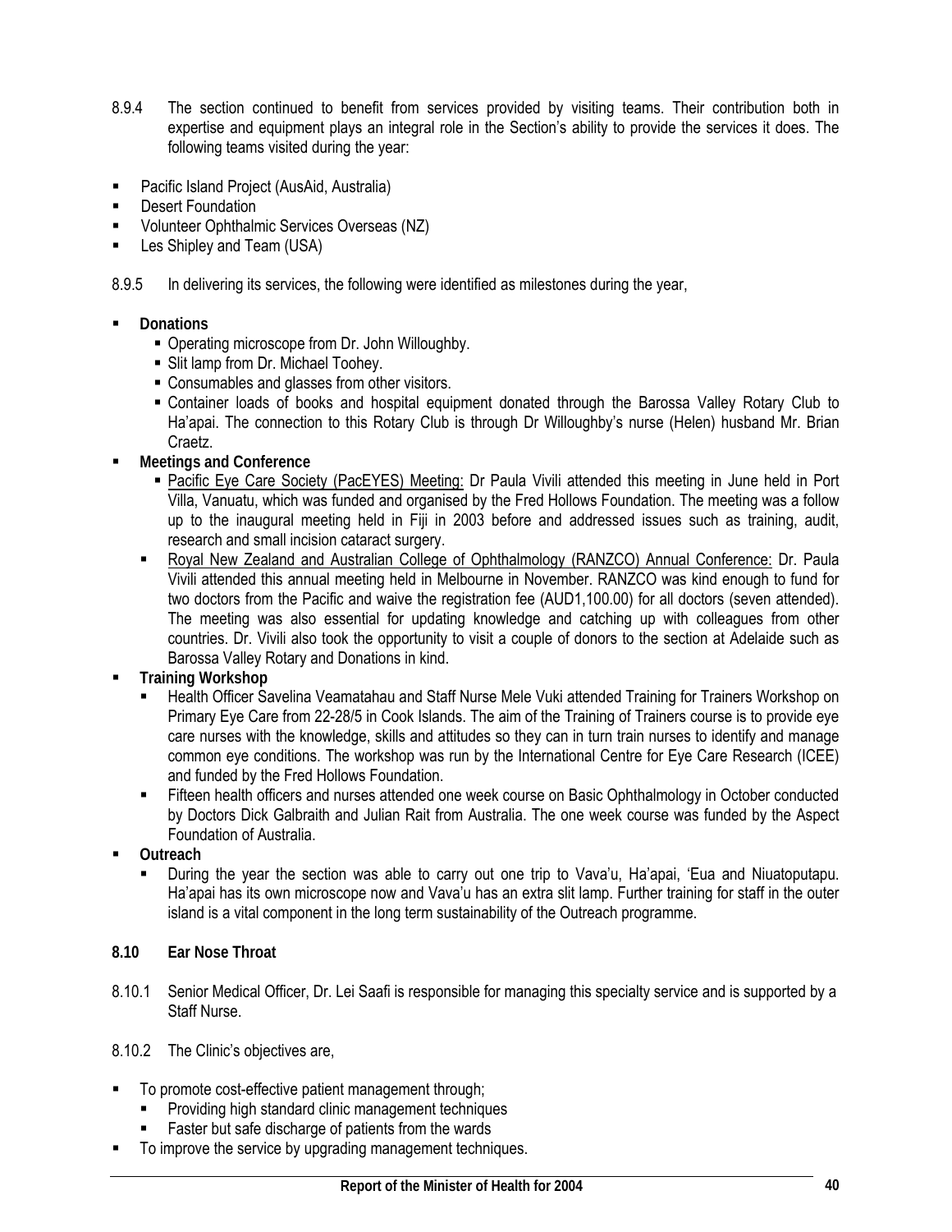8.9.4 The section continued to benefit from services provided by visiting teams. Their contribution both in expertise and equipment plays an integral role in the Section's ability to provide the services it does. The following teams visited during the year:

- Pacific Island Project (AusAid, Australia)
- Desert Foundation
- Volunteer Ophthalmic Services Overseas (NZ)
- Les Shipley and Team (USA)

8.9.5 In delivering its services, the following were identified as milestones during the year,

- **Donations**
  - Operating microscope from Dr. John Willoughby.
  - Slit lamp from Dr. Michael Toohey.
  - Consumables and glasses from other visitors.
  - Container loads of books and hospital equipment donated through the Barossa Valley Rotary Club to Ha'apai. The connection to this Rotary Club is through Dr Willoughby's nurse (Helen) husband Mr. Brian Craetz.
- **Meetings and Conference**
  - Pacific Eye Care Society (PacEYES) Meeting: Dr Paula Vivili attended this meeting in June held in Port Villa, Vanuatu, which was funded and organised by the Fred Hollows Foundation. The meeting was a follow up to the inaugural meeting held in Fiji in 2003 before and addressed issues such as training, audit, research and small incision cataract surgery.
  - Royal New Zealand and Australian College of Ophthalmology (RANZCO) Annual Conference: Dr. Paula Vivili attended this annual meeting held in Melbourne in November. RANZCO was kind enough to fund for two doctors from the Pacific and waive the registration fee (AUD1,100.00) for all doctors (seven attended). The meeting was also essential for updating knowledge and catching up with colleagues from other countries. Dr. Vivili also took the opportunity to visit a couple of donors to the section at Adelaide such as Barossa Valley Rotary and Donations in kind.
- **Training Workshop**
  - Health Officer Savelina Veamatahau and Staff Nurse Mele Vuki attended Training for Trainers Workshop on Primary Eye Care from 22-28/5 in Cook Islands. The aim of the Training of Trainers course is to provide eye care nurses with the knowledge, skills and attitudes so they can in turn train nurses to identify and manage common eye conditions. The workshop was run by the International Centre for Eye Care Research (ICEE) and funded by the Fred Hollows Foundation.
  - Fifteen health officers and nurses attended one week course on Basic Ophthalmology in October conducted by Doctors Dick Galbraith and Julian Rait from Australia. The one week course was funded by the Aspect Foundation of Australia.
- **Outreach**
  - During the year the section was able to carry out one trip to Vava'u, Ha'apai, 'Eua and Niuatoputapu. Ha'apai has its own microscope now and Vava'u has an extra slit lamp. Further training for staff in the outer island is a vital component in the long term sustainability of the Outreach programme.

## 8.10 Ear Nose Throat

8.10.1 Senior Medical Officer, Dr. Lei Saafi is responsible for managing this specialty service and is supported by a Staff Nurse.

8.10.2 The Clinic's objectives are,

- To promote cost-effective patient management through;
  - Providing high standard clinic management techniques
  - Faster but safe discharge of patients from the wards
- To improve the service by upgrading management techniques.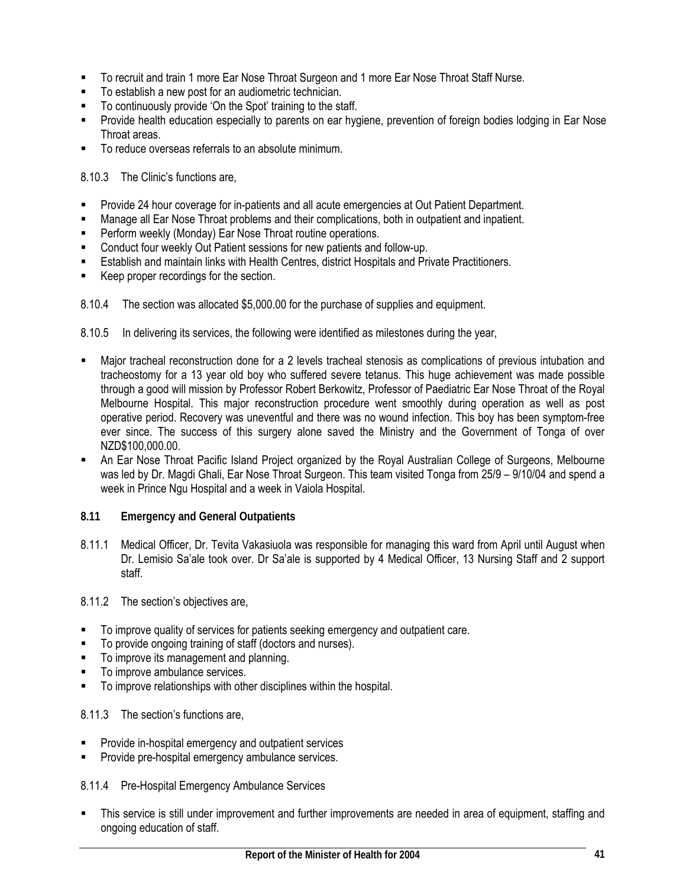- To recruit and train 1 more Ear Nose Throat Surgeon and 1 more Ear Nose Throat Staff Nurse.
- To establish a new post for an audiometric technician.
- To continuously provide 'On the Spot' training to the staff.
- Provide health education especially to parents on ear hygiene, prevention of foreign bodies lodging in Ear Nose Throat areas.
- To reduce overseas referrals to an absolute minimum.

8.10.3 The Clinic's functions are,

- Provide 24 hour coverage for in-patients and all acute emergencies at Out Patient Department.
- Manage all Ear Nose Throat problems and their complications, both in outpatient and inpatient.
- Perform weekly (Monday) Ear Nose Throat routine operations.
- Conduct four weekly Out Patient sessions for new patients and follow-up.
- Establish and maintain links with Health Centres, district Hospitals and Private Practitioners.
- Keep proper recordings for the section.

8.10.4 The section was allocated $5,000.00 for the purchase of supplies and equipment.

8.10.5 In delivering its services, the following were identified as milestones during the year,

- Major tracheal reconstruction done for a 2 levels tracheal stenosis as complications of previous intubation and tracheostomy for a 13 year old boy who suffered severe tetanus. This huge achievement was made possible through a good will mission by Professor Robert Berkowitz, Professor of Paediatric Ear Nose Throat of the Royal Melbourne Hospital. This major reconstruction procedure went smoothly during operation as well as post operative period. Recovery was uneventful and there was no wound infection. This boy has been symptom-free ever since. The success of this surgery alone saved the Ministry and the Government of Tonga of over NZD$100,000.00.
- An Ear Nose Throat Pacific Island Project organized by the Royal Australian College of Surgeons, Melbourne was led by Dr. Magdi Ghali, Ear Nose Throat Surgeon. This team visited Tonga from 25/9 – 9/10/04 and spend a week in Prince Ngu Hospital and a week in Vaiola Hospital.

### 8.11 Emergency and General Outpatients

8.11.1 Medical Officer, Dr. Tevita Vakasiuola was responsible for managing this ward from April until August when Dr. Lemisio Sa'ale took over. Dr Sa'ale is supported by 4 Medical Officer, 13 Nursing Staff and 2 support staff.

8.11.2 The section's objectives are,

- To improve quality of services for patients seeking emergency and outpatient care.
- To provide ongoing training of staff (doctors and nurses).
- To improve its management and planning.
- To improve ambulance services.
- To improve relationships with other disciplines within the hospital.

8.11.3 The section's functions are,

- Provide in-hospital emergency and outpatient services
- Provide pre-hospital emergency ambulance services.

8.11.4 Pre-Hospital Emergency Ambulance Services

- This service is still under improvement and further improvements are needed in area of equipment, staffing and ongoing education of staff.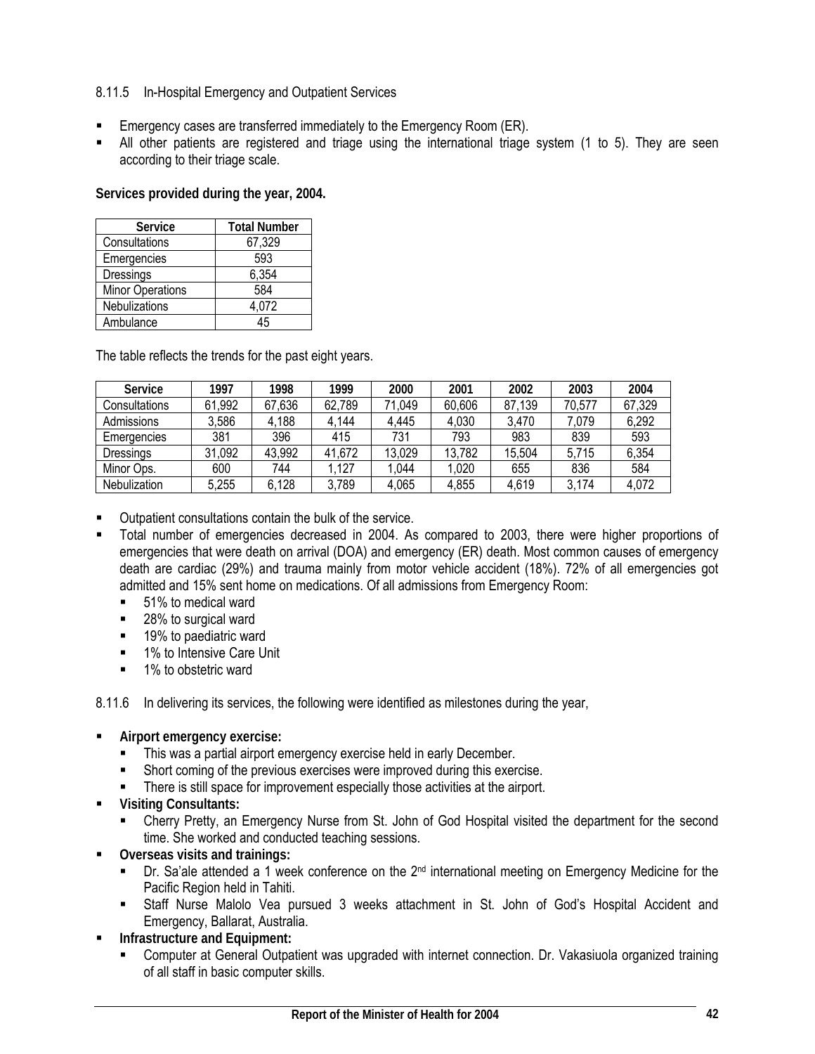8.11.5 In-Hospital Emergency and Outpatient Services

- Emergency cases are transferred immediately to the Emergency Room (ER).
- All other patients are registered and triage using the international triage system (1 to 5). They are seen according to their triage scale.

**Services provided during the year, 2004.**

| Service | Total Number |
|---|---|
| Consultations | 67,329 |
| Emergencies | 593 |
| Dressings | 6,354 |
| Minor Operations | 584 |
| Nebulizations | 4,072 |
| Ambulance | 45 |

The table reflects the trends for the past eight years.

| Service | 1997 | 1998 | 1999 | 2000 | 2001 | 2002 | 2003 | 2004 |
|---|---|---|---|---|---|---|---|---|
| Consultations | 61,992 | 67,636 | 62,789 | 71,049 | 60,606 | 87,139 | 70,577 | 67,329 |
| Admissions | 3,586 | 4,188 | 4,144 | 4,445 | 4,030 | 3,470 | 7,079 | 6,292 |
| Emergencies | 381 | 396 | 415 | 731 | 793 | 983 | 839 | 593 |
| Dressings | 31,092 | 43,992 | 41,672 | 13,029 | 13,782 | 15,504 | 5,715 | 6,354 |
| Minor Ops. | 600 | 744 | 1,127 | 1,044 | 1,020 | 655 | 836 | 584 |
| Nebulization | 5,255 | 6,128 | 3,789 | 4,065 | 4,855 | 4,619 | 3,174 | 4,072 |

- Outpatient consultations contain the bulk of the service.
- Total number of emergencies decreased in 2004. As compared to 2003, there were higher proportions of emergencies that were death on arrival (DOA) and emergency (ER) death. Most common causes of emergency death are cardiac (29%) and trauma mainly from motor vehicle accident (18%). 72% of all emergencies got admitted and 15% sent home on medications. Of all admissions from Emergency Room:
  - 51% to medical ward
  - 28% to surgical ward
  - 19% to paediatric ward
  - 1% to Intensive Care Unit
  - 1% to obstetric ward

8.11.6 In delivering its services, the following were identified as milestones during the year,

- **Airport emergency exercise:**
  - This was a partial airport emergency exercise held in early December.
  - Short coming of the previous exercises were improved during this exercise.
  - There is still space for improvement especially those activities at the airport.
- **Visiting Consultants:**
  - Cherry Pretty, an Emergency Nurse from St. John of God Hospital visited the department for the second time. She worked and conducted teaching sessions.
- **Overseas visits and trainings:**
  - Dr. Sa'ale attended a 1 week conference on the 2nd international meeting on Emergency Medicine for the Pacific Region held in Tahiti.
  - Staff Nurse Malolo Vea pursued 3 weeks attachment in St. John of God's Hospital Accident and Emergency, Ballarat, Australia.
- **Infrastructure and Equipment:**
  - Computer at General Outpatient was upgraded with internet connection. Dr. Vakasiuola organized training of all staff in basic computer skills.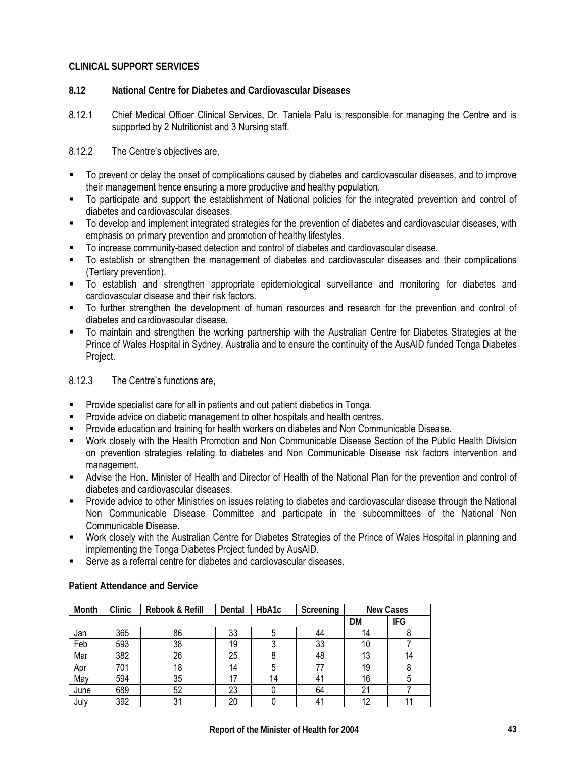**CLINICAL SUPPORT SERVICES**

**8.12 National Centre for Diabetes and Cardiovascular Diseases**

8.12.1 Chief Medical Officer Clinical Services, Dr. Taniela Palu is responsible for managing the Centre and is supported by 2 Nutritionist and 3 Nursing staff.

8.12.2 The Centre's objectives are,

- To prevent or delay the onset of complications caused by diabetes and cardiovascular diseases, and to improve their management hence ensuring a more productive and healthy population.
- To participate and support the establishment of National policies for the integrated prevention and control of diabetes and cardiovascular diseases.
- To develop and implement integrated strategies for the prevention of diabetes and cardiovascular diseases, with emphasis on primary prevention and promotion of healthy lifestyles.
- To increase community-based detection and control of diabetes and cardiovascular disease.
- To establish or strengthen the management of diabetes and cardiovascular diseases and their complications (Tertiary prevention).
- To establish and strengthen appropriate epidemiological surveillance and monitoring for diabetes and cardiovascular disease and their risk factors.
- To further strengthen the development of human resources and research for the prevention and control of diabetes and cardiovascular disease.
- To maintain and strengthen the working partnership with the Australian Centre for Diabetes Strategies at the Prince of Wales Hospital in Sydney, Australia and to ensure the continuity of the AusAID funded Tonga Diabetes Project.

8.12.3 The Centre's functions are,

- Provide specialist care for all in patients and out patient diabetics in Tonga.
- Provide advice on diabetic management to other hospitals and health centres.
- Provide education and training for health workers on diabetes and Non Communicable Disease.
- Work closely with the Health Promotion and Non Communicable Disease Section of the Public Health Division on prevention strategies relating to diabetes and Non Communicable Disease risk factors intervention and management.
- Advise the Hon. Minister of Health and Director of Health of the National Plan for the prevention and control of diabetes and cardiovascular diseases.
- Provide advice to other Ministries on issues relating to diabetes and cardiovascular disease through the National Non Communicable Disease Committee and participate in the subcommittees of the National Non Communicable Disease.
- Work closely with the Australian Centre for Diabetes Strategies of the Prince of Wales Hospital in planning and implementing the Tonga Diabetes Project funded by AusAID.
- Serve as a referral centre for diabetes and cardiovascular diseases.

**Patient Attendance and Service**

| Month | Clinic | Rebook & Refill | Dental | HbA1c | Screening | New Cases | |
|---|---|---|---|---|---|---|---|
| | | | | | | DM | IFG |
| Jan | 365 | 86 | 33 | 5 | 44 | 14 | 8 |
| Feb | 593 | 38 | 19 | 3 | 33 | 10 | 7 |
| Mar | 382 | 26 | 25 | 8 | 48 | 13 | 14 |
| Apr | 701 | 18 | 14 | 5 | 77 | 19 | 8 |
| May | 594 | 35 | 17 | 14 | 41 | 16 | 5 |
| June | 689 | 52 | 23 | 0 | 64 | 21 | 7 |
| July | 392 | 31 | 20 | 0 | 41 | 12 | 11 |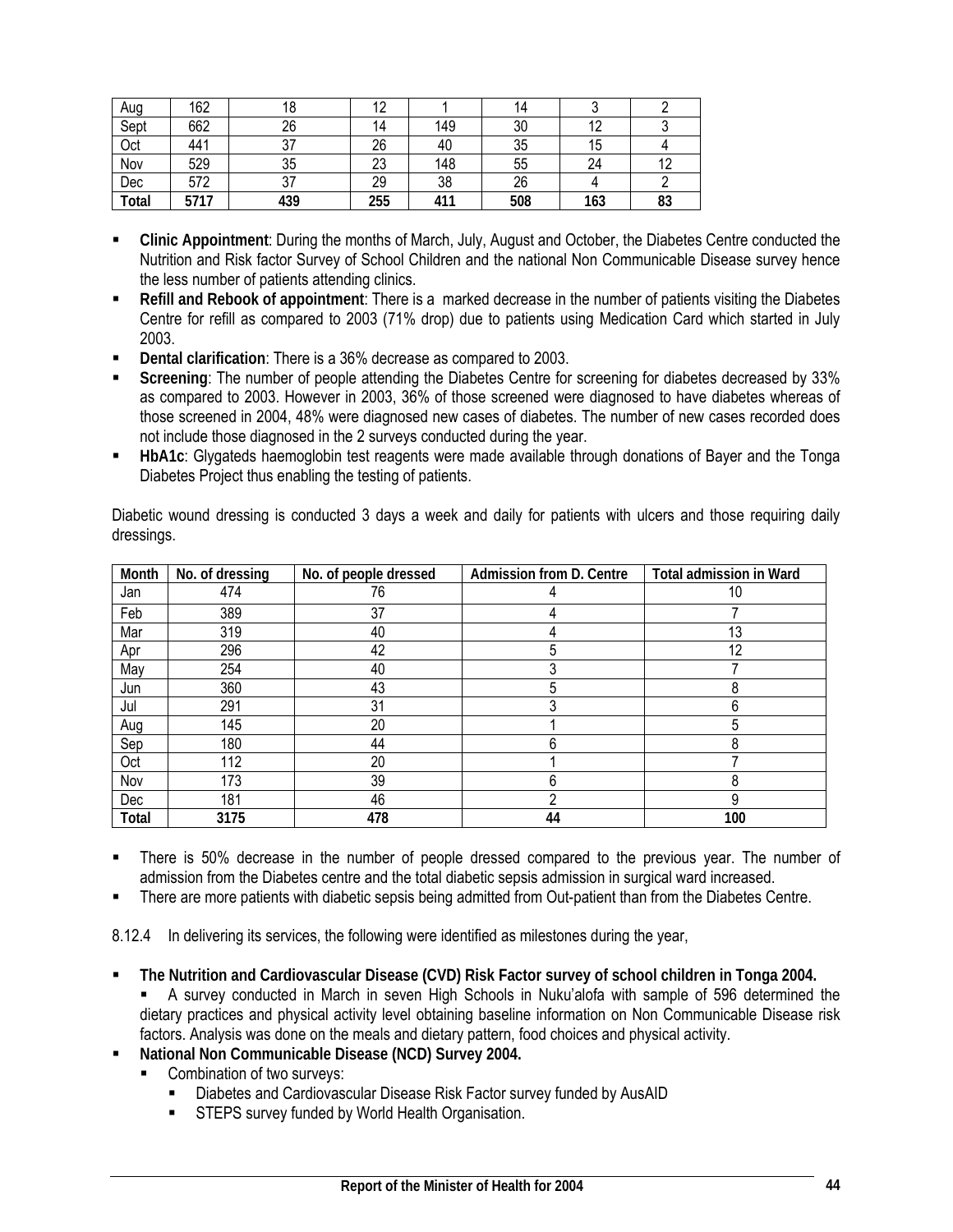| Aug | 162 | 18 | 12 | 1 | 14 | 3 | 2 |
|---|---|---|---|---|---|---|---|
| Sept | 662 | 26 | 14 | 149 | 30 | 12 | 3 |
| Oct | 441 | 37 | 26 | 40 | 35 | 15 | 4 |
| Nov | 529 | 35 | 23 | 148 | 55 | 24 | 12 |
| Dec | 572 | 37 | 29 | 38 | 26 | 4 | 2 |
| **Total** | **5717** | **439** | **255** | **411** | **508** | **163** | **83** |

- **Clinic Appointment**: During the months of March, July, August and October, the Diabetes Centre conducted the Nutrition and Risk factor Survey of School Children and the national Non Communicable Disease survey hence the less number of patients attending clinics.
- **Refill and Rebook of appointment**: There is a marked decrease in the number of patients visiting the Diabetes Centre for refill as compared to 2003 (71% drop) due to patients using Medication Card which started in July 2003.
- **Dental clarification**: There is a 36% decrease as compared to 2003.
- **Screening**: The number of people attending the Diabetes Centre for screening for diabetes decreased by 33% as compared to 2003. However in 2003, 36% of those screened were diagnosed to have diabetes whereas of those screened in 2004, 48% were diagnosed new cases of diabetes. The number of new cases recorded does not include those diagnosed in the 2 surveys conducted during the year.
- **HbA1c**: Glygateds haemoglobin test reagents were made available through donations of Bayer and the Tonga Diabetes Project thus enabling the testing of patients.

Diabetic wound dressing is conducted 3 days a week and daily for patients with ulcers and those requiring daily dressings.

| Month | No. of dressing | No. of people dressed | Admission from D. Centre | Total admission in Ward |
|---|---|---|---|---|
| Jan | 474 | 76 | 4 | 10 |
| Feb | 389 | 37 | 4 | 7 |
| Mar | 319 | 40 | 4 | 13 |
| Apr | 296 | 42 | 5 | 12 |
| May | 254 | 40 | 3 | 7 |
| Jun | 360 | 43 | 5 | 8 |
| Jul | 291 | 31 | 3 | 6 |
| Aug | 145 | 20 | 1 | 5 |
| Sep | 180 | 44 | 6 | 8 |
| Oct | 112 | 20 | 1 | 7 |
| Nov | 173 | 39 | 6 | 8 |
| Dec | 181 | 46 | 2 | 9 |
| **Total** | **3175** | **478** | **44** | **100** |

- There is 50% decrease in the number of people dressed compared to the previous year. The number of admission from the Diabetes centre and the total diabetic sepsis admission in surgical ward increased.
- There are more patients with diabetic sepsis being admitted from Out-patient than from the Diabetes Centre.

8.12.4 In delivering its services, the following were identified as milestones during the year,

- **The Nutrition and Cardiovascular Disease (CVD) Risk Factor survey of school children in Tonga 2004.**
  - A survey conducted in March in seven High Schools in Nuku'alofa with sample of 596 determined the dietary practices and physical activity level obtaining baseline information on Non Communicable Disease risk factors. Analysis was done on the meals and dietary pattern, food choices and physical activity.
- **National Non Communicable Disease (NCD) Survey 2004.**
  - Combination of two surveys:
    - Diabetes and Cardiovascular Disease Risk Factor survey funded by AusAID
    - STEPS survey funded by World Health Organisation.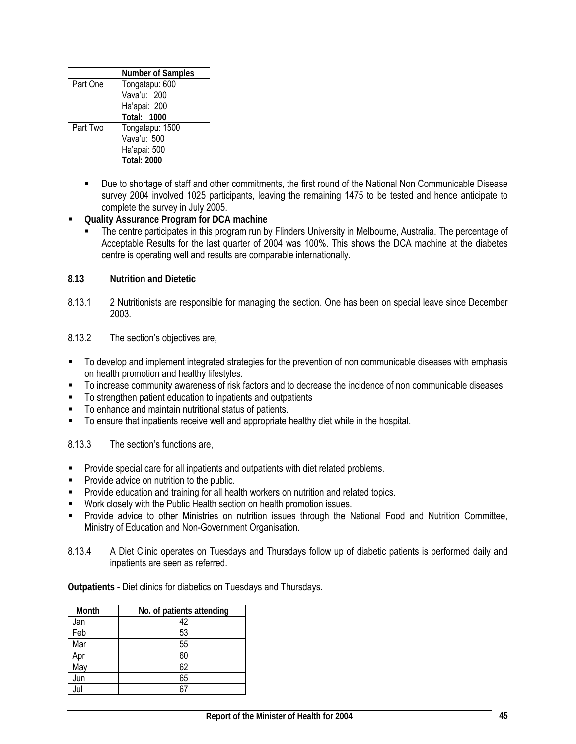| | Number of Samples |
|---|---|
| Part One | Tongatapu: 600<br>Vava'u: 200<br>Ha'apai: 200<br>**Total: 1000** |
| Part Two | Tongatapu: 1500<br>Vava'u: 500<br>Ha'apai: 500<br>**Total: 2000** |

- Due to shortage of staff and other commitments, the first round of the National Non Communicable Disease survey 2004 involved 1025 participants, leaving the remaining 1475 to be tested and hence anticipate to complete the survey in July 2005.

- **Quality Assurance Program for DCA machine**
  - The centre participates in this program run by Flinders University in Melbourne, Australia. The percentage of Acceptable Results for the last quarter of 2004 was 100%. This shows the DCA machine at the diabetes centre is operating well and results are comparable internationally.

### 8.13 Nutrition and Dietetic

8.13.1 2 Nutritionists are responsible for managing the section. One has been on special leave since December 2003.

8.13.2 The section's objectives are,

- To develop and implement integrated strategies for the prevention of non communicable diseases with emphasis on health promotion and healthy lifestyles.
- To increase community awareness of risk factors and to decrease the incidence of non communicable diseases.
- To strengthen patient education to inpatients and outpatients
- To enhance and maintain nutritional status of patients.
- To ensure that inpatients receive well and appropriate healthy diet while in the hospital.

8.13.3 The section's functions are,

- Provide special care for all inpatients and outpatients with diet related problems.
- Provide advice on nutrition to the public.
- Provide education and training for all health workers on nutrition and related topics.
- Work closely with the Public Health section on health promotion issues.
- Provide advice to other Ministries on nutrition issues through the National Food and Nutrition Committee, Ministry of Education and Non-Government Organisation.

8.13.4 A Diet Clinic operates on Tuesdays and Thursdays follow up of diabetic patients is performed daily and inpatients are seen as referred.

**Outpatients** - Diet clinics for diabetics on Tuesdays and Thursdays.

| Month | No. of patients attending |
|---|---|
| Jan | 42 |
| Feb | 53 |
| Mar | 55 |
| Apr | 60 |
| May | 62 |
| Jun | 65 |
| Jul | 67 |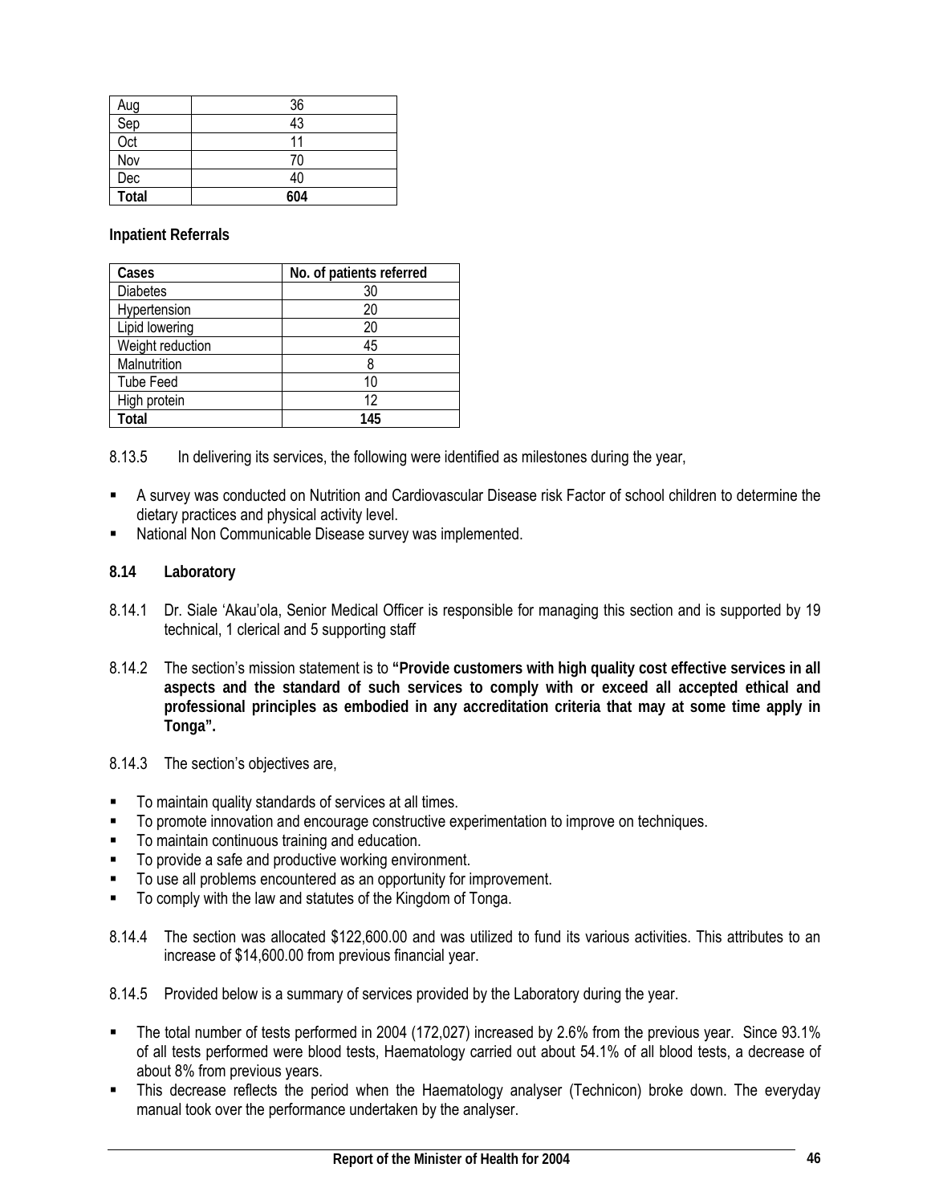| Aug | 36 |
|---|---|
| Sep | 43 |
| Oct | 11 |
| Nov | 70 |
| Dec | 40 |
| **Total** | **604** |

**Inpatient Referrals**

| Cases | No. of patients referred |
|---|---|
| Diabetes | 30 |
| Hypertension | 20 |
| Lipid lowering | 20 |
| Weight reduction | 45 |
| Malnutrition | 8 |
| Tube Feed | 10 |
| High protein | 12 |
| **Total** | **145** |

8.13.5 In delivering its services, the following were identified as milestones during the year,

- A survey was conducted on Nutrition and Cardiovascular Disease risk Factor of school children to determine the dietary practices and physical activity level.
- National Non Communicable Disease survey was implemented.

**8.14 Laboratory**

8.14.1 Dr. Siale 'Akau'ola, Senior Medical Officer is responsible for managing this section and is supported by 19 technical, 1 clerical and 5 supporting staff

8.14.2 The section's mission statement is to **"Provide customers with high quality cost effective services in all aspects and the standard of such services to comply with or exceed all accepted ethical and professional principles as embodied in any accreditation criteria that may at some time apply in Tonga".**

8.14.3 The section's objectives are,

- To maintain quality standards of services at all times.
- To promote innovation and encourage constructive experimentation to improve on techniques.
- To maintain continuous training and education.
- To provide a safe and productive working environment.
- To use all problems encountered as an opportunity for improvement.
- To comply with the law and statutes of the Kingdom of Tonga.

8.14.4 The section was allocated $122,600.00 and was utilized to fund its various activities. This attributes to an increase of $14,600.00 from previous financial year.

8.14.5 Provided below is a summary of services provided by the Laboratory during the year.

- The total number of tests performed in 2004 (172,027) increased by 2.6% from the previous year. Since 93.1% of all tests performed were blood tests, Haematology carried out about 54.1% of all blood tests, a decrease of about 8% from previous years.
- This decrease reflects the period when the Haematology analyser (Technicon) broke down. The everyday manual took over the performance undertaken by the analyser.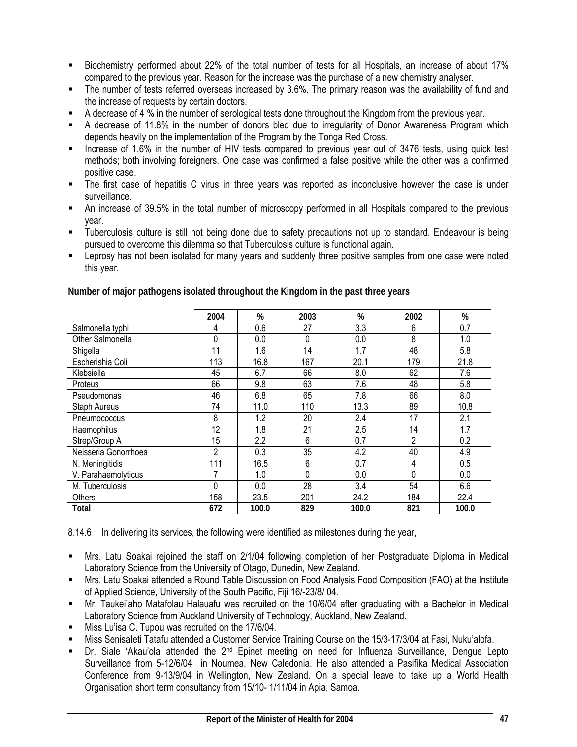- Biochemistry performed about 22% of the total number of tests for all Hospitals, an increase of about 17% compared to the previous year. Reason for the increase was the purchase of a new chemistry analyser.
- The number of tests referred overseas increased by 3.6%. The primary reason was the availability of fund and the increase of requests by certain doctors.
- A decrease of 4 % in the number of serological tests done throughout the Kingdom from the previous year.
- A decrease of 11.8% in the number of donors bled due to irregularity of Donor Awareness Program which depends heavily on the implementation of the Program by the Tonga Red Cross.
- Increase of 1.6% in the number of HIV tests compared to previous year out of 3476 tests, using quick test methods; both involving foreigners. One case was confirmed a false positive while the other was a confirmed positive case.
- The first case of hepatitis C virus in three years was reported as inconclusive however the case is under surveillance.
- An increase of 39.5% in the total number of microscopy performed in all Hospitals compared to the previous year.
- Tuberculosis culture is still not being done due to safety precautions not up to standard. Endeavour is being pursued to overcome this dilemma so that Tuberculosis culture is functional again.
- Leprosy has not been isolated for many years and suddenly three positive samples from one case were noted this year.

**Number of major pathogens isolated throughout the Kingdom in the past three years**

| | 2004 | % | 2003 | % | 2002 | % |
|---|---|---|---|---|---|---|
| Salmonella typhi | 4 | 0.6 | 27 | 3.3 | 6 | 0.7 |
| Other Salmonella | 0 | 0.0 | 0 | 0.0 | 8 | 1.0 |
| Shigella | 11 | 1.6 | 14 | 1.7 | 48 | 5.8 |
| Escherishia Coli | 113 | 16.8 | 167 | 20.1 | 179 | 21.8 |
| Klebsiella | 45 | 6.7 | 66 | 8.0 | 62 | 7.6 |
| Proteus | 66 | 9.8 | 63 | 7.6 | 48 | 5.8 |
| Pseudomonas | 46 | 6.8 | 65 | 7.8 | 66 | 8.0 |
| Staph Aureus | 74 | 11.0 | 110 | 13.3 | 89 | 10.8 |
| Pneumococcus | 8 | 1.2 | 20 | 2.4 | 17 | 2.1 |
| Haemophilus | 12 | 1.8 | 21 | 2.5 | 14 | 1.7 |
| Strep/Group A | 15 | 2.2 | 6 | 0.7 | 2 | 0.2 |
| Neisseria Gonorrhoea | 2 | 0.3 | 35 | 4.2 | 40 | 4.9 |
| N. Meningitidis | 111 | 16.5 | 6 | 0.7 | 4 | 0.5 |
| V. Parahaemolyticus | 7 | 1.0 | 0 | 0.0 | 0 | 0.0 |
| M. Tuberculosis | 0 | 0.0 | 28 | 3.4 | 54 | 6.6 |
| Others | 158 | 23.5 | 201 | 24.2 | 184 | 22.4 |
| **Total** | **672** | **100.0** | **829** | **100.0** | **821** | **100.0** |

8.14.6 In delivering its services, the following were identified as milestones during the year,

- Mrs. Latu Soakai rejoined the staff on 2/1/04 following completion of her Postgraduate Diploma in Medical Laboratory Science from the University of Otago, Dunedin, New Zealand.
- Mrs. Latu Soakai attended a Round Table Discussion on Food Analysis Food Composition (FAO) at the Institute of Applied Science, University of the South Pacific, Fiji 16/-23/8/ 04.
- Mr. Taukei'aho Matafolau Halauafu was recruited on the 10/6/04 after graduating with a Bachelor in Medical Laboratory Science from Auckland University of Technology, Auckland, New Zealand.
- Miss Lu'isa C. Tupou was recruited on the 17/6/04.
- Miss Senisaleti Tatafu attended a Customer Service Training Course on the 15/3-17/3/04 at Fasi, Nuku'alofa.
- Dr. Siale 'Akau'ola attended the 2nd Epinet meeting on need for Influenza Surveillance, Dengue Lepto Surveillance from 5-12/6/04 in Noumea, New Caledonia. He also attended a Pasifika Medical Association Conference from 9-13/9/04 in Wellington, New Zealand. On a special leave to take up a World Health Organisation short term consultancy from 15/10- 1/11/04 in Apia, Samoa.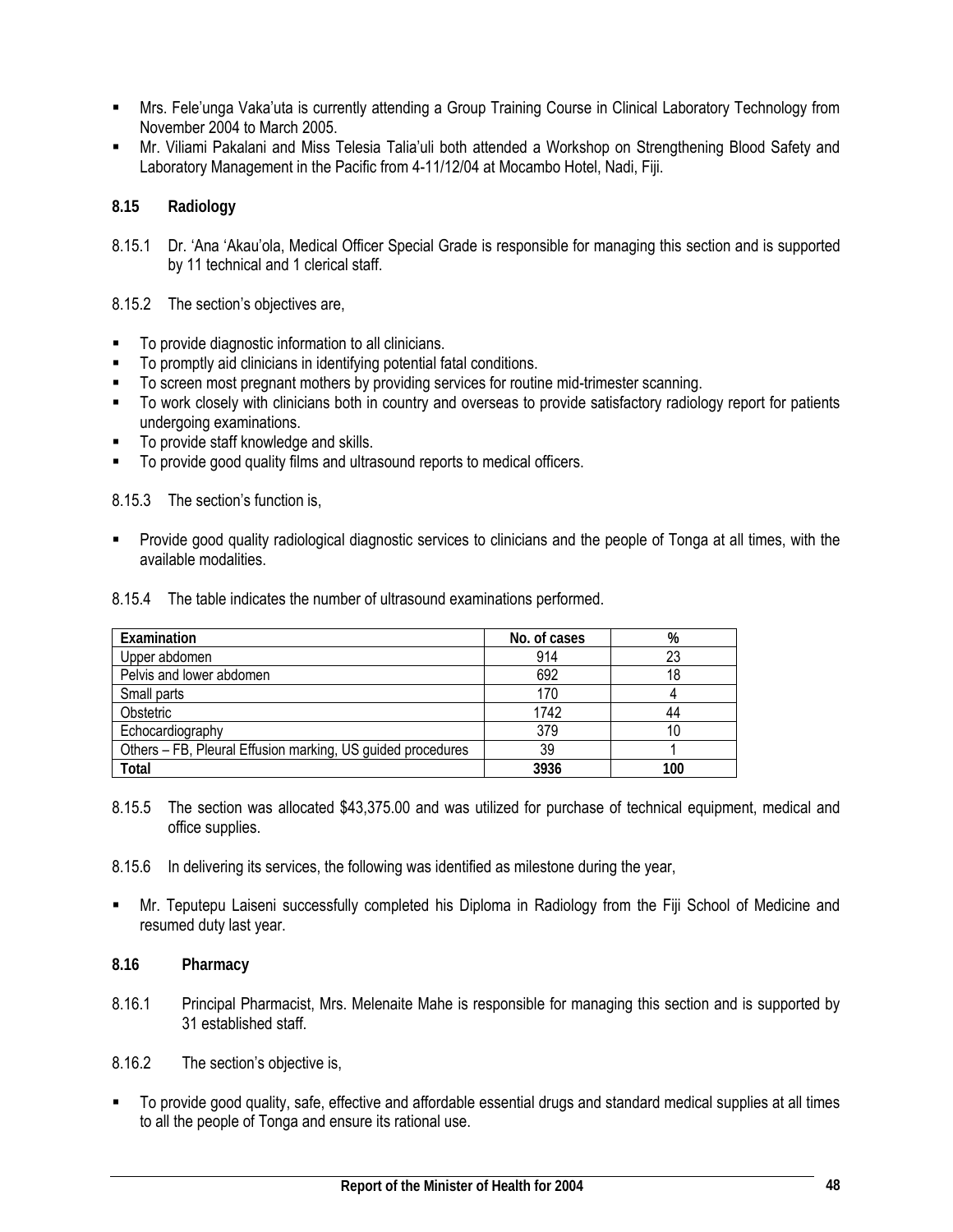- Mrs. Fele'unga Vaka'uta is currently attending a Group Training Course in Clinical Laboratory Technology from November 2004 to March 2005.
- Mr. Viliami Pakalani and Miss Telesia Talia'uli both attended a Workshop on Strengthening Blood Safety and Laboratory Management in the Pacific from 4-11/12/04 at Mocambo Hotel, Nadi, Fiji.

### 8.15 Radiology

8.15.1 Dr. 'Ana 'Akau'ola, Medical Officer Special Grade is responsible for managing this section and is supported by 11 technical and 1 clerical staff.

8.15.2 The section's objectives are,

- To provide diagnostic information to all clinicians.
- To promptly aid clinicians in identifying potential fatal conditions.
- To screen most pregnant mothers by providing services for routine mid-trimester scanning.
- To work closely with clinicians both in country and overseas to provide satisfactory radiology report for patients undergoing examinations.
- To provide staff knowledge and skills.
- To provide good quality films and ultrasound reports to medical officers.

8.15.3 The section's function is,

- Provide good quality radiological diagnostic services to clinicians and the people of Tonga at all times, with the available modalities.

8.15.4 The table indicates the number of ultrasound examinations performed.

| Examination | No. of cases | % |
|---|---|---|
| Upper abdomen | 914 | 23 |
| Pelvis and lower abdomen | 692 | 18 |
| Small parts | 170 | 4 |
| Obstetric | 1742 | 44 |
| Echocardiography | 379 | 10 |
| Others – FB, Pleural Effusion marking, US guided procedures | 39 | 1 |
| **Total** | **3936** | **100** |

8.15.5 The section was allocated $43,375.00 and was utilized for purchase of technical equipment, medical and office supplies.

8.15.6 In delivering its services, the following was identified as milestone during the year,

- Mr. Teputepu Laiseni successfully completed his Diploma in Radiology from the Fiji School of Medicine and resumed duty last year.

### 8.16 Pharmacy

8.16.1 Principal Pharmacist, Mrs. Melenaite Mahe is responsible for managing this section and is supported by 31 established staff.

8.16.2 The section's objective is,

- To provide good quality, safe, effective and affordable essential drugs and standard medical supplies at all times to all the people of Tonga and ensure its rational use.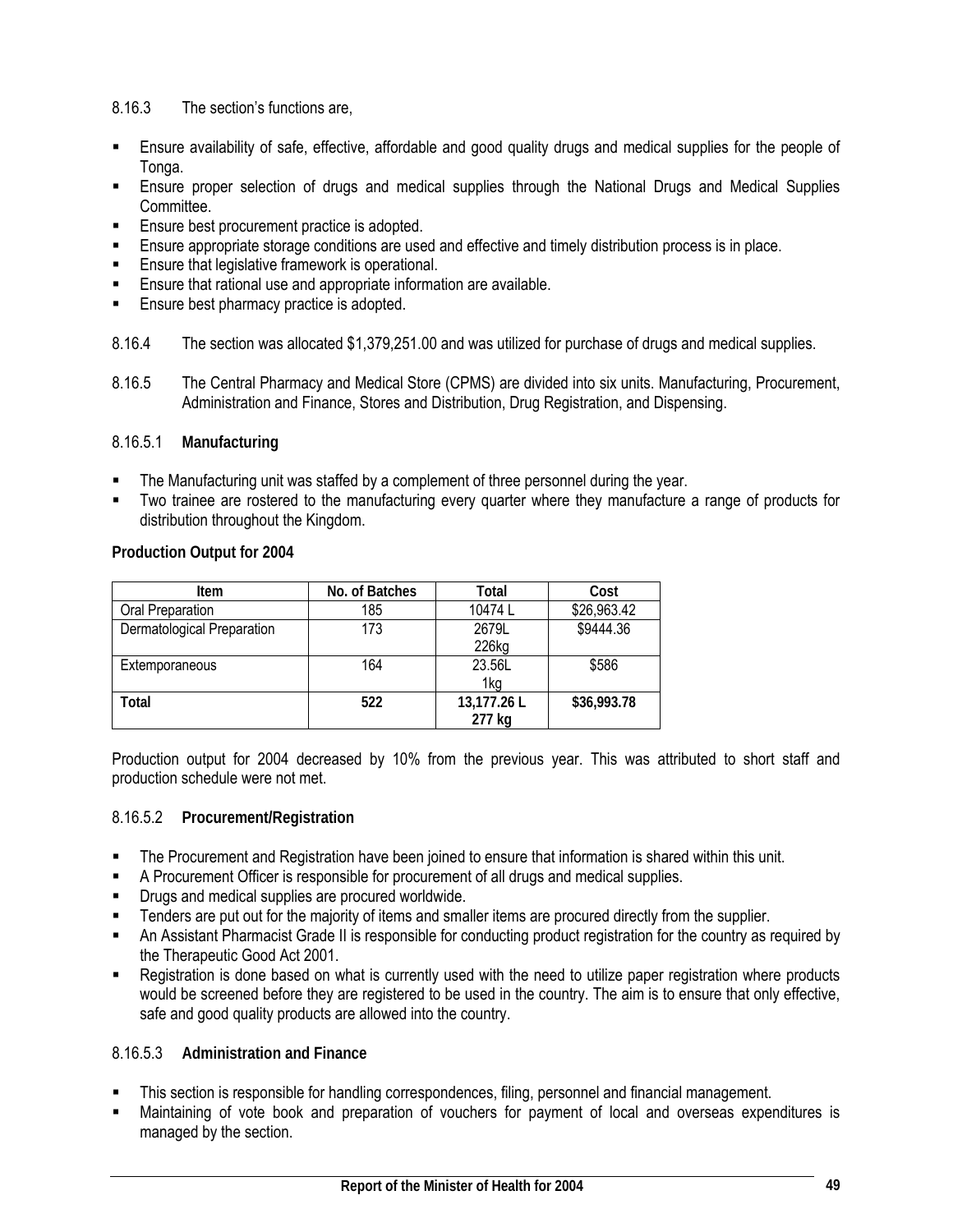8.16.3 The section's functions are,

- Ensure availability of safe, effective, affordable and good quality drugs and medical supplies for the people of Tonga.
- Ensure proper selection of drugs and medical supplies through the National Drugs and Medical Supplies Committee.
- Ensure best procurement practice is adopted.
- Ensure appropriate storage conditions are used and effective and timely distribution process is in place.
- Ensure that legislative framework is operational.
- Ensure that rational use and appropriate information are available.
- Ensure best pharmacy practice is adopted.

8.16.4 The section was allocated $1,379,251.00 and was utilized for purchase of drugs and medical supplies.

8.16.5 The Central Pharmacy and Medical Store (CPMS) are divided into six units. Manufacturing, Procurement, Administration and Finance, Stores and Distribution, Drug Registration, and Dispensing.

#### 8.16.5.1 Manufacturing

- The Manufacturing unit was staffed by a complement of three personnel during the year.
- Two trainee are rostered to the manufacturing every quarter where they manufacture a range of products for distribution throughout the Kingdom.

**Production Output for 2004**

| Item | No. of Batches | Total | Cost |
|---|---|---|---|
| Oral Preparation | 185 | 10474 L | $26,963.42 |
| Dermatological Preparation | 173 | 2679L<br>226kg | $9444.36 |
| Extemporaneous | 164 | 23.56L<br>1kg | $586 |
| **Total** | **522** | **13,177.26 L**<br>**277 kg** | **$36,993.78** |

Production output for 2004 decreased by 10% from the previous year. This was attributed to short staff and production schedule were not met.

#### 8.16.5.2 Procurement/Registration

- The Procurement and Registration have been joined to ensure that information is shared within this unit.
- A Procurement Officer is responsible for procurement of all drugs and medical supplies.
- Drugs and medical supplies are procured worldwide.
- Tenders are put out for the majority of items and smaller items are procured directly from the supplier.
- An Assistant Pharmacist Grade II is responsible for conducting product registration for the country as required by the Therapeutic Good Act 2001.
- Registration is done based on what is currently used with the need to utilize paper registration where products would be screened before they are registered to be used in the country. The aim is to ensure that only effective, safe and good quality products are allowed into the country.

#### 8.16.5.3 Administration and Finance

- This section is responsible for handling correspondences, filing, personnel and financial management.
- Maintaining of vote book and preparation of vouchers for payment of local and overseas expenditures is managed by the section.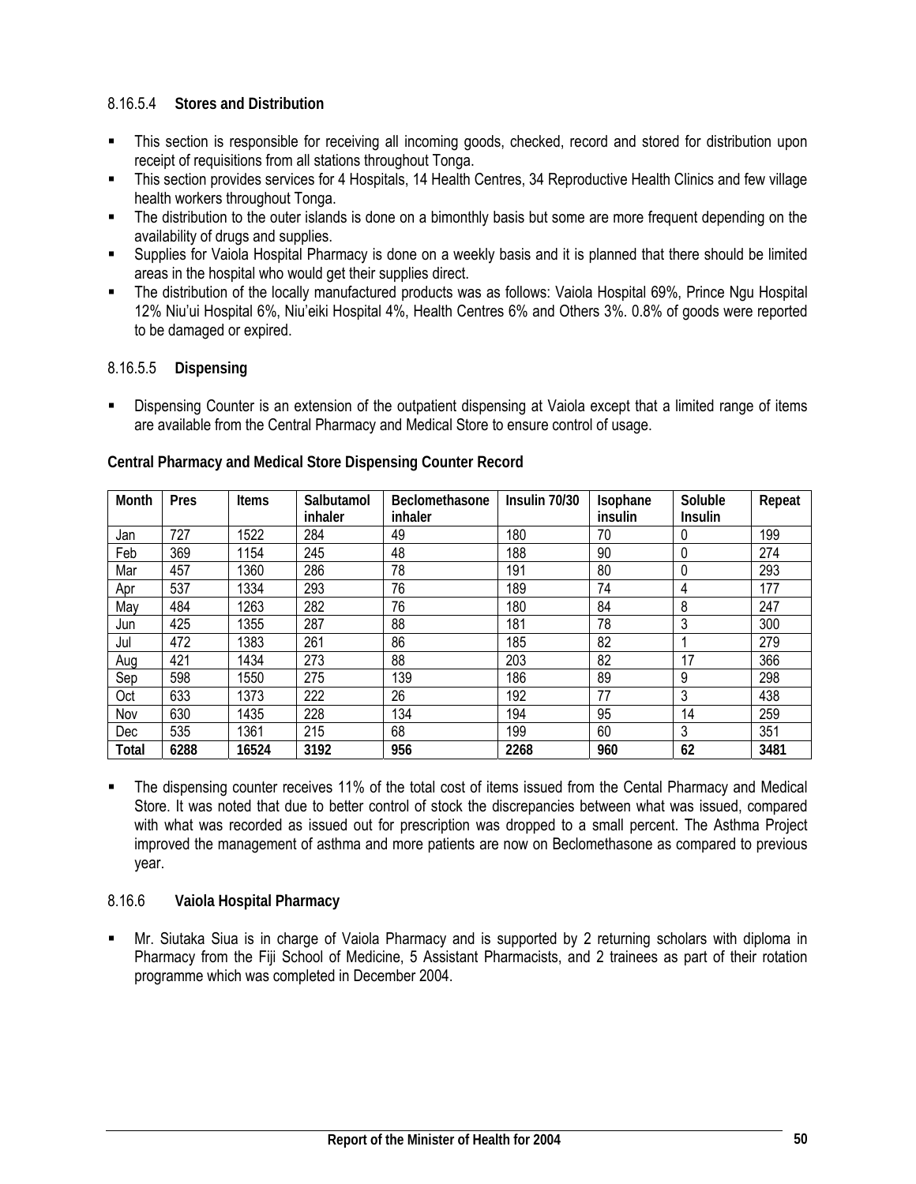#### 8.16.5.4 **Stores and Distribution**

- This section is responsible for receiving all incoming goods, checked, record and stored for distribution upon receipt of requisitions from all stations throughout Tonga.
- This section provides services for 4 Hospitals, 14 Health Centres, 34 Reproductive Health Clinics and few village health workers throughout Tonga.
- The distribution to the outer islands is done on a bimonthly basis but some are more frequent depending on the availability of drugs and supplies.
- Supplies for Vaiola Hospital Pharmacy is done on a weekly basis and it is planned that there should be limited areas in the hospital who would get their supplies direct.
- The distribution of the locally manufactured products was as follows: Vaiola Hospital 69%, Prince Ngu Hospital 12% Niu'ui Hospital 6%, Niu'eiki Hospital 4%, Health Centres 6% and Others 3%. 0.8% of goods were reported to be damaged or expired.

#### 8.16.5.5 **Dispensing**

- Dispensing Counter is an extension of the outpatient dispensing at Vaiola except that a limited range of items are available from the Central Pharmacy and Medical Store to ensure control of usage.

**Central Pharmacy and Medical Store Dispensing Counter Record**

| Month | Pres | Items | Salbutamol inhaler | Beclomethasone inhaler | Insulin 70/30 | Isophane insulin | Soluble Insulin | Repeat |
|---|---|---|---|---|---|---|---|---|
| Jan | 727 | 1522 | 284 | 49 | 180 | 70 | 0 | 199 |
| Feb | 369 | 1154 | 245 | 48 | 188 | 90 | 0 | 274 |
| Mar | 457 | 1360 | 286 | 78 | 191 | 80 | 0 | 293 |
| Apr | 537 | 1334 | 293 | 76 | 189 | 74 | 4 | 177 |
| May | 484 | 1263 | 282 | 76 | 180 | 84 | 8 | 247 |
| Jun | 425 | 1355 | 287 | 88 | 181 | 78 | 3 | 300 |
| Jul | 472 | 1383 | 261 | 86 | 185 | 82 | 1 | 279 |
| Aug | 421 | 1434 | 273 | 88 | 203 | 82 | 17 | 366 |
| Sep | 598 | 1550 | 275 | 139 | 186 | 89 | 9 | 298 |
| Oct | 633 | 1373 | 222 | 26 | 192 | 77 | 3 | 438 |
| Nov | 630 | 1435 | 228 | 134 | 194 | 95 | 14 | 259 |
| Dec | 535 | 1361 | 215 | 68 | 199 | 60 | 3 | 351 |
| **Total** | **6288** | **16524** | **3192** | **956** | **2268** | **960** | **62** | **3481** |

- The dispensing counter receives 11% of the total cost of items issued from the Cental Pharmacy and Medical Store. It was noted that due to better control of stock the discrepancies between what was issued, compared with what was recorded as issued out for prescription was dropped to a small percent. The Asthma Project improved the management of asthma and more patients are now on Beclomethasone as compared to previous year.

### 8.16.6 **Vaiola Hospital Pharmacy**

- Mr. Siutaka Siua is in charge of Vaiola Pharmacy and is supported by 2 returning scholars with diploma in Pharmacy from the Fiji School of Medicine, 5 Assistant Pharmacists, and 2 trainees as part of their rotation programme which was completed in December 2004.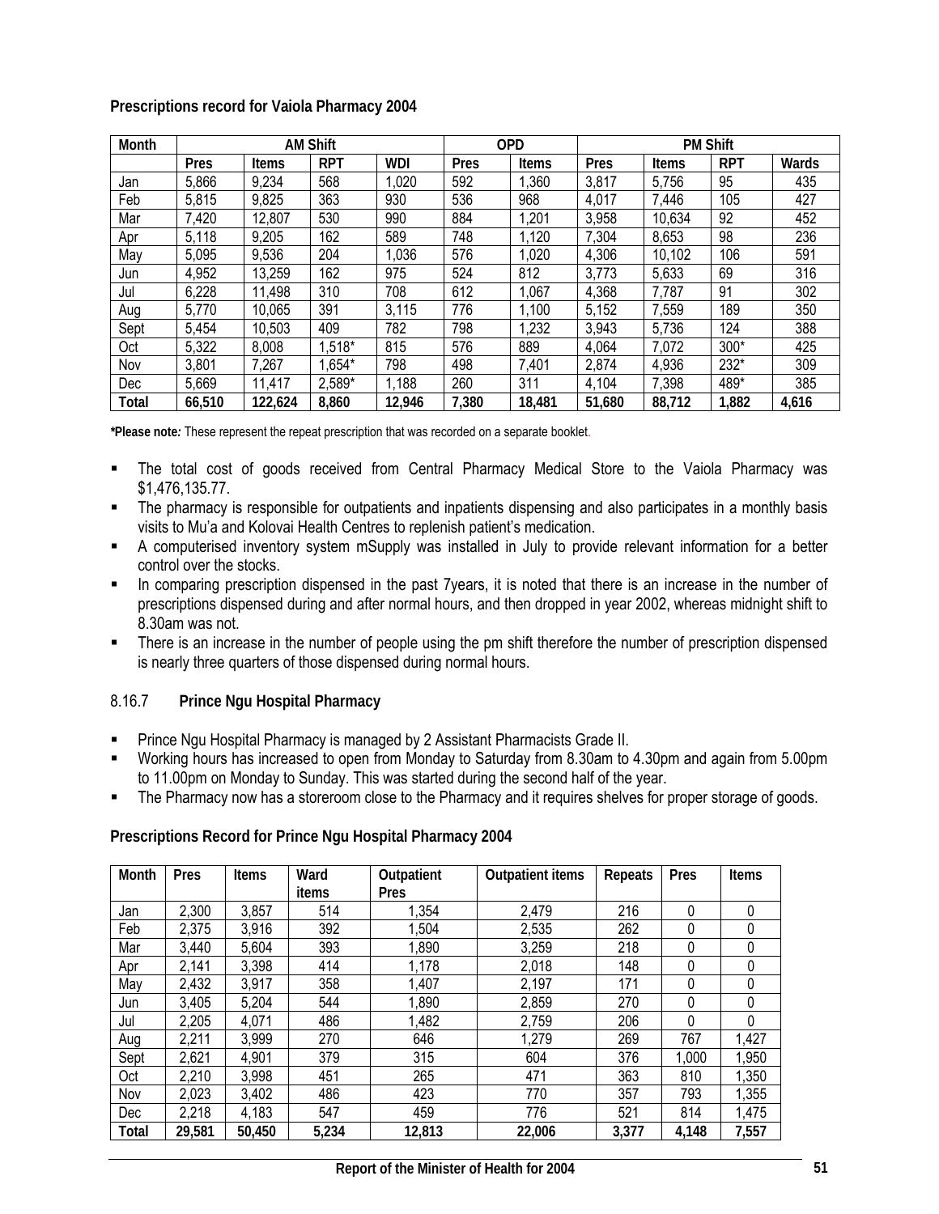**Prescriptions record for Vaiola Pharmacy 2004**

| Month | AM Shift | | | | OPD | | PM Shift | | | |
|---|---|---|---|---|---|---|---|---|---|---|
| | Pres | Items | RPT | WDI | Pres | Items | Pres | Items | RPT | Wards |
| Jan | 5,866 | 9,234 | 568 | 1,020 | 592 | 1,360 | 3,817 | 5,756 | 95 | 435 |
| Feb | 5,815 | 9,825 | 363 | 930 | 536 | 968 | 4,017 | 7,446 | 105 | 427 |
| Mar | 7,420 | 12,807 | 530 | 990 | 884 | 1,201 | 3,958 | 10,634 | 92 | 452 |
| Apr | 5,118 | 9,205 | 162 | 589 | 748 | 1,120 | 7,304 | 8,653 | 98 | 236 |
| May | 5,095 | 9,536 | 204 | 1,036 | 576 | 1,020 | 4,306 | 10,102 | 106 | 591 |
| Jun | 4,952 | 13,259 | 162 | 975 | 524 | 812 | 3,773 | 5,633 | 69 | 316 |
| Jul | 6,228 | 11,498 | 310 | 708 | 612 | 1,067 | 4,368 | 7,787 | 91 | 302 |
| Aug | 5,770 | 10,065 | 391 | 3,115 | 776 | 1,100 | 5,152 | 7,559 | 189 | 350 |
| Sept | 5,454 | 10,503 | 409 | 782 | 798 | 1,232 | 3,943 | 5,736 | 124 | 388 |
| Oct | 5,322 | 8,008 | 1,518* | 815 | 576 | 889 | 4,064 | 7,072 | 300* | 425 |
| Nov | 3,801 | 7,267 | 1,654* | 798 | 498 | 7,401 | 2,874 | 4,936 | 232* | 309 |
| Dec | 5,669 | 11,417 | 2,589* | 1,188 | 260 | 311 | 4,104 | 7,398 | 489* | 385 |
| **Total** | **66,510** | **122,624** | **8,860** | **12,946** | **7,380** | **18,481** | **51,680** | **88,712** | **1,882** | **4,616** |

***Please note:** These represent the repeat prescription that was recorded on a separate booklet.

- The total cost of goods received from Central Pharmacy Medical Store to the Vaiola Pharmacy was $1,476,135.77.
- The pharmacy is responsible for outpatients and inpatients dispensing and also participates in a monthly basis visits to Mu'a and Kolovai Health Centres to replenish patient's medication.
- A computerised inventory system mSupply was installed in July to provide relevant information for a better control over the stocks.
- In comparing prescription dispensed in the past 7years, it is noted that there is an increase in the number of prescriptions dispensed during and after normal hours, and then dropped in year 2002, whereas midnight shift to 8.30am was not.
- There is an increase in the number of people using the pm shift therefore the number of prescription dispensed is nearly three quarters of those dispensed during normal hours.

### 8.16.7 Prince Ngu Hospital Pharmacy

- Prince Ngu Hospital Pharmacy is managed by 2 Assistant Pharmacists Grade II.
- Working hours has increased to open from Monday to Saturday from 8.30am to 4.30pm and again from 5.00pm to 11.00pm on Monday to Sunday. This was started during the second half of the year.
- The Pharmacy now has a storeroom close to the Pharmacy and it requires shelves for proper storage of goods.

**Prescriptions Record for Prince Ngu Hospital Pharmacy 2004**

| Month | Pres | Items | Ward items | Outpatient Pres | Outpatient items | Repeats | Pres | Items |
|---|---|---|---|---|---|---|---|---|
| Jan | 2,300 | 3,857 | 514 | 1,354 | 2,479 | 216 | 0 | 0 |
| Feb | 2,375 | 3,916 | 392 | 1,504 | 2,535 | 262 | 0 | 0 |
| Mar | 3,440 | 5,604 | 393 | 1,890 | 3,259 | 218 | 0 | 0 |
| Apr | 2,141 | 3,398 | 414 | 1,178 | 2,018 | 148 | 0 | 0 |
| May | 2,432 | 3,917 | 358 | 1,407 | 2,197 | 171 | 0 | 0 |
| Jun | 3,405 | 5,204 | 544 | 1,890 | 2,859 | 270 | 0 | 0 |
| Jul | 2,205 | 4,071 | 486 | 1,482 | 2,759 | 206 | 0 | 0 |
| Aug | 2,211 | 3,999 | 270 | 646 | 1,279 | 269 | 767 | 1,427 |
| Sept | 2,621 | 4,901 | 379 | 315 | 604 | 376 | 1,000 | 1,950 |
| Oct | 2,210 | 3,998 | 451 | 265 | 471 | 363 | 810 | 1,350 |
| Nov | 2,023 | 3,402 | 486 | 423 | 770 | 357 | 793 | 1,355 |
| Dec | 2,218 | 4,183 | 547 | 459 | 776 | 521 | 814 | 1,475 |
| **Total** | **29,581** | **50,450** | **5,234** | **12,813** | **22,006** | **3,377** | **4,148** | **7,557** |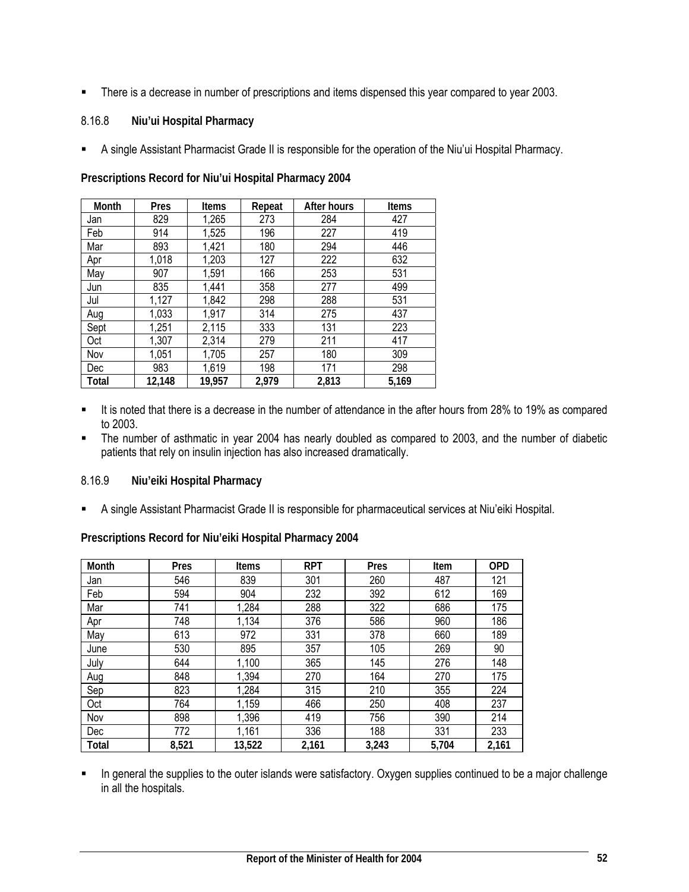- There is a decrease in number of prescriptions and items dispensed this year compared to year 2003.

### 8.16.8 Niu'ui Hospital Pharmacy

- A single Assistant Pharmacist Grade II is responsible for the operation of the Niu'ui Hospital Pharmacy.

**Prescriptions Record for Niu'ui Hospital Pharmacy 2004**

| Month | Pres | Items | Repeat | After hours | Items |
|---|---|---|---|---|---|
| Jan | 829 | 1,265 | 273 | 284 | 427 |
| Feb | 914 | 1,525 | 196 | 227 | 419 |
| Mar | 893 | 1,421 | 180 | 294 | 446 |
| Apr | 1,018 | 1,203 | 127 | 222 | 632 |
| May | 907 | 1,591 | 166 | 253 | 531 |
| Jun | 835 | 1,441 | 358 | 277 | 499 |
| Jul | 1,127 | 1,842 | 298 | 288 | 531 |
| Aug | 1,033 | 1,917 | 314 | 275 | 437 |
| Sept | 1,251 | 2,115 | 333 | 131 | 223 |
| Oct | 1,307 | 2,314 | 279 | 211 | 417 |
| Nov | 1,051 | 1,705 | 257 | 180 | 309 |
| Dec | 983 | 1,619 | 198 | 171 | 298 |
| **Total** | **12,148** | **19,957** | **2,979** | **2,813** | **5,169** |

- It is noted that there is a decrease in the number of attendance in the after hours from 28% to 19% as compared to 2003.
- The number of asthmatic in year 2004 has nearly doubled as compared to 2003, and the number of diabetic patients that rely on insulin injection has also increased dramatically.

### 8.16.9 Niu'eiki Hospital Pharmacy

- A single Assistant Pharmacist Grade II is responsible for pharmaceutical services at Niu'eiki Hospital.

**Prescriptions Record for Niu'eiki Hospital Pharmacy 2004**

| Month | Pres | Items | RPT | Pres | Item | OPD |
|---|---|---|---|---|---|---|
| Jan | 546 | 839 | 301 | 260 | 487 | 121 |
| Feb | 594 | 904 | 232 | 392 | 612 | 169 |
| Mar | 741 | 1,284 | 288 | 322 | 686 | 175 |
| Apr | 748 | 1,134 | 376 | 586 | 960 | 186 |
| May | 613 | 972 | 331 | 378 | 660 | 189 |
| June | 530 | 895 | 357 | 105 | 269 | 90 |
| July | 644 | 1,100 | 365 | 145 | 276 | 148 |
| Aug | 848 | 1,394 | 270 | 164 | 270 | 175 |
| Sep | 823 | 1,284 | 315 | 210 | 355 | 224 |
| Oct | 764 | 1,159 | 466 | 250 | 408 | 237 |
| Nov | 898 | 1,396 | 419 | 756 | 390 | 214 |
| Dec | 772 | 1,161 | 336 | 188 | 331 | 233 |
| **Total** | **8,521** | **13,522** | **2,161** | **3,243** | **5,704** | **2,161** |

- In general the supplies to the outer islands were satisfactory. Oxygen supplies continued to be a major challenge in all the hospitals.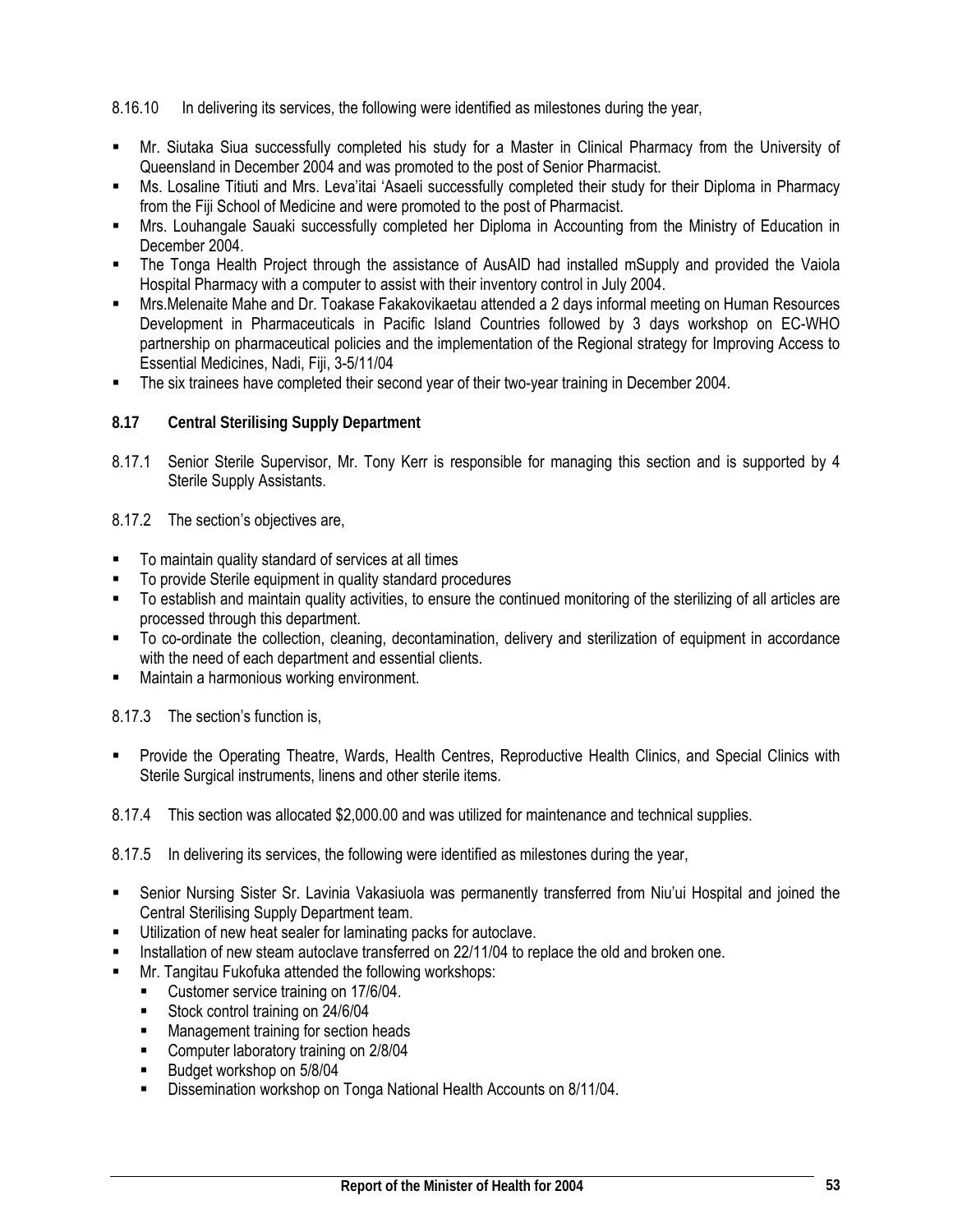8.16.10 In delivering its services, the following were identified as milestones during the year,

- Mr. Siutaka Siua successfully completed his study for a Master in Clinical Pharmacy from the University of Queensland in December 2004 and was promoted to the post of Senior Pharmacist.
- Ms. Losaline Titiuti and Mrs. Leva'itai 'Asaeli successfully completed their study for their Diploma in Pharmacy from the Fiji School of Medicine and were promoted to the post of Pharmacist.
- Mrs. Louhangale Sauaki successfully completed her Diploma in Accounting from the Ministry of Education in December 2004.
- The Tonga Health Project through the assistance of AusAID had installed mSupply and provided the Vaiola Hospital Pharmacy with a computer to assist with their inventory control in July 2004.
- Mrs.Melenaite Mahe and Dr. Toakase Fakakovikaetau attended a 2 days informal meeting on Human Resources Development in Pharmaceuticals in Pacific Island Countries followed by 3 days workshop on EC-WHO partnership on pharmaceutical policies and the implementation of the Regional strategy for Improving Access to Essential Medicines, Nadi, Fiji, 3-5/11/04
- The six trainees have completed their second year of their two-year training in December 2004.

## 8.17 Central Sterilising Supply Department

8.17.1 Senior Sterile Supervisor, Mr. Tony Kerr is responsible for managing this section and is supported by 4 Sterile Supply Assistants.

8.17.2 The section's objectives are,

- To maintain quality standard of services at all times
- To provide Sterile equipment in quality standard procedures
- To establish and maintain quality activities, to ensure the continued monitoring of the sterilizing of all articles are processed through this department.
- To co-ordinate the collection, cleaning, decontamination, delivery and sterilization of equipment in accordance with the need of each department and essential clients.
- Maintain a harmonious working environment.

8.17.3 The section's function is,

- Provide the Operating Theatre, Wards, Health Centres, Reproductive Health Clinics, and Special Clinics with Sterile Surgical instruments, linens and other sterile items.

8.17.4 This section was allocated $2,000.00 and was utilized for maintenance and technical supplies.

8.17.5 In delivering its services, the following were identified as milestones during the year,

- Senior Nursing Sister Sr. Lavinia Vakasiuola was permanently transferred from Niu'ui Hospital and joined the Central Sterilising Supply Department team.
- Utilization of new heat sealer for laminating packs for autoclave.
- Installation of new steam autoclave transferred on 22/11/04 to replace the old and broken one.
- Mr. Tangitau Fukofuka attended the following workshops:
  - Customer service training on 17/6/04.
  - Stock control training on 24/6/04
  - Management training for section heads
  - Computer laboratory training on 2/8/04
  - Budget workshop on 5/8/04
  - Dissemination workshop on Tonga National Health Accounts on 8/11/04.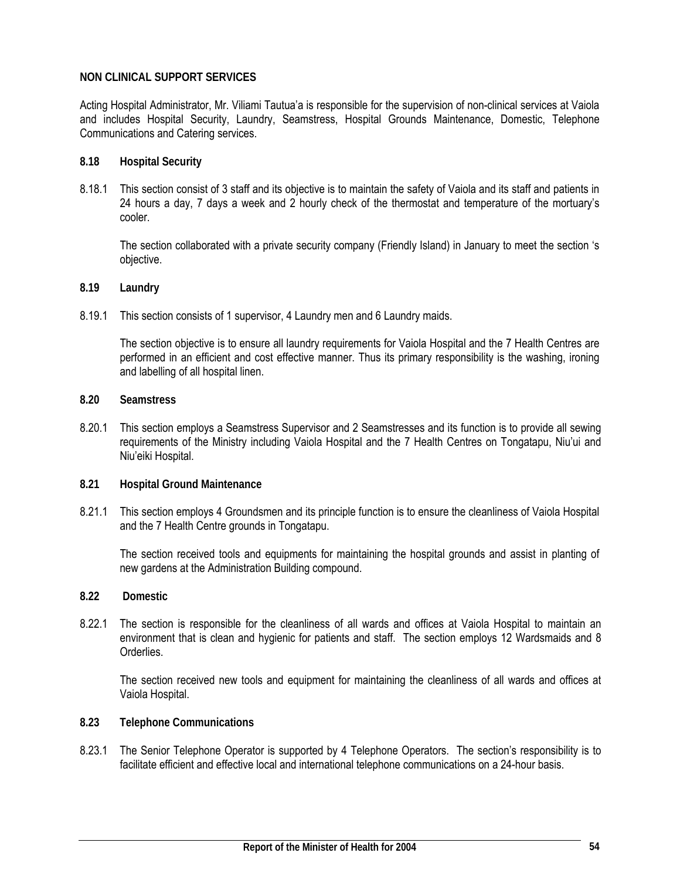## NON CLINICAL SUPPORT SERVICES

Acting Hospital Administrator, Mr. Viliami Tautua'a is responsible for the supervision of non-clinical services at Vaiola and includes Hospital Security, Laundry, Seamstress, Hospital Grounds Maintenance, Domestic, Telephone Communications and Catering services.

### 8.18 Hospital Security

8.18.1 This section consist of 3 staff and its objective is to maintain the safety of Vaiola and its staff and patients in 24 hours a day, 7 days a week and 2 hourly check of the thermostat and temperature of the mortuary's cooler.

The section collaborated with a private security company (Friendly Island) in January to meet the section 's objective.

### 8.19 Laundry

8.19.1 This section consists of 1 supervisor, 4 Laundry men and 6 Laundry maids.

The section objective is to ensure all laundry requirements for Vaiola Hospital and the 7 Health Centres are performed in an efficient and cost effective manner. Thus its primary responsibility is the washing, ironing and labelling of all hospital linen.

### 8.20 Seamstress

8.20.1 This section employs a Seamstress Supervisor and 2 Seamstresses and its function is to provide all sewing requirements of the Ministry including Vaiola Hospital and the 7 Health Centres on Tongatapu, Niu'ui and Niu'eiki Hospital.

### 8.21 Hospital Ground Maintenance

8.21.1 This section employs 4 Groundsmen and its principle function is to ensure the cleanliness of Vaiola Hospital and the 7 Health Centre grounds in Tongatapu.

The section received tools and equipments for maintaining the hospital grounds and assist in planting of new gardens at the Administration Building compound.

### 8.22 Domestic

8.22.1 The section is responsible for the cleanliness of all wards and offices at Vaiola Hospital to maintain an environment that is clean and hygienic for patients and staff. The section employs 12 Wardsmaids and 8 Orderlies.

The section received new tools and equipment for maintaining the cleanliness of all wards and offices at Vaiola Hospital.

### 8.23 Telephone Communications

8.23.1 The Senior Telephone Operator is supported by 4 Telephone Operators. The section's responsibility is to facilitate efficient and effective local and international telephone communications on a 24-hour basis.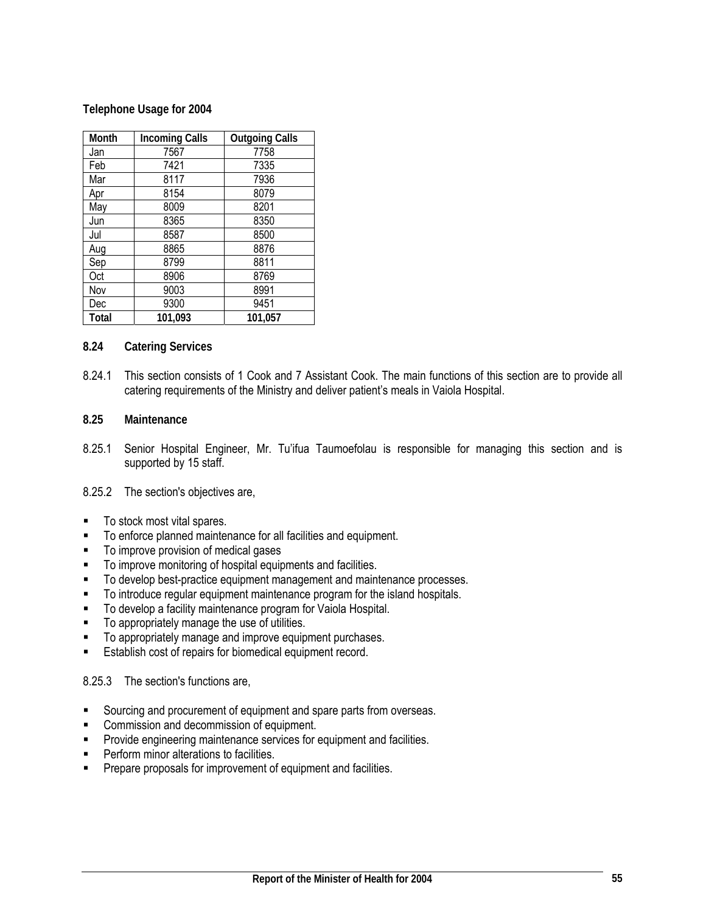**Telephone Usage for 2004**

| Month | Incoming Calls | Outgoing Calls |
|---|---|---|
| Jan | 7567 | 7758 |
| Feb | 7421 | 7335 |
| Mar | 8117 | 7936 |
| Apr | 8154 | 8079 |
| May | 8009 | 8201 |
| Jun | 8365 | 8350 |
| Jul | 8587 | 8500 |
| Aug | 8865 | 8876 |
| Sep | 8799 | 8811 |
| Oct | 8906 | 8769 |
| Nov | 9003 | 8991 |
| Dec | 9300 | 9451 |
| **Total** | **101,093** | **101,057** |

### 8.24 Catering Services

8.24.1 This section consists of 1 Cook and 7 Assistant Cook. The main functions of this section are to provide all catering requirements of the Ministry and deliver patient's meals in Vaiola Hospital.

### 8.25 Maintenance

8.25.1 Senior Hospital Engineer, Mr. Tu'ifua Taumoefolau is responsible for managing this section and is supported by 15 staff.

8.25.2 The section's objectives are,

- To stock most vital spares.
- To enforce planned maintenance for all facilities and equipment.
- To improve provision of medical gases
- To improve monitoring of hospital equipments and facilities.
- To develop best-practice equipment management and maintenance processes.
- To introduce regular equipment maintenance program for the island hospitals.
- To develop a facility maintenance program for Vaiola Hospital.
- To appropriately manage the use of utilities.
- To appropriately manage and improve equipment purchases.
- Establish cost of repairs for biomedical equipment record.

8.25.3 The section's functions are,

- Sourcing and procurement of equipment and spare parts from overseas.
- Commission and decommission of equipment.
- Provide engineering maintenance services for equipment and facilities.
- Perform minor alterations to facilities.
- Prepare proposals for improvement of equipment and facilities.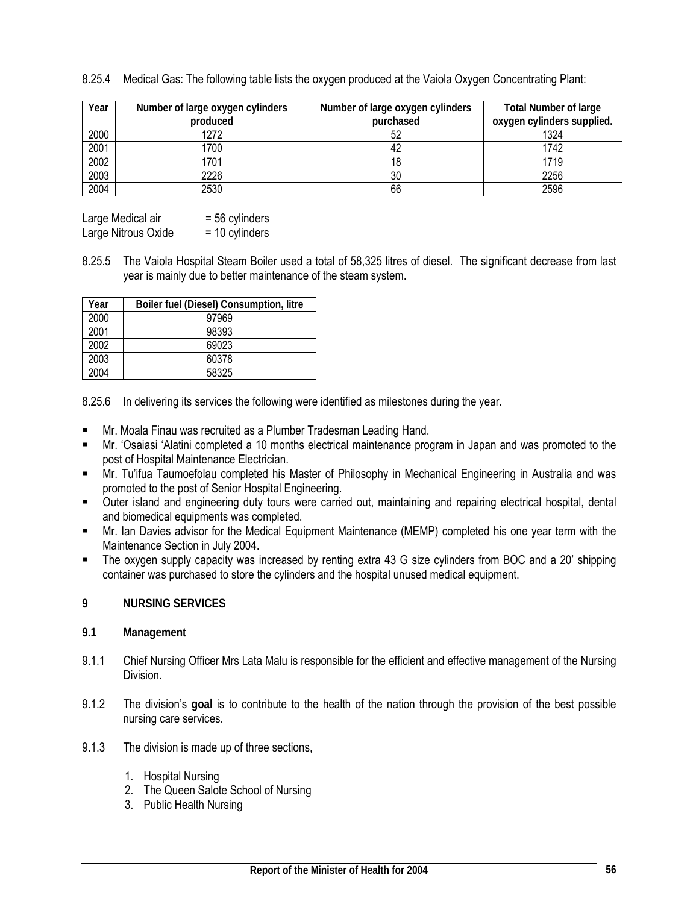8.25.4 Medical Gas: The following table lists the oxygen produced at the Vaiola Oxygen Concentrating Plant:

| Year | Number of large oxygen cylinders produced | Number of large oxygen cylinders purchased | Total Number of large oxygen cylinders supplied. |
|---|---|---|---|
| 2000 | 1272 | 52 | 1324 |
| 2001 | 1700 | 42 | 1742 |
| 2002 | 1701 | 18 | 1719 |
| 2003 | 2226 | 30 | 2256 |
| 2004 | 2530 | 66 | 2596 |

Large Medical air = 56 cylinders
Large Nitrous Oxide = 10 cylinders

8.25.5 The Vaiola Hospital Steam Boiler used a total of 58,325 litres of diesel. The significant decrease from last year is mainly due to better maintenance of the steam system.

| Year | Boiler fuel (Diesel) Consumption, litre |
|---|---|
| 2000 | 97969 |
| 2001 | 98393 |
| 2002 | 69023 |
| 2003 | 60378 |
| 2004 | 58325 |

8.25.6 In delivering its services the following were identified as milestones during the year.

- Mr. Moala Finau was recruited as a Plumber Tradesman Leading Hand.
- Mr. 'Osaiasi 'Alatini completed a 10 months electrical maintenance program in Japan and was promoted to the post of Hospital Maintenance Electrician.
- Mr. Tu'ifua Taumoefolau completed his Master of Philosophy in Mechanical Engineering in Australia and was promoted to the post of Senior Hospital Engineering.
- Outer island and engineering duty tours were carried out, maintaining and repairing electrical hospital, dental and biomedical equipments was completed.
- Mr. Ian Davies advisor for the Medical Equipment Maintenance (MEMP) completed his one year term with the Maintenance Section in July 2004.
- The oxygen supply capacity was increased by renting extra 43 G size cylinders from BOC and a 20' shipping container was purchased to store the cylinders and the hospital unused medical equipment.

## 9 NURSING SERVICES

### 9.1 Management

9.1.1 Chief Nursing Officer Mrs Lata Malu is responsible for the efficient and effective management of the Nursing Division.

9.1.2 The division's **goal** is to contribute to the health of the nation through the provision of the best possible nursing care services.

9.1.3 The division is made up of three sections,

1. Hospital Nursing
2. The Queen Salote School of Nursing
3. Public Health Nursing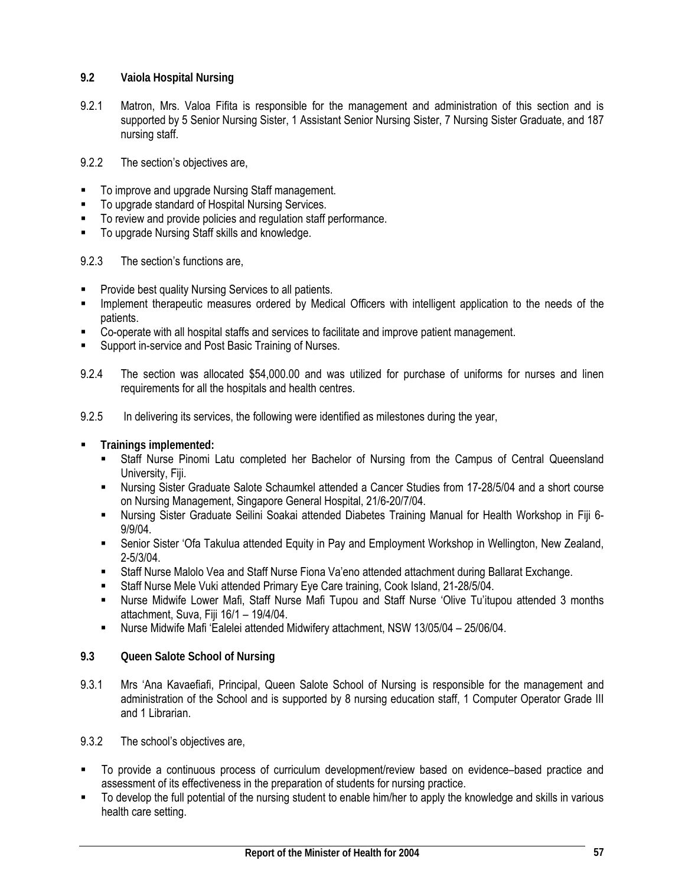### 9.2 Vaiola Hospital Nursing

9.2.1 Matron, Mrs. Valoa Fifita is responsible for the management and administration of this section and is supported by 5 Senior Nursing Sister, 1 Assistant Senior Nursing Sister, 7 Nursing Sister Graduate, and 187 nursing staff.

9.2.2 The section's objectives are,

- To improve and upgrade Nursing Staff management.
- To upgrade standard of Hospital Nursing Services.
- To review and provide policies and regulation staff performance.
- To upgrade Nursing Staff skills and knowledge.

9.2.3 The section's functions are,

- Provide best quality Nursing Services to all patients.
- Implement therapeutic measures ordered by Medical Officers with intelligent application to the needs of the patients.
- Co-operate with all hospital staffs and services to facilitate and improve patient management.
- Support in-service and Post Basic Training of Nurses.

9.2.4 The section was allocated $54,000.00 and was utilized for purchase of uniforms for nurses and linen requirements for all the hospitals and health centres.

9.2.5 In delivering its services, the following were identified as milestones during the year,

- **Trainings implemented:**
  - Staff Nurse Pinomi Latu completed her Bachelor of Nursing from the Campus of Central Queensland University, Fiji.
  - Nursing Sister Graduate Salote Schaumkel attended a Cancer Studies from 17-28/5/04 and a short course on Nursing Management, Singapore General Hospital, 21/6-20/7/04.
  - Nursing Sister Graduate Seilini Soakai attended Diabetes Training Manual for Health Workshop in Fiji 6-9/9/04.
  - Senior Sister 'Ofa Takulua attended Equity in Pay and Employment Workshop in Wellington, New Zealand, 2-5/3/04.
  - Staff Nurse Malolo Vea and Staff Nurse Fiona Va'eno attended attachment during Ballarat Exchange.
  - Staff Nurse Mele Vuki attended Primary Eye Care training, Cook Island, 21-28/5/04.
  - Nurse Midwife Lower Mafi, Staff Nurse Mafi Tupou and Staff Nurse 'Olive Tu'itupou attended 3 months attachment, Suva, Fiji 16/1 – 19/4/04.
  - Nurse Midwife Mafi 'Ealelei attended Midwifery attachment, NSW 13/05/04 – 25/06/04.

### 9.3 Queen Salote School of Nursing

9.3.1 Mrs 'Ana Kavaefiafi, Principal, Queen Salote School of Nursing is responsible for the management and administration of the School and is supported by 8 nursing education staff, 1 Computer Operator Grade III and 1 Librarian.

9.3.2 The school's objectives are,

- To provide a continuous process of curriculum development/review based on evidence–based practice and assessment of its effectiveness in the preparation of students for nursing practice.
- To develop the full potential of the nursing student to enable him/her to apply the knowledge and skills in various health care setting.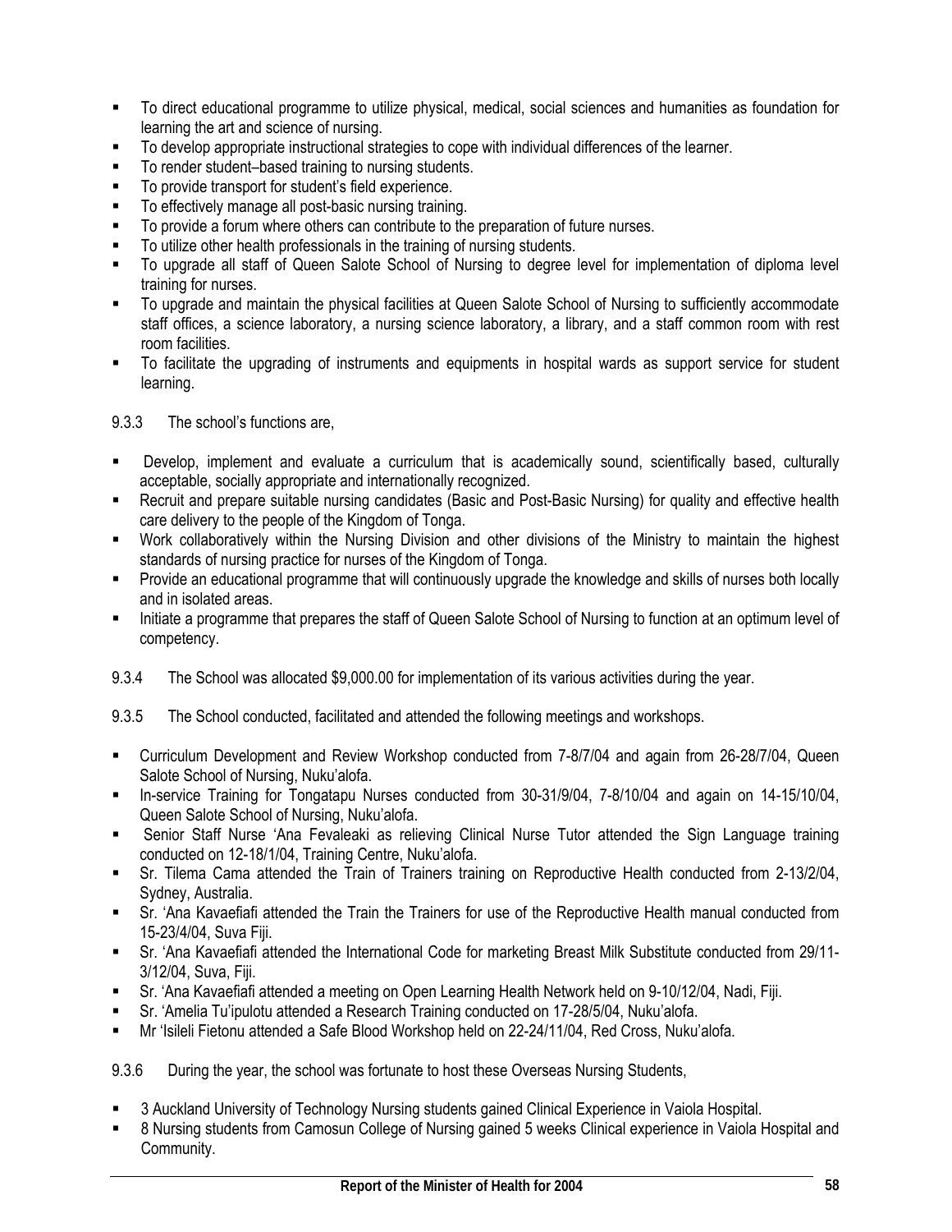- To direct educational programme to utilize physical, medical, social sciences and humanities as foundation for learning the art and science of nursing.
- To develop appropriate instructional strategies to cope with individual differences of the learner.
- To render student–based training to nursing students.
- To provide transport for student's field experience.
- To effectively manage all post-basic nursing training.
- To provide a forum where others can contribute to the preparation of future nurses.
- To utilize other health professionals in the training of nursing students.
- To upgrade all staff of Queen Salote School of Nursing to degree level for implementation of diploma level training for nurses.
- To upgrade and maintain the physical facilities at Queen Salote School of Nursing to sufficiently accommodate staff offices, a science laboratory, a nursing science laboratory, a library, and a staff common room with rest room facilities.
- To facilitate the upgrading of instruments and equipments in hospital wards as support service for student learning.

9.3.3 The school's functions are,

- Develop, implement and evaluate a curriculum that is academically sound, scientifically based, culturally acceptable, socially appropriate and internationally recognized.
- Recruit and prepare suitable nursing candidates (Basic and Post-Basic Nursing) for quality and effective health care delivery to the people of the Kingdom of Tonga.
- Work collaboratively within the Nursing Division and other divisions of the Ministry to maintain the highest standards of nursing practice for nurses of the Kingdom of Tonga.
- Provide an educational programme that will continuously upgrade the knowledge and skills of nurses both locally and in isolated areas.
- Initiate a programme that prepares the staff of Queen Salote School of Nursing to function at an optimum level of competency.

9.3.4 The School was allocated $9,000.00 for implementation of its various activities during the year.

9.3.5 The School conducted, facilitated and attended the following meetings and workshops.

- Curriculum Development and Review Workshop conducted from 7-8/7/04 and again from 26-28/7/04, Queen Salote School of Nursing, Nuku'alofa.
- In-service Training for Tongatapu Nurses conducted from 30-31/9/04, 7-8/10/04 and again on 14-15/10/04, Queen Salote School of Nursing, Nuku'alofa.
- Senior Staff Nurse 'Ana Fevaleaki as relieving Clinical Nurse Tutor attended the Sign Language training conducted on 12-18/1/04, Training Centre, Nuku'alofa.
- Sr. Tilema Cama attended the Train of Trainers training on Reproductive Health conducted from 2-13/2/04, Sydney, Australia.
- Sr. 'Ana Kavaefiafi attended the Train the Trainers for use of the Reproductive Health manual conducted from 15-23/4/04, Suva Fiji.
- Sr. 'Ana Kavaefiafi attended the International Code for marketing Breast Milk Substitute conducted from 29/11-3/12/04, Suva, Fiji.
- Sr. 'Ana Kavaefiafi attended a meeting on Open Learning Health Network held on 9-10/12/04, Nadi, Fiji.
- Sr. 'Amelia Tu'ipulotu attended a Research Training conducted on 17-28/5/04, Nuku'alofa.
- Mr 'Isileli Fietonu attended a Safe Blood Workshop held on 22-24/11/04, Red Cross, Nuku'alofa.

9.3.6 During the year, the school was fortunate to host these Overseas Nursing Students,

- 3 Auckland University of Technology Nursing students gained Clinical Experience in Vaiola Hospital.
- 8 Nursing students from Camosun College of Nursing gained 5 weeks Clinical experience in Vaiola Hospital and Community.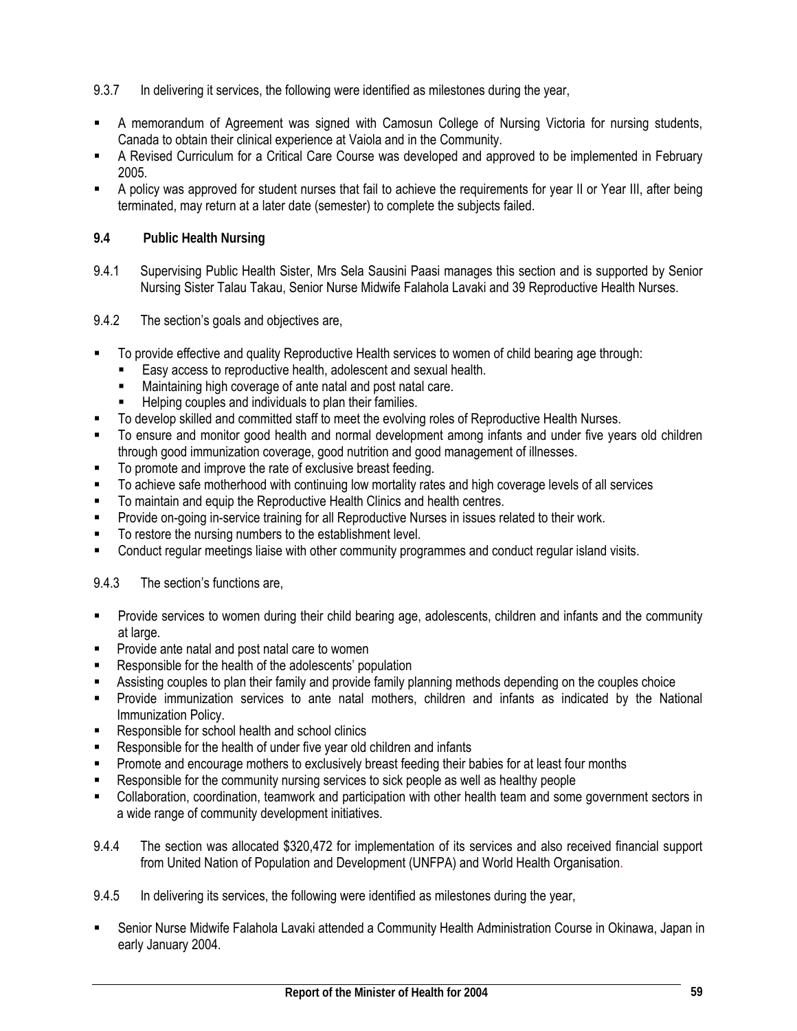9.3.7 In delivering it services, the following were identified as milestones during the year,

- A memorandum of Agreement was signed with Camosun College of Nursing Victoria for nursing students, Canada to obtain their clinical experience at Vaiola and in the Community.
- A Revised Curriculum for a Critical Care Course was developed and approved to be implemented in February 2005.
- A policy was approved for student nurses that fail to achieve the requirements for year II or Year III, after being terminated, may return at a later date (semester) to complete the subjects failed.

**9.4 Public Health Nursing**

9.4.1 Supervising Public Health Sister, Mrs Sela Sausini Paasi manages this section and is supported by Senior Nursing Sister Talau Takau, Senior Nurse Midwife Falahola Lavaki and 39 Reproductive Health Nurses.

9.4.2 The section's goals and objectives are,

- To provide effective and quality Reproductive Health services to women of child bearing age through:
  - Easy access to reproductive health, adolescent and sexual health.
  - Maintaining high coverage of ante natal and post natal care.
  - Helping couples and individuals to plan their families.
- To develop skilled and committed staff to meet the evolving roles of Reproductive Health Nurses.
- To ensure and monitor good health and normal development among infants and under five years old children through good immunization coverage, good nutrition and good management of illnesses.
- To promote and improve the rate of exclusive breast feeding.
- To achieve safe motherhood with continuing low mortality rates and high coverage levels of all services
- To maintain and equip the Reproductive Health Clinics and health centres.
- Provide on-going in-service training for all Reproductive Nurses in issues related to their work.
- To restore the nursing numbers to the establishment level.
- Conduct regular meetings liaise with other community programmes and conduct regular island visits.

9.4.3 The section's functions are,

- Provide services to women during their child bearing age, adolescents, children and infants and the community at large.
- Provide ante natal and post natal care to women
- Responsible for the health of the adolescents' population
- Assisting couples to plan their family and provide family planning methods depending on the couples choice
- Provide immunization services to ante natal mothers, children and infants as indicated by the National Immunization Policy.
- Responsible for school health and school clinics
- Responsible for the health of under five year old children and infants
- Promote and encourage mothers to exclusively breast feeding their babies for at least four months
- Responsible for the community nursing services to sick people as well as healthy people
- Collaboration, coordination, teamwork and participation with other health team and some government sectors in a wide range of community development initiatives.

9.4.4 The section was allocated $320,472 for implementation of its services and also received financial support from United Nation of Population and Development (UNFPA) and World Health Organisation.

9.4.5 In delivering its services, the following were identified as milestones during the year,

- Senior Nurse Midwife Falahola Lavaki attended a Community Health Administration Course in Okinawa, Japan in early January 2004.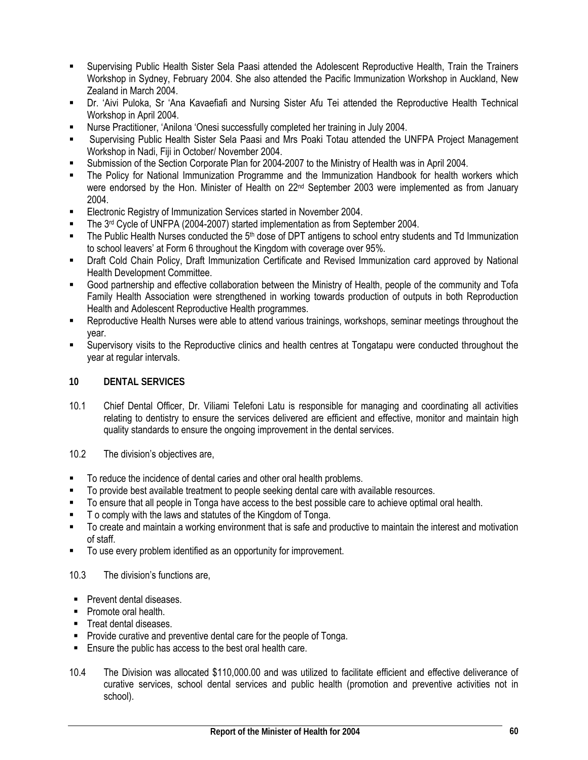- Supervising Public Health Sister Sela Paasi attended the Adolescent Reproductive Health, Train the Trainers Workshop in Sydney, February 2004. She also attended the Pacific Immunization Workshop in Auckland, New Zealand in March 2004.
- Dr. 'Aivi Puloka, Sr 'Ana Kavaefiafi and Nursing Sister Afu Tei attended the Reproductive Health Technical Workshop in April 2004.
- Nurse Practitioner, 'Anilona 'Onesi successfully completed her training in July 2004.
- Supervising Public Health Sister Sela Paasi and Mrs Poaki Totau attended the UNFPA Project Management Workshop in Nadi, Fiji in October/ November 2004.
- Submission of the Section Corporate Plan for 2004-2007 to the Ministry of Health was in April 2004.
- The Policy for National Immunization Programme and the Immunization Handbook for health workers which were endorsed by the Hon. Minister of Health on 22nd September 2003 were implemented as from January 2004.
- Electronic Registry of Immunization Services started in November 2004.
- The 3rd Cycle of UNFPA (2004-2007) started implementation as from September 2004.
- The Public Health Nurses conducted the 5th dose of DPT antigens to school entry students and Td Immunization to school leavers' at Form 6 throughout the Kingdom with coverage over 95%.
- Draft Cold Chain Policy, Draft Immunization Certificate and Revised Immunization card approved by National Health Development Committee.
- Good partnership and effective collaboration between the Ministry of Health, people of the community and Tofa Family Health Association were strengthened in working towards production of outputs in both Reproduction Health and Adolescent Reproductive Health programmes.
- Reproductive Health Nurses were able to attend various trainings, workshops, seminar meetings throughout the year.
- Supervisory visits to the Reproductive clinics and health centres at Tongatapu were conducted throughout the year at regular intervals.

## 10 DENTAL SERVICES

10.1 Chief Dental Officer, Dr. Viliami Telefoni Latu is responsible for managing and coordinating all activities relating to dentistry to ensure the services delivered are efficient and effective, monitor and maintain high quality standards to ensure the ongoing improvement in the dental services.

10.2 The division's objectives are,

- To reduce the incidence of dental caries and other oral health problems.
- To provide best available treatment to people seeking dental care with available resources.
- To ensure that all people in Tonga have access to the best possible care to achieve optimal oral health.
- T o comply with the laws and statutes of the Kingdom of Tonga.
- To create and maintain a working environment that is safe and productive to maintain the interest and motivation of staff.
- To use every problem identified as an opportunity for improvement.

10.3 The division's functions are,

- Prevent dental diseases.
- Promote oral health.
- Treat dental diseases.
- Provide curative and preventive dental care for the people of Tonga.
- Ensure the public has access to the best oral health care.

10.4 The Division was allocated $110,000.00 and was utilized to facilitate efficient and effective deliverance of curative services, school dental services and public health (promotion and preventive activities not in school).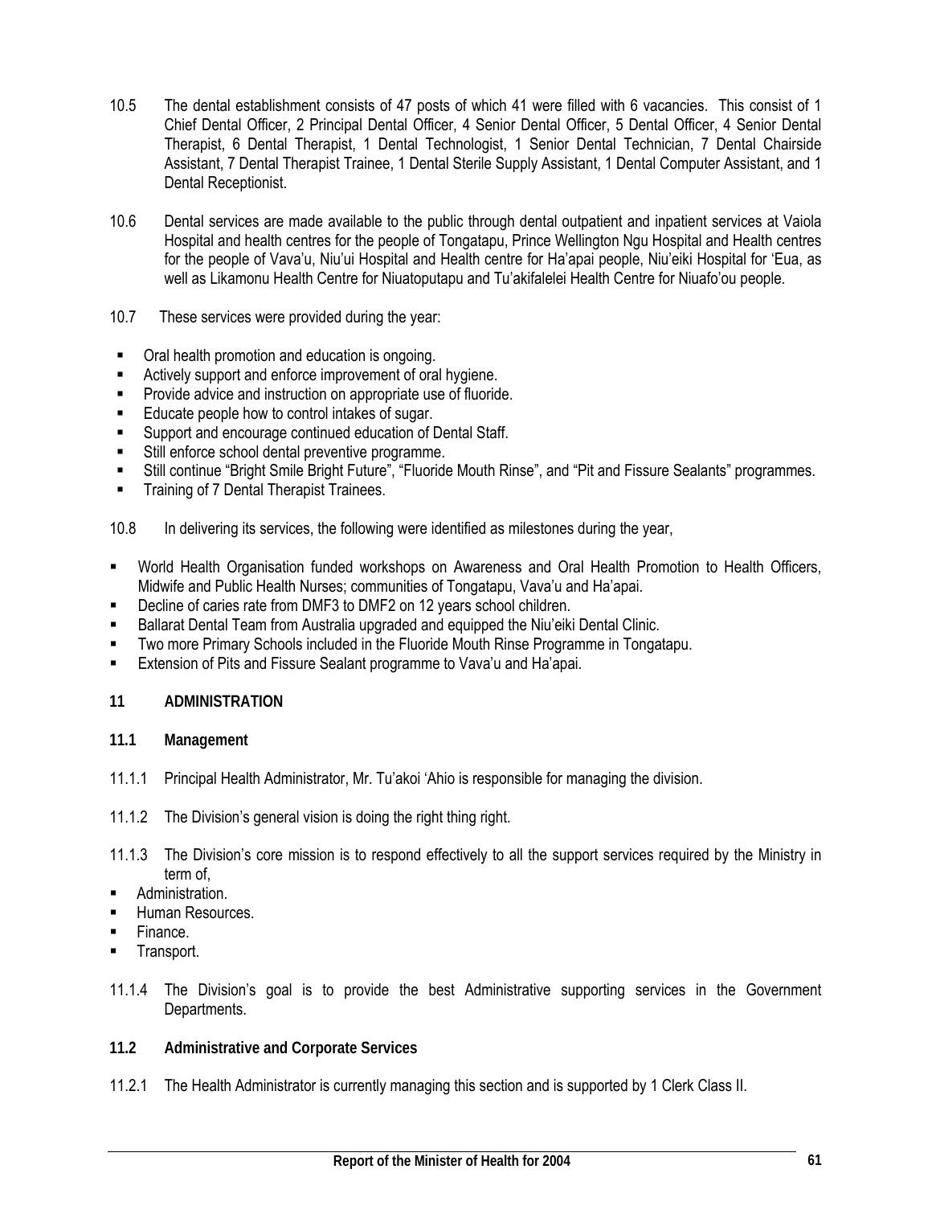10.5 The dental establishment consists of 47 posts of which 41 were filled with 6 vacancies. This consist of 1 Chief Dental Officer, 2 Principal Dental Officer, 4 Senior Dental Officer, 5 Dental Officer, 4 Senior Dental Therapist, 6 Dental Therapist, 1 Dental Technologist, 1 Senior Dental Technician, 7 Dental Chairside Assistant, 7 Dental Therapist Trainee, 1 Dental Sterile Supply Assistant, 1 Dental Computer Assistant, and 1 Dental Receptionist.

10.6 Dental services are made available to the public through dental outpatient and inpatient services at Vaiola Hospital and health centres for the people of Tongatapu, Prince Wellington Ngu Hospital and Health centres for the people of Vava'u, Niu'ui Hospital and Health centre for Ha'apai people, Niu'eiki Hospital for 'Eua, as well as Likamonu Health Centre for Niuatoputapu and Tu'akifalelei Health Centre for Niuafo'ou people.

10.7 These services were provided during the year:

- Oral health promotion and education is ongoing.
- Actively support and enforce improvement of oral hygiene.
- Provide advice and instruction on appropriate use of fluoride.
- Educate people how to control intakes of sugar.
- Support and encourage continued education of Dental Staff.
- Still enforce school dental preventive programme.
- Still continue "Bright Smile Bright Future", "Fluoride Mouth Rinse", and "Pit and Fissure Sealants" programmes.
- Training of 7 Dental Therapist Trainees.

10.8 In delivering its services, the following were identified as milestones during the year,

- World Health Organisation funded workshops on Awareness and Oral Health Promotion to Health Officers, Midwife and Public Health Nurses; communities of Tongatapu, Vava'u and Ha'apai.
- Decline of caries rate from DMF3 to DMF2 on 12 years school children.
- Ballarat Dental Team from Australia upgraded and equipped the Niu'eiki Dental Clinic.
- Two more Primary Schools included in the Fluoride Mouth Rinse Programme in Tongatapu.
- Extension of Pits and Fissure Sealant programme to Vava'u and Ha'apai.

## 11 ADMINISTRATION

### 11.1 Management

11.1.1 Principal Health Administrator, Mr. Tu'akoi 'Ahio is responsible for managing the division.

11.1.2 The Division's general vision is doing the right thing right.

11.1.3 The Division's core mission is to respond effectively to all the support services required by the Ministry in term of,

- Administration.
- Human Resources.
- Finance.
- Transport.

11.1.4 The Division's goal is to provide the best Administrative supporting services in the Government Departments.

### 11.2 Administrative and Corporate Services

11.2.1 The Health Administrator is currently managing this section and is supported by 1 Clerk Class II.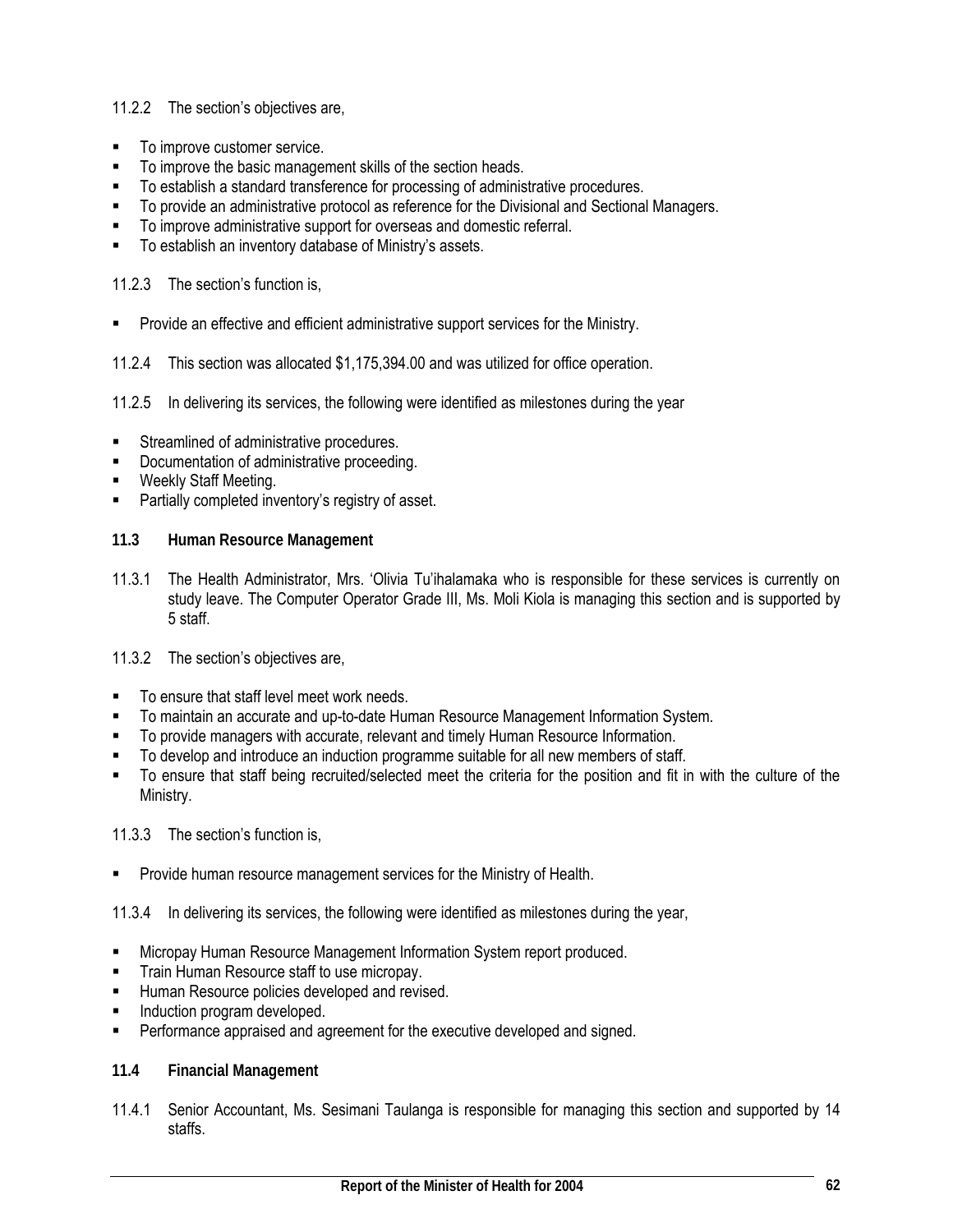11.2.2 The section's objectives are,

- To improve customer service.
- To improve the basic management skills of the section heads.
- To establish a standard transference for processing of administrative procedures.
- To provide an administrative protocol as reference for the Divisional and Sectional Managers.
- To improve administrative support for overseas and domestic referral.
- To establish an inventory database of Ministry's assets.

11.2.3 The section's function is,

- Provide an effective and efficient administrative support services for the Ministry.

11.2.4 This section was allocated $1,175,394.00 and was utilized for office operation.

11.2.5 In delivering its services, the following were identified as milestones during the year

- Streamlined of administrative procedures.
- Documentation of administrative proceeding.
- Weekly Staff Meeting.
- Partially completed inventory's registry of asset.

### 11.3 Human Resource Management

11.3.1 The Health Administrator, Mrs. 'Olivia Tu'ihalamaka who is responsible for these services is currently on study leave. The Computer Operator Grade III, Ms. Moli Kiola is managing this section and is supported by 5 staff.

11.3.2 The section's objectives are,

- To ensure that staff level meet work needs.
- To maintain an accurate and up-to-date Human Resource Management Information System.
- To provide managers with accurate, relevant and timely Human Resource Information.
- To develop and introduce an induction programme suitable for all new members of staff.
- To ensure that staff being recruited/selected meet the criteria for the position and fit in with the culture of the Ministry.

11.3.3 The section's function is,

- Provide human resource management services for the Ministry of Health.

11.3.4 In delivering its services, the following were identified as milestones during the year,

- Micropay Human Resource Management Information System report produced.
- Train Human Resource staff to use micropay.
- Human Resource policies developed and revised.
- Induction program developed.
- Performance appraised and agreement for the executive developed and signed.

### 11.4 Financial Management

11.4.1 Senior Accountant, Ms. Sesimani Taulanga is responsible for managing this section and supported by 14 staffs.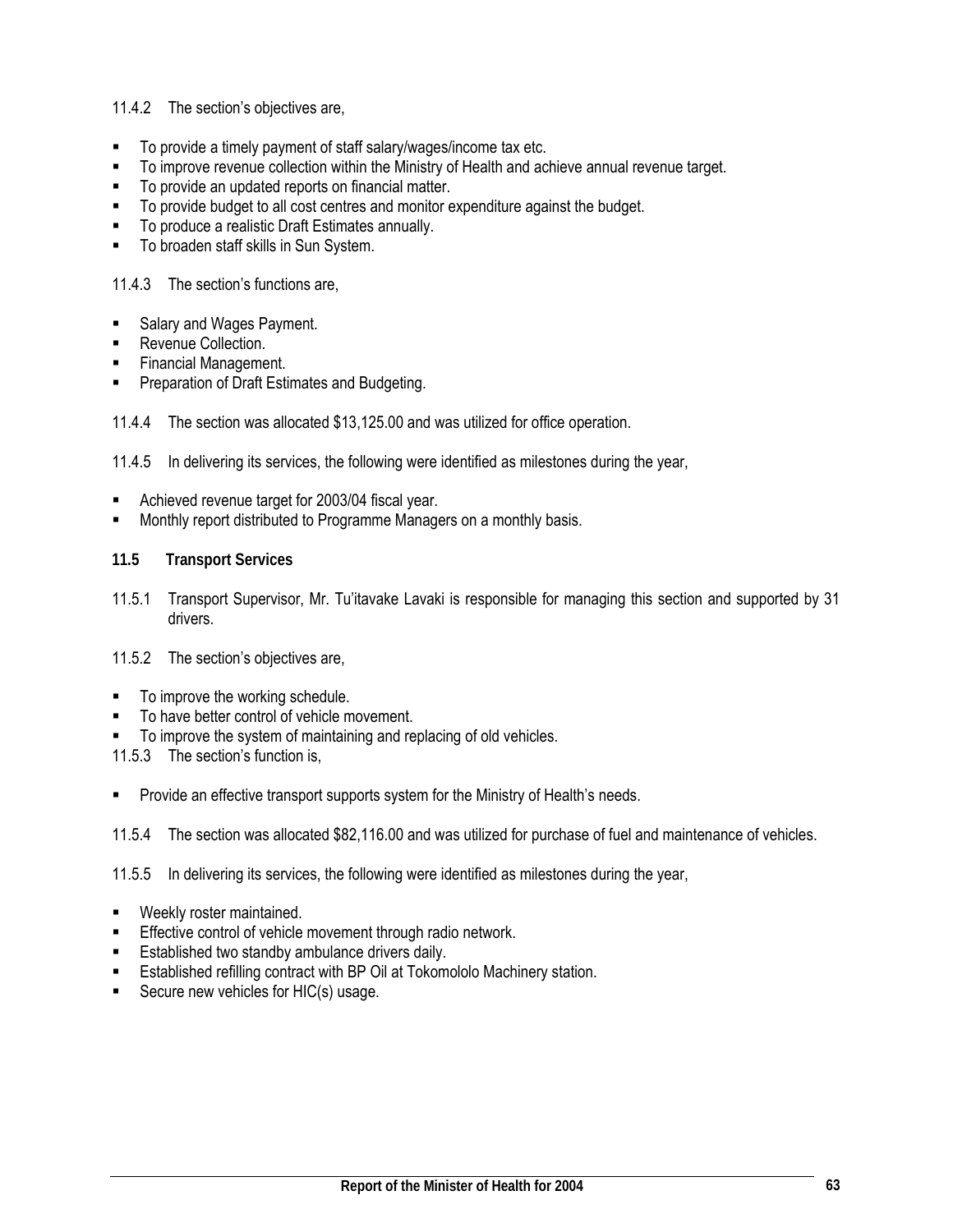11.4.2 The section's objectives are,

- To provide a timely payment of staff salary/wages/income tax etc.
- To improve revenue collection within the Ministry of Health and achieve annual revenue target.
- To provide an updated reports on financial matter.
- To provide budget to all cost centres and monitor expenditure against the budget.
- To produce a realistic Draft Estimates annually.
- To broaden staff skills in Sun System.

11.4.3 The section's functions are,

- Salary and Wages Payment.
- Revenue Collection.
- Financial Management.
- Preparation of Draft Estimates and Budgeting.

11.4.4 The section was allocated $13,125.00 and was utilized for office operation.

11.4.5 In delivering its services, the following were identified as milestones during the year,

- Achieved revenue target for 2003/04 fiscal year.
- Monthly report distributed to Programme Managers on a monthly basis.

### 11.5 Transport Services

11.5.1 Transport Supervisor, Mr. Tu'itavake Lavaki is responsible for managing this section and supported by 31 drivers.

11.5.2 The section's objectives are,

- To improve the working schedule.
- To have better control of vehicle movement.
- To improve the system of maintaining and replacing of old vehicles.

11.5.3 The section's function is,

- Provide an effective transport supports system for the Ministry of Health's needs.

11.5.4 The section was allocated $82,116.00 and was utilized for purchase of fuel and maintenance of vehicles.

11.5.5 In delivering its services, the following were identified as milestones during the year,

- Weekly roster maintained.
- Effective control of vehicle movement through radio network.
- Established two standby ambulance drivers daily.
- Established refilling contract with BP Oil at Tokomololo Machinery station.
- Secure new vehicles for HIC(s) usage.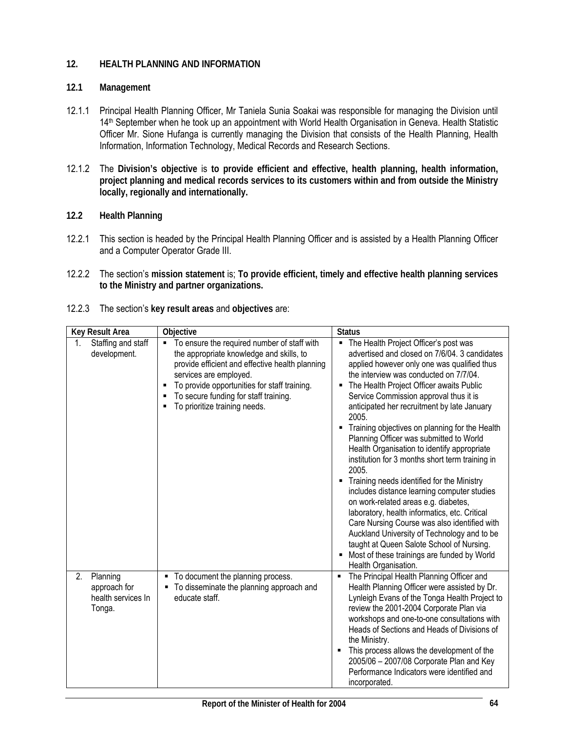## 12. HEALTH PLANNING AND INFORMATION

### 12.1 Management

12.1.1 Principal Health Planning Officer, Mr Taniela Sunia Soakai was responsible for managing the Division until 14th September when he took up an appointment with World Health Organisation in Geneva. Health Statistic Officer Mr. Sione Hufanga is currently managing the Division that consists of the Health Planning, Health Information, Information Technology, Medical Records and Research Sections.

12.1.2 The **Division's objective** is **to provide efficient and effective, health planning, health information, project planning and medical records services to its customers within and from outside the Ministry locally, regionally and internationally.**

### 12.2 Health Planning

12.2.1 This section is headed by the Principal Health Planning Officer and is assisted by a Health Planning Officer and a Computer Operator Grade III.

12.2.2 The section's **mission statement** is; **To provide efficient, timely and effective health planning services to the Ministry and partner organizations.**

12.2.3 The section's **key result areas** and **objectives** are:

| Key Result Area | Objective | Status |
|---|---|---|
| 1. Staffing and staff development. | ▪ To ensure the required number of staff with the appropriate knowledge and skills, to provide efficient and effective health planning services are employed.<br>▪ To provide opportunities for staff training.<br>▪ To secure funding for staff training.<br>▪ To prioritize training needs. | ▪ The Health Project Officer's post was advertised and closed on 7/6/04. 3 candidates applied however only one was qualified thus the interview was conducted on 7/7/04.<br>▪ The Health Project Officer awaits Public Service Commission approval thus it is anticipated her recruitment by late January 2005.<br>▪ Training objectives on planning for the Health Planning Officer was submitted to World Health Organisation to identify appropriate institution for 3 months short term training in 2005.<br>▪ Training needs identified for the Ministry includes distance learning computer studies on work-related areas e.g. diabetes, laboratory, health informatics, etc. Critical Care Nursing Course was also identified with Auckland University of Technology and to be taught at Queen Salote School of Nursing.<br>▪ Most of these trainings are funded by World Health Organisation. |
| 2. Planning approach for health services In Tonga. | ▪ To document the planning process.<br>▪ To disseminate the planning approach and educate staff. | ▪ The Principal Health Planning Officer and Health Planning Officer were assisted by Dr. Lynleigh Evans of the Tonga Health Project to review the 2001-2004 Corporate Plan via workshops and one-to-one consultations with Heads of Sections and Heads of Divisions of the Ministry.<br>▪ This process allows the development of the 2005/06 – 2007/08 Corporate Plan and Key Performance Indicators were identified and incorporated. |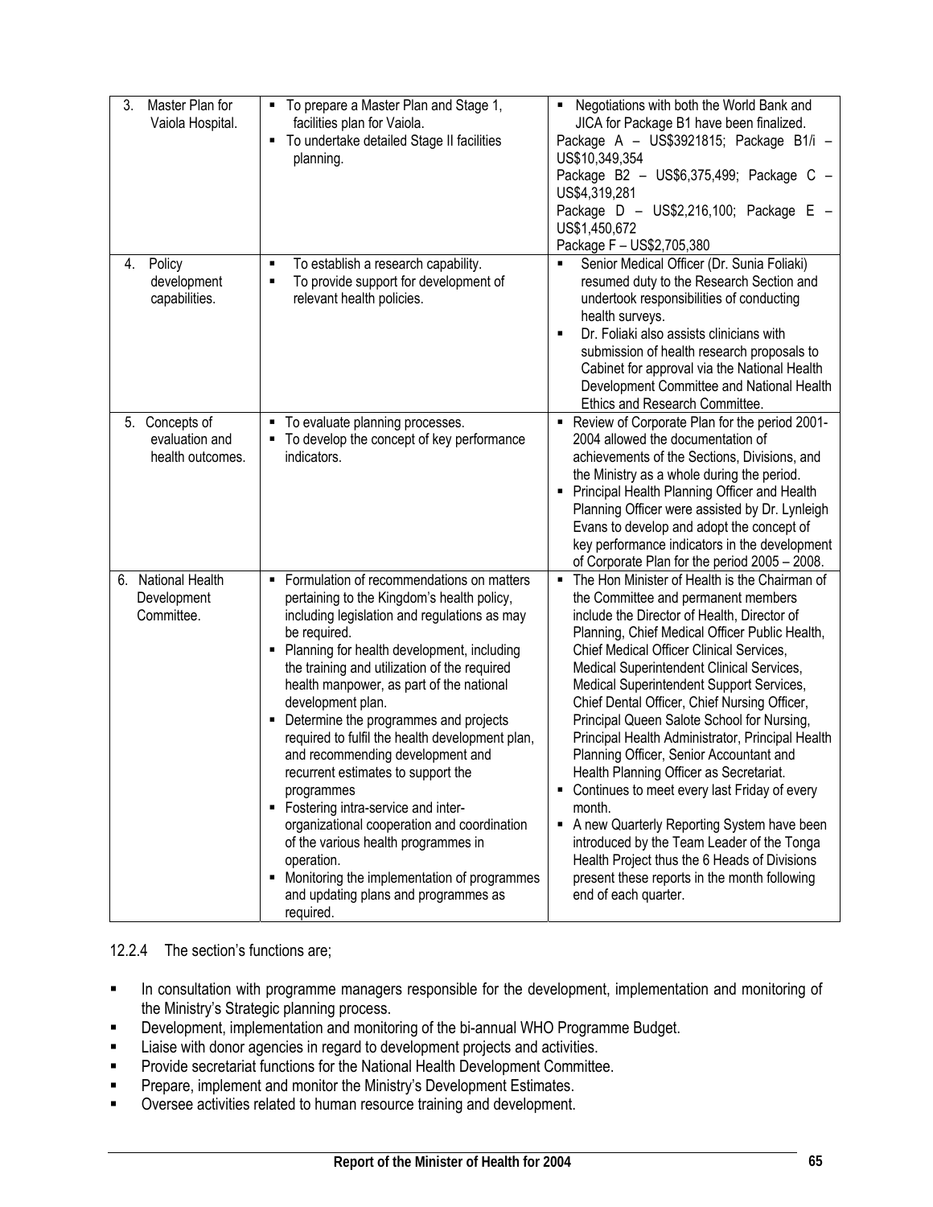| | | |
|---|---|---|
| 3. Master Plan for Vaiola Hospital. | ▪ To prepare a Master Plan and Stage 1, facilities plan for Vaiola.<br>▪ To undertake detailed Stage II facilities planning. | ▪ Negotiations with both the World Bank and JICA for Package B1 have been finalized.<br>Package A – US$3921815; Package B1/i – US$10,349,354<br>Package B2 – US$6,375,499; Package C – US$4,319,281<br>Package D – US$2,216,100; Package E – US$1,450,672<br>Package F – US$2,705,380 |
| 4. Policy development capabilities. | ▪ To establish a research capability.<br>▪ To provide support for development of relevant health policies. | ▪ Senior Medical Officer (Dr. Sunia Foliaki) resumed duty to the Research Section and undertook responsibilities of conducting health surveys.<br>▪ Dr. Foliaki also assists clinicians with submission of health research proposals to Cabinet for approval via the National Health Development Committee and National Health Ethics and Research Committee. |
| 5. Concepts of evaluation and health outcomes. | ▪ To evaluate planning processes.<br>▪ To develop the concept of key performance indicators. | ▪ Review of Corporate Plan for the period 2001-2004 allowed the documentation of achievements of the Sections, Divisions, and the Ministry as a whole during the period.<br>▪ Principal Health Planning Officer and Health Planning Officer were assisted by Dr. Lynleigh Evans to develop and adopt the concept of key performance indicators in the development of Corporate Plan for the period 2005 – 2008. |
| 6. National Health Development Committee. | ▪ Formulation of recommendations on matters pertaining to the Kingdom's health policy, including legislation and regulations as may be required.<br>▪ Planning for health development, including the training and utilization of the required health manpower, as part of the national development plan.<br>▪ Determine the programmes and projects required to fulfil the health development plan, and recommending development and recurrent estimates to support the programmes<br>▪ Fostering intra-service and inter-organizational cooperation and coordination of the various health programmes in operation.<br>▪ Monitoring the implementation of programmes and updating plans and programmes as required. | ▪ The Hon Minister of Health is the Chairman of the Committee and permanent members include the Director of Health, Director of Planning, Chief Medical Officer Public Health, Chief Medical Officer Clinical Services, Medical Superintendent Clinical Services, Medical Superintendent Support Services, Chief Dental Officer, Chief Nursing Officer, Principal Queen Salote School for Nursing, Principal Health Administrator, Principal Health Planning Officer, Senior Accountant and Health Planning Officer as Secretariat.<br>▪ Continues to meet every last Friday of every month.<br>▪ A new Quarterly Reporting System have been introduced by the Team Leader of the Tonga Health Project thus the 6 Heads of Divisions present these reports in the month following end of each quarter. |

12.2.4 The section's functions are;

- In consultation with programme managers responsible for the development, implementation and monitoring of the Ministry's Strategic planning process.
- Development, implementation and monitoring of the bi-annual WHO Programme Budget.
- Liaise with donor agencies in regard to development projects and activities.
- Provide secretariat functions for the National Health Development Committee.
- Prepare, implement and monitor the Ministry's Development Estimates.
- Oversee activities related to human resource training and development.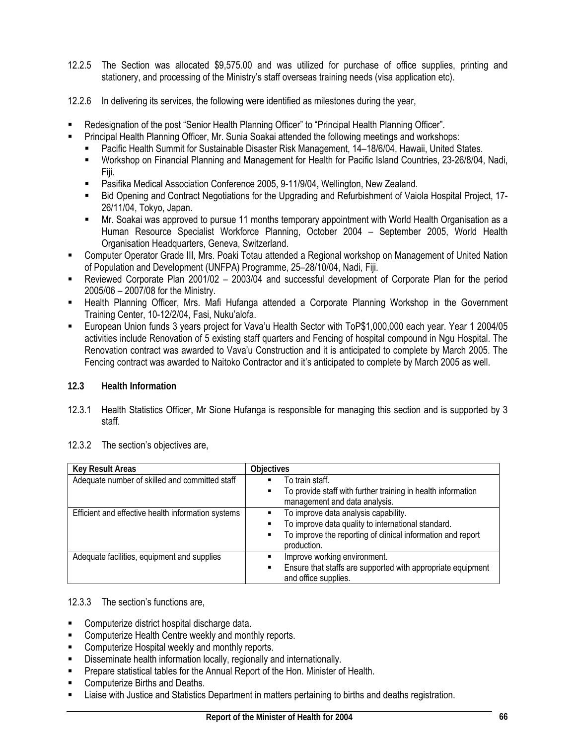12.2.5 The Section was allocated $9,575.00 and was utilized for purchase of office supplies, printing and stationery, and processing of the Ministry's staff overseas training needs (visa application etc).

12.2.6 In delivering its services, the following were identified as milestones during the year,

- Redesignation of the post "Senior Health Planning Officer" to "Principal Health Planning Officer".
- Principal Health Planning Officer, Mr. Sunia Soakai attended the following meetings and workshops:
  - Pacific Health Summit for Sustainable Disaster Risk Management, 14–18/6/04, Hawaii, United States.
  - Workshop on Financial Planning and Management for Health for Pacific Island Countries, 23-26/8/04, Nadi, Fiji.
  - Pasifika Medical Association Conference 2005, 9-11/9/04, Wellington, New Zealand.
  - Bid Opening and Contract Negotiations for the Upgrading and Refurbishment of Vaiola Hospital Project, 17-26/11/04, Tokyo, Japan.
  - Mr. Soakai was approved to pursue 11 months temporary appointment with World Health Organisation as a Human Resource Specialist Workforce Planning, October 2004 – September 2005, World Health Organisation Headquarters, Geneva, Switzerland.
- Computer Operator Grade III, Mrs. Poaki Totau attended a Regional workshop on Management of United Nation of Population and Development (UNFPA) Programme, 25–28/10/04, Nadi, Fiji.
- Reviewed Corporate Plan 2001/02 – 2003/04 and successful development of Corporate Plan for the period 2005/06 – 2007/08 for the Ministry.
- Health Planning Officer, Mrs. Mafi Hufanga attended a Corporate Planning Workshop in the Government Training Center, 10-12/2/04, Fasi, Nuku'alofa.
- European Union funds 3 years project for Vava'u Health Sector with ToP$1,000,000 each year. Year 1 2004/05 activities include Renovation of 5 existing staff quarters and Fencing of hospital compound in Ngu Hospital. The Renovation contract was awarded to Vava'u Construction and it is anticipated to complete by March 2005. The Fencing contract was awarded to Naitoko Contractor and it's anticipated to complete by March 2005 as well.

### 12.3 Health Information

12.3.1 Health Statistics Officer, Mr Sione Hufanga is responsible for managing this section and is supported by 3 staff.

12.3.2 The section's objectives are,

| Key Result Areas | Objectives |
|---|---|
| Adequate number of skilled and committed staff | ▪ To train staff.<br>▪ To provide staff with further training in health information management and data analysis. |
| Efficient and effective health information systems | ▪ To improve data analysis capability.<br>▪ To improve data quality to international standard.<br>▪ To improve the reporting of clinical information and report production. |
| Adequate facilities, equipment and supplies | ▪ Improve working environment.<br>▪ Ensure that staffs are supported with appropriate equipment and office supplies. |

12.3.3 The section's functions are,

- Computerize district hospital discharge data.
- Computerize Health Centre weekly and monthly reports.
- Computerize Hospital weekly and monthly reports.
- Disseminate health information locally, regionally and internationally.
- Prepare statistical tables for the Annual Report of the Hon. Minister of Health.
- Computerize Births and Deaths.
- Liaise with Justice and Statistics Department in matters pertaining to births and deaths registration.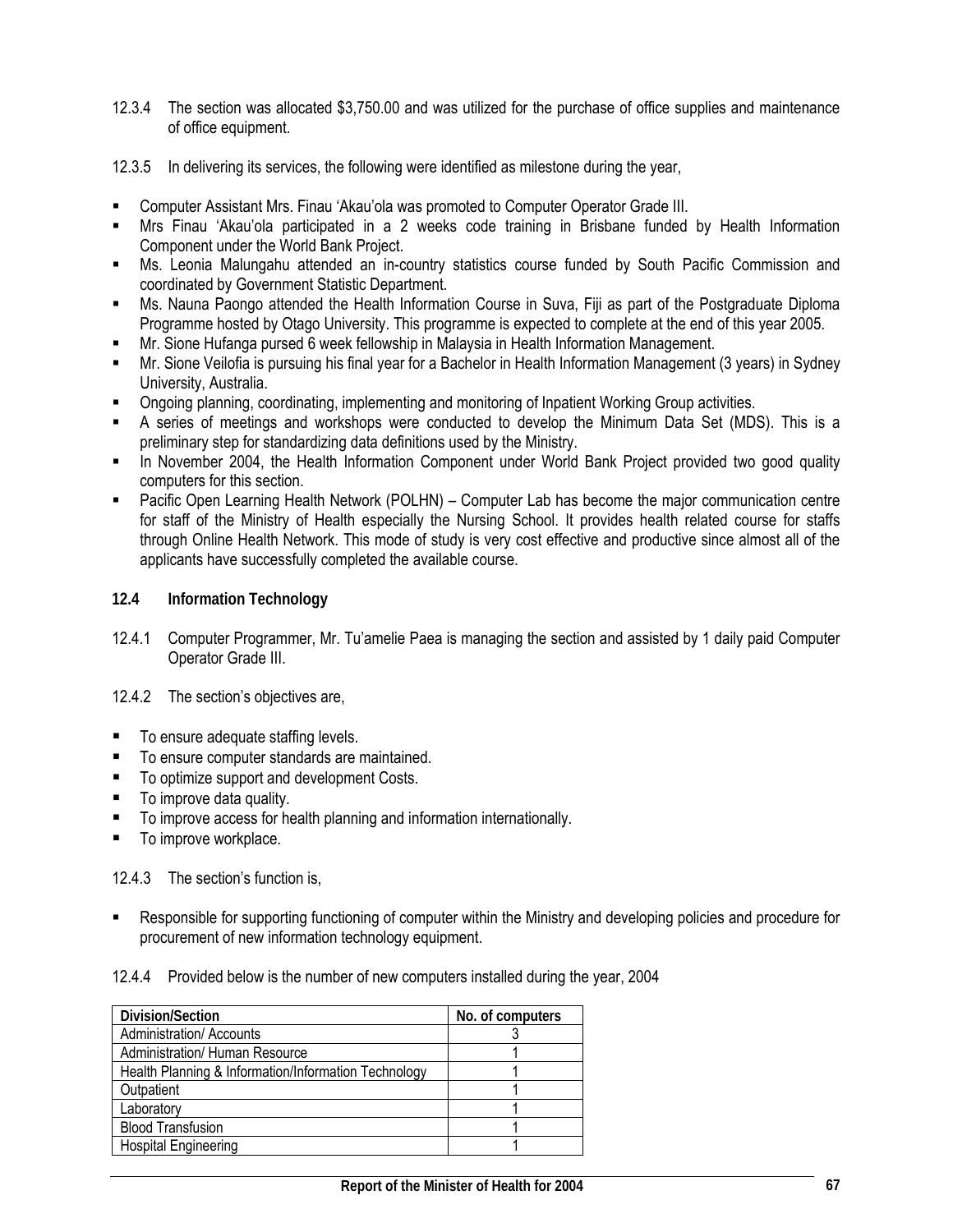12.3.4 The section was allocated $3,750.00 and was utilized for the purchase of office supplies and maintenance of office equipment.

12.3.5 In delivering its services, the following were identified as milestone during the year,

- Computer Assistant Mrs. Finau 'Akau'ola was promoted to Computer Operator Grade III.
- Mrs Finau 'Akau'ola participated in a 2 weeks code training in Brisbane funded by Health Information Component under the World Bank Project.
- Ms. Leonia Malungahu attended an in-country statistics course funded by South Pacific Commission and coordinated by Government Statistic Department.
- Ms. Nauna Paongo attended the Health Information Course in Suva, Fiji as part of the Postgraduate Diploma Programme hosted by Otago University. This programme is expected to complete at the end of this year 2005.
- Mr. Sione Hufanga pursed 6 week fellowship in Malaysia in Health Information Management.
- Mr. Sione Veilofia is pursuing his final year for a Bachelor in Health Information Management (3 years) in Sydney University, Australia.
- Ongoing planning, coordinating, implementing and monitoring of Inpatient Working Group activities.
- A series of meetings and workshops were conducted to develop the Minimum Data Set (MDS). This is a preliminary step for standardizing data definitions used by the Ministry.
- In November 2004, the Health Information Component under World Bank Project provided two good quality computers for this section.
- Pacific Open Learning Health Network (POLHN) – Computer Lab has become the major communication centre for staff of the Ministry of Health especially the Nursing School. It provides health related course for staffs through Online Health Network. This mode of study is very cost effective and productive since almost all of the applicants have successfully completed the available course.

## 12.4 Information Technology

12.4.1 Computer Programmer, Mr. Tu'amelie Paea is managing the section and assisted by 1 daily paid Computer Operator Grade III.

12.4.2 The section's objectives are,

- To ensure adequate staffing levels.
- To ensure computer standards are maintained.
- To optimize support and development Costs.
- To improve data quality.
- To improve access for health planning and information internationally.
- To improve workplace.

12.4.3 The section's function is,

- Responsible for supporting functioning of computer within the Ministry and developing policies and procedure for procurement of new information technology equipment.

12.4.4 Provided below is the number of new computers installed during the year, 2004

| Division/Section | No. of computers |
|---|---|
| Administration/ Accounts | 3 |
| Administration/ Human Resource | 1 |
| Health Planning & Information/Information Technology | 1 |
| Outpatient | 1 |
| Laboratory | 1 |
| Blood Transfusion | 1 |
| Hospital Engineering | 1 |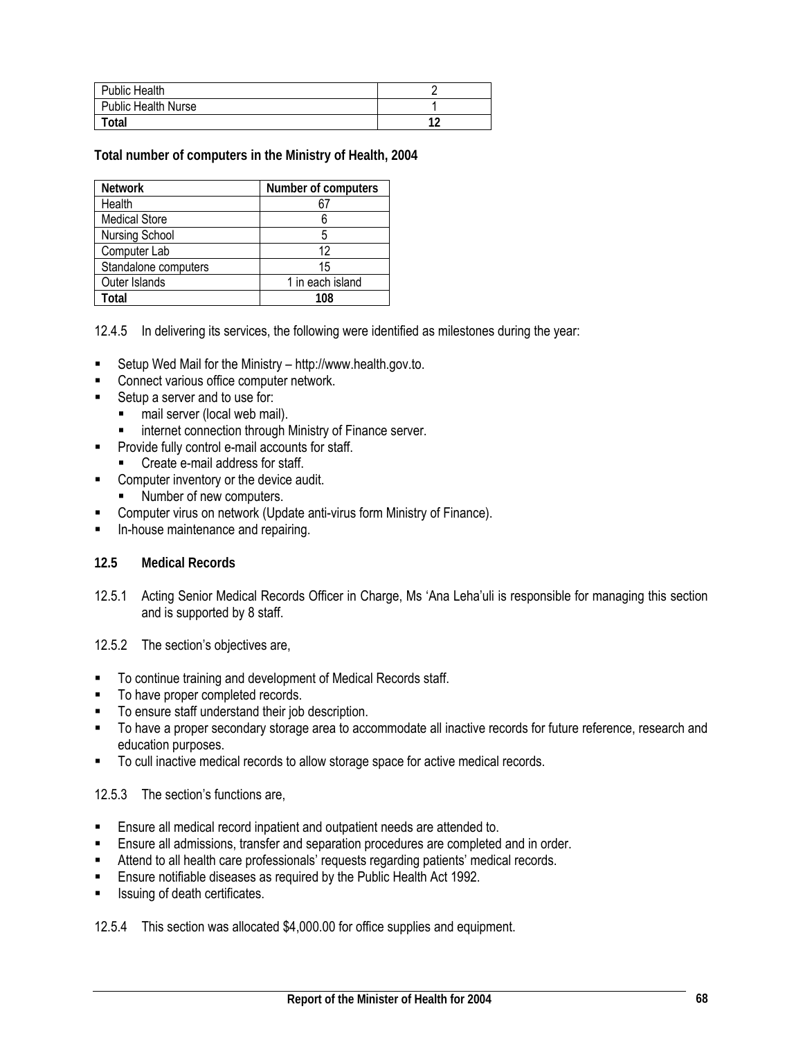| Public Health | 2 |
|---|---|
| Public Health Nurse | 1 |
| **Total** | **12** |

**Total number of computers in the Ministry of Health, 2004**

| Network | Number of computers |
|---|---|
| Health | 67 |
| Medical Store | 6 |
| Nursing School | 5 |
| Computer Lab | 12 |
| Standalone computers | 15 |
| Outer Islands | 1 in each island |
| **Total** | **108** |

12.4.5 In delivering its services, the following were identified as milestones during the year:

- Setup Wed Mail for the Ministry – http://www.health.gov.to.
- Connect various office computer network.
- Setup a server and to use for:
  - mail server (local web mail).
  - internet connection through Ministry of Finance server.
- Provide fully control e-mail accounts for staff.
  - Create e-mail address for staff.
- Computer inventory or the device audit.
  - Number of new computers.
- Computer virus on network (Update anti-virus form Ministry of Finance).
- In-house maintenance and repairing.

**12.5 Medical Records**

12.5.1 Acting Senior Medical Records Officer in Charge, Ms 'Ana Leha'uli is responsible for managing this section and is supported by 8 staff.

12.5.2 The section's objectives are,

- To continue training and development of Medical Records staff.
- To have proper completed records.
- To ensure staff understand their job description.
- To have a proper secondary storage area to accommodate all inactive records for future reference, research and education purposes.
- To cull inactive medical records to allow storage space for active medical records.

12.5.3 The section's functions are,

- Ensure all medical record inpatient and outpatient needs are attended to.
- Ensure all admissions, transfer and separation procedures are completed and in order.
- Attend to all health care professionals' requests regarding patients' medical records.
- Ensure notifiable diseases as required by the Public Health Act 1992.
- Issuing of death certificates.

12.5.4 This section was allocated $4,000.00 for office supplies and equipment.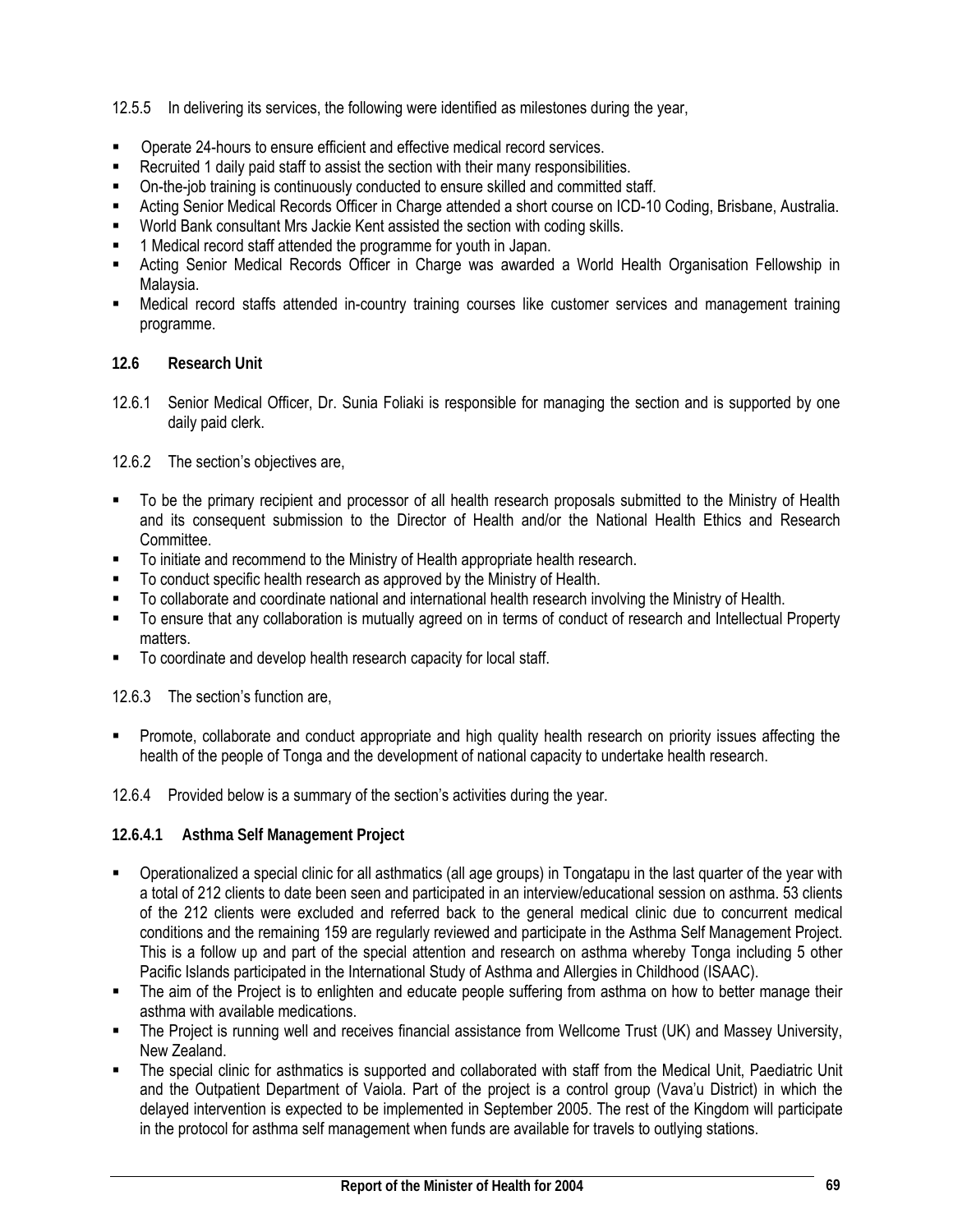12.5.5 In delivering its services, the following were identified as milestones during the year,

- Operate 24-hours to ensure efficient and effective medical record services.
- Recruited 1 daily paid staff to assist the section with their many responsibilities.
- On-the-job training is continuously conducted to ensure skilled and committed staff.
- Acting Senior Medical Records Officer in Charge attended a short course on ICD-10 Coding, Brisbane, Australia.
- World Bank consultant Mrs Jackie Kent assisted the section with coding skills.
- 1 Medical record staff attended the programme for youth in Japan.
- Acting Senior Medical Records Officer in Charge was awarded a World Health Organisation Fellowship in Malaysia.
- Medical record staffs attended in-country training courses like customer services and management training programme.

## 12.6 Research Unit

12.6.1 Senior Medical Officer, Dr. Sunia Foliaki is responsible for managing the section and is supported by one daily paid clerk.

12.6.2 The section's objectives are,

- To be the primary recipient and processor of all health research proposals submitted to the Ministry of Health and its consequent submission to the Director of Health and/or the National Health Ethics and Research Committee.
- To initiate and recommend to the Ministry of Health appropriate health research.
- To conduct specific health research as approved by the Ministry of Health.
- To collaborate and coordinate national and international health research involving the Ministry of Health.
- To ensure that any collaboration is mutually agreed on in terms of conduct of research and Intellectual Property matters.
- To coordinate and develop health research capacity for local staff.

12.6.3 The section's function are,

- Promote, collaborate and conduct appropriate and high quality health research on priority issues affecting the health of the people of Tonga and the development of national capacity to undertake health research.

12.6.4 Provided below is a summary of the section's activities during the year.

### 12.6.4.1 Asthma Self Management Project

- Operationalized a special clinic for all asthmatics (all age groups) in Tongatapu in the last quarter of the year with a total of 212 clients to date been seen and participated in an interview/educational session on asthma. 53 clients of the 212 clients were excluded and referred back to the general medical clinic due to concurrent medical conditions and the remaining 159 are regularly reviewed and participate in the Asthma Self Management Project. This is a follow up and part of the special attention and research on asthma whereby Tonga including 5 other Pacific Islands participated in the International Study of Asthma and Allergies in Childhood (ISAAC).
- The aim of the Project is to enlighten and educate people suffering from asthma on how to better manage their asthma with available medications.
- The Project is running well and receives financial assistance from Wellcome Trust (UK) and Massey University, New Zealand.
- The special clinic for asthmatics is supported and collaborated with staff from the Medical Unit, Paediatric Unit and the Outpatient Department of Vaiola. Part of the project is a control group (Vava'u District) in which the delayed intervention is expected to be implemented in September 2005. The rest of the Kingdom will participate in the protocol for asthma self management when funds are available for travels to outlying stations.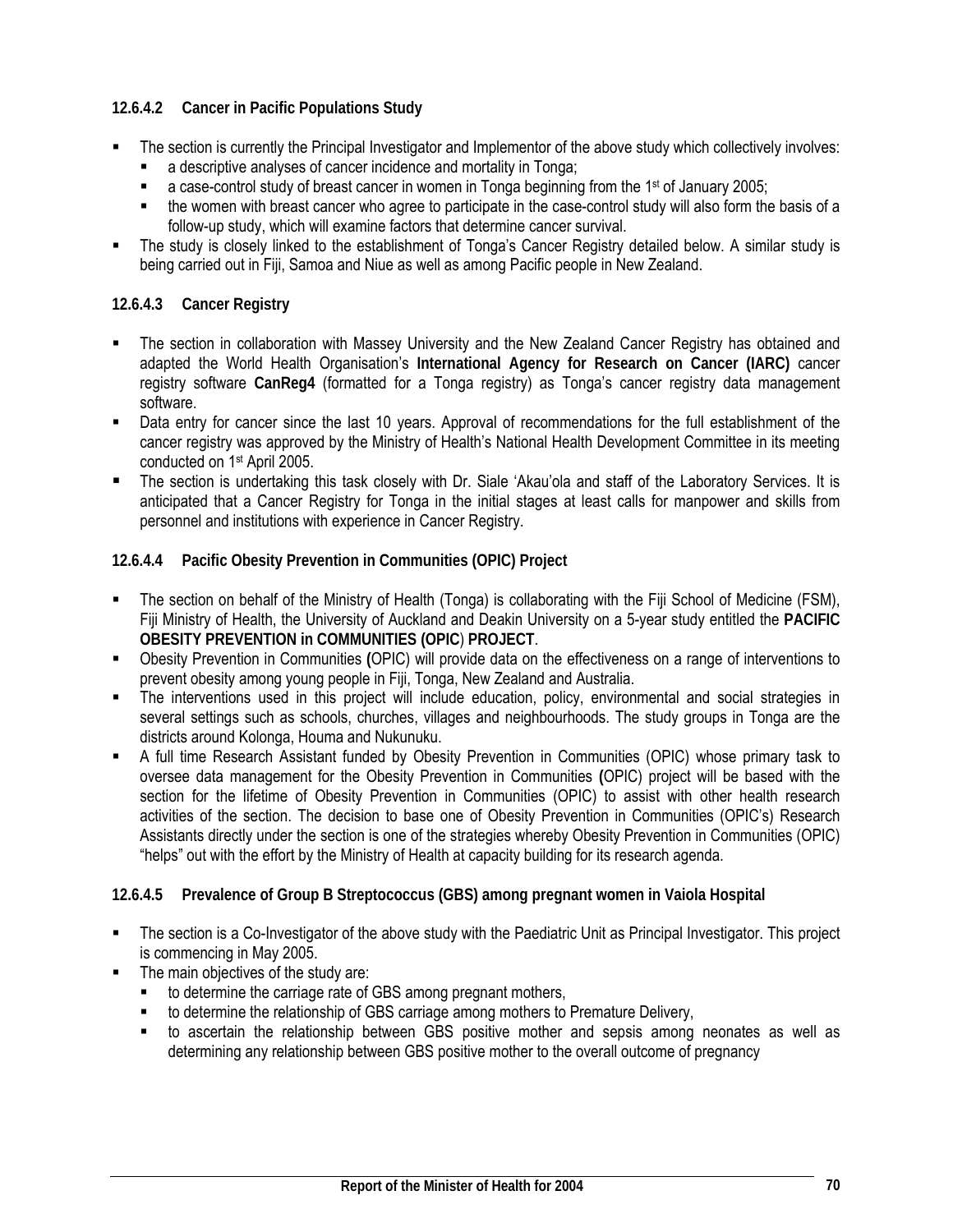#### 12.6.4.2 Cancer in Pacific Populations Study

- The section is currently the Principal Investigator and Implementor of the above study which collectively involves:
  - a descriptive analyses of cancer incidence and mortality in Tonga;
  - a case-control study of breast cancer in women in Tonga beginning from the 1st of January 2005;
  - the women with breast cancer who agree to participate in the case-control study will also form the basis of a follow-up study, which will examine factors that determine cancer survival.
- The study is closely linked to the establishment of Tonga's Cancer Registry detailed below. A similar study is being carried out in Fiji, Samoa and Niue as well as among Pacific people in New Zealand.

#### 12.6.4.3 Cancer Registry

- The section in collaboration with Massey University and the New Zealand Cancer Registry has obtained and adapted the World Health Organisation's **International Agency for Research on Cancer (IARC)** cancer registry software **CanReg4** (formatted for a Tonga registry) as Tonga's cancer registry data management software.
- Data entry for cancer since the last 10 years. Approval of recommendations for the full establishment of the cancer registry was approved by the Ministry of Health's National Health Development Committee in its meeting conducted on 1st April 2005.
- The section is undertaking this task closely with Dr. Siale 'Akau'ola and staff of the Laboratory Services. It is anticipated that a Cancer Registry for Tonga in the initial stages at least calls for manpower and skills from personnel and institutions with experience in Cancer Registry.

#### 12.6.4.4 Pacific Obesity Prevention in Communities (OPIC) Project

- The section on behalf of the Ministry of Health (Tonga) is collaborating with the Fiji School of Medicine (FSM), Fiji Ministry of Health, the University of Auckland and Deakin University on a 5-year study entitled the **PACIFIC OBESITY PREVENTION in COMMUNITIES (OPIC) PROJECT**.
- Obesity Prevention in Communities (OPIC) will provide data on the effectiveness on a range of interventions to prevent obesity among young people in Fiji, Tonga, New Zealand and Australia.
- The interventions used in this project will include education, policy, environmental and social strategies in several settings such as schools, churches, villages and neighbourhoods. The study groups in Tonga are the districts around Kolonga, Houma and Nukunuku.
- A full time Research Assistant funded by Obesity Prevention in Communities (OPIC) whose primary task to oversee data management for the Obesity Prevention in Communities (OPIC) project will be based with the section for the lifetime of Obesity Prevention in Communities (OPIC) to assist with other health research activities of the section. The decision to base one of Obesity Prevention in Communities (OPIC's) Research Assistants directly under the section is one of the strategies whereby Obesity Prevention in Communities (OPIC) "helps" out with the effort by the Ministry of Health at capacity building for its research agenda.

#### 12.6.4.5 Prevalence of Group B Streptococcus (GBS) among pregnant women in Vaiola Hospital

- The section is a Co-Investigator of the above study with the Paediatric Unit as Principal Investigator. This project is commencing in May 2005.
- The main objectives of the study are:
  - to determine the carriage rate of GBS among pregnant mothers,
  - to determine the relationship of GBS carriage among mothers to Premature Delivery,
  - to ascertain the relationship between GBS positive mother and sepsis among neonates as well as determining any relationship between GBS positive mother to the overall outcome of pregnancy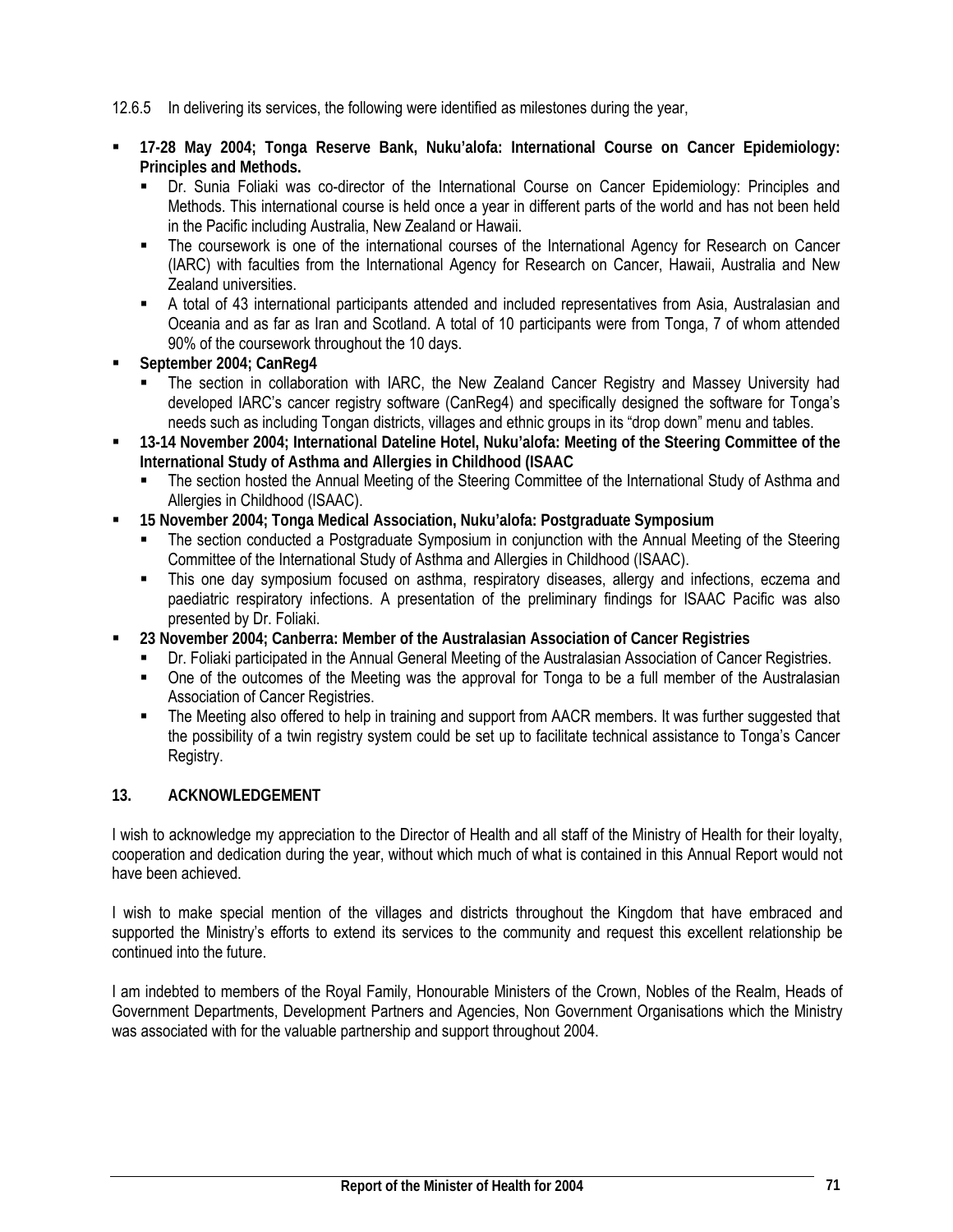12.6.5 In delivering its services, the following were identified as milestones during the year,

- **17-28 May 2004; Tonga Reserve Bank, Nuku'alofa: International Course on Cancer Epidemiology: Principles and Methods.**
  - Dr. Sunia Foliaki was co-director of the International Course on Cancer Epidemiology: Principles and Methods. This international course is held once a year in different parts of the world and has not been held in the Pacific including Australia, New Zealand or Hawaii.
  - The coursework is one of the international courses of the International Agency for Research on Cancer (IARC) with faculties from the International Agency for Research on Cancer, Hawaii, Australia and New Zealand universities.
  - A total of 43 international participants attended and included representatives from Asia, Australasian and Oceania and as far as Iran and Scotland. A total of 10 participants were from Tonga, 7 of whom attended 90% of the coursework throughout the 10 days.
- **September 2004; CanReg4**
  - The section in collaboration with IARC, the New Zealand Cancer Registry and Massey University had developed IARC's cancer registry software (CanReg4) and specifically designed the software for Tonga's needs such as including Tongan districts, villages and ethnic groups in its "drop down" menu and tables.
- **13-14 November 2004; International Dateline Hotel, Nuku'alofa: Meeting of the Steering Committee of the International Study of Asthma and Allergies in Childhood (ISAAC**
  - The section hosted the Annual Meeting of the Steering Committee of the International Study of Asthma and Allergies in Childhood (ISAAC).
- **15 November 2004; Tonga Medical Association, Nuku'alofa: Postgraduate Symposium**
  - The section conducted a Postgraduate Symposium in conjunction with the Annual Meeting of the Steering Committee of the International Study of Asthma and Allergies in Childhood (ISAAC).
  - This one day symposium focused on asthma, respiratory diseases, allergy and infections, eczema and paediatric respiratory infections. A presentation of the preliminary findings for ISAAC Pacific was also presented by Dr. Foliaki.
- **23 November 2004; Canberra: Member of the Australasian Association of Cancer Registries**
  - Dr. Foliaki participated in the Annual General Meeting of the Australasian Association of Cancer Registries.
  - One of the outcomes of the Meeting was the approval for Tonga to be a full member of the Australasian Association of Cancer Registries.
  - The Meeting also offered to help in training and support from AACR members. It was further suggested that the possibility of a twin registry system could be set up to facilitate technical assistance to Tonga's Cancer Registry.

## 13. ACKNOWLEDGEMENT

I wish to acknowledge my appreciation to the Director of Health and all staff of the Ministry of Health for their loyalty, cooperation and dedication during the year, without which much of what is contained in this Annual Report would not have been achieved.

I wish to make special mention of the villages and districts throughout the Kingdom that have embraced and supported the Ministry's efforts to extend its services to the community and request this excellent relationship be continued into the future.

I am indebted to members of the Royal Family, Honourable Ministers of the Crown, Nobles of the Realm, Heads of Government Departments, Development Partners and Agencies, Non Government Organisations which the Ministry was associated with for the valuable partnership and support throughout 2004.